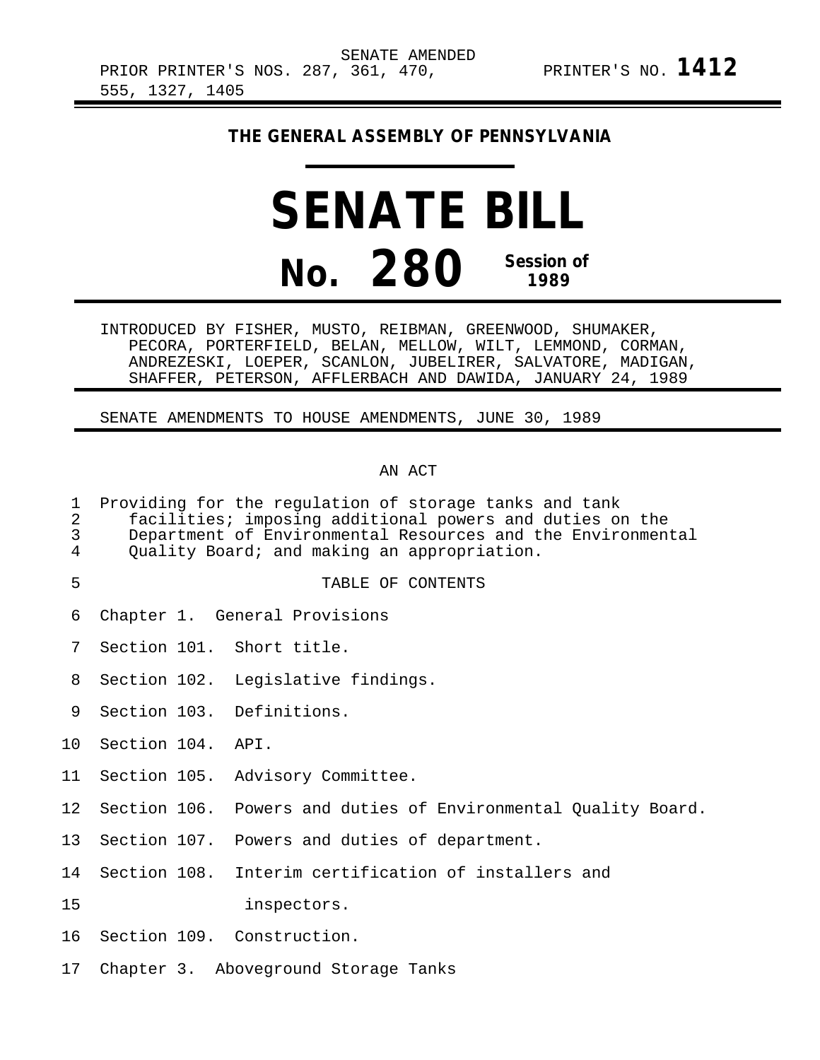SENATE AMENDED

PRIOR PRINTER'S NOS. 287, 361, 470, 555, 1327, 1405 PRINTER'S NO. **1412**

**THE GENERAL ASSEMBLY OF PENNSYLVANIA**

# SENATE BILL

# No. 280 Session of 1989

INTRODUCED BY FISHER, MUSTO, REIBMAN, GREENWOOD, SHUMAKER, PECORA, PORTERFIELD, BELAN, MELLOW, WILT, LEMMOND, CORMAN, ANDREZESKI, LOEPER, SCANLON, JUBELIRER, SALVATORE, MADIGAN, SHAFFER, PETERSON, AFFLERBACH AND DAWIDA, JANUARY 24, 1989

SENATE AMENDMENTS TO HOUSE AMENDMENTS, JUNE 30, 1989

AN ACT

Providing for the regulation of storage tanks and tank facilities; imposing additional powers and duties on the Department of Environmental Resources and the Environmental Quality Board; and making an appropriation.

TABLE OF CONTENTS

Chapter 1. General Provisions

Section 101. Short title.

Section 102. Legislative findings.

Section 103. Definitions.

Section 104. API.

Section 105. Advisory Committee.

Section 106. Powers and duties of Environmental Quality Board.

Section 107. Powers and duties of department.

Section 108. Interim certification of installers and inspectors.

Section 109. Construction.

Chapter 3. Aboveground Storage Tanks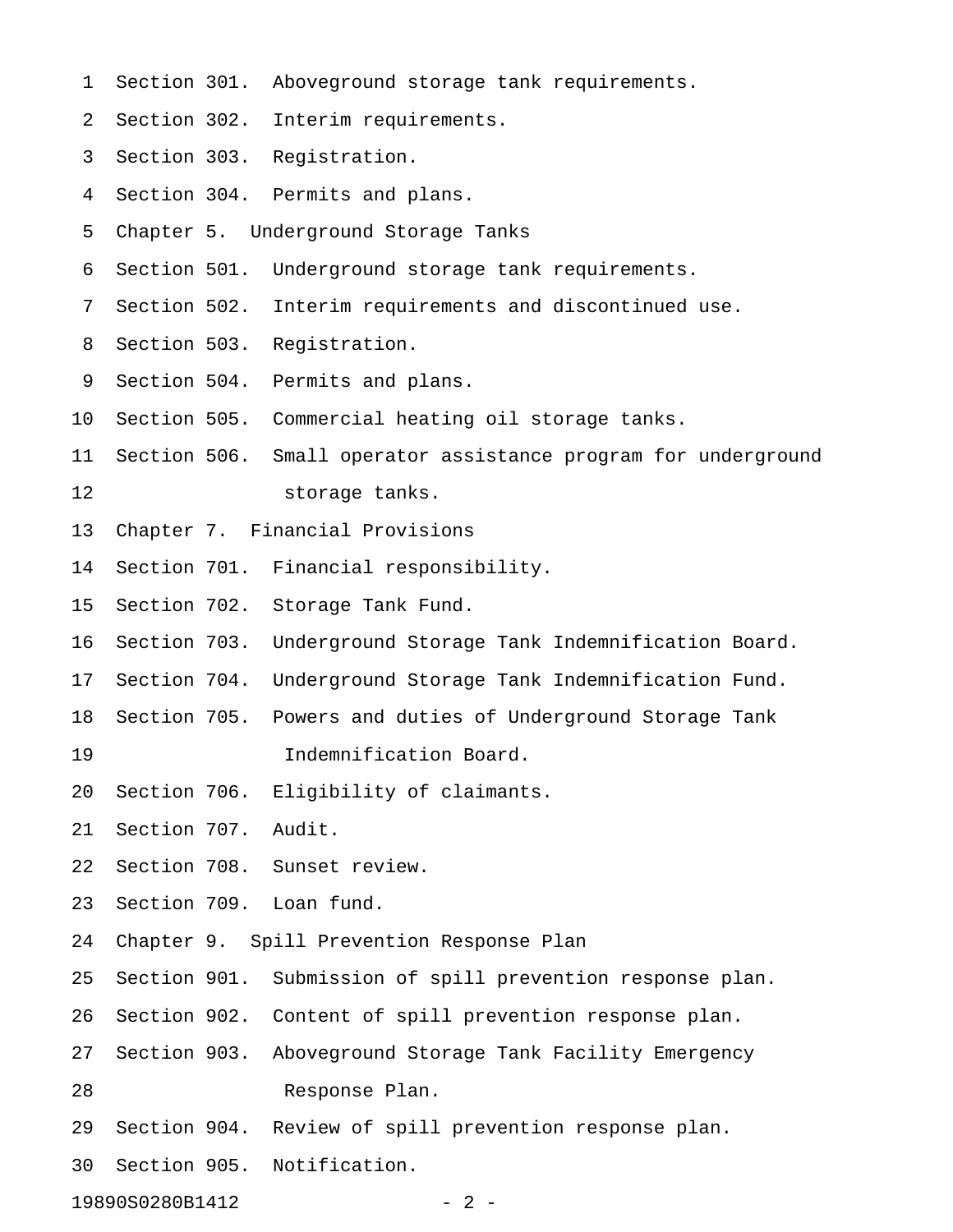Section 301. Aboveground storage tank requirements.
Section 302. Interim requirements.
Section 303. Registration.
Section 304. Permits and plans.

Chapter 5. Underground Storage Tanks

Section 501. Underground storage tank requirements.
Section 502. Interim requirements and discontinued use.
Section 503. Registration.
Section 504. Permits and plans.
Section 505. Commercial heating oil storage tanks.
Section 506. Small operator assistance program for underground storage tanks.

Chapter 7. Financial Provisions

Section 701. Financial responsibility.
Section 702. Storage Tank Fund.
Section 703. Underground Storage Tank Indemnification Board.
Section 704. Underground Storage Tank Indemnification Fund.
Section 705. Powers and duties of Underground Storage Tank Indemnification Board.
Section 706. Eligibility of claimants.
Section 707. Audit.
Section 708. Sunset review.
Section 709. Loan fund.

Chapter 9. Spill Prevention Response Plan

Section 901. Submission of spill prevention response plan.
Section 902. Content of spill prevention response plan.
Section 903. Aboveground Storage Tank Facility Emergency Response Plan.
Section 904. Review of spill prevention response plan.
Section 905. Notification.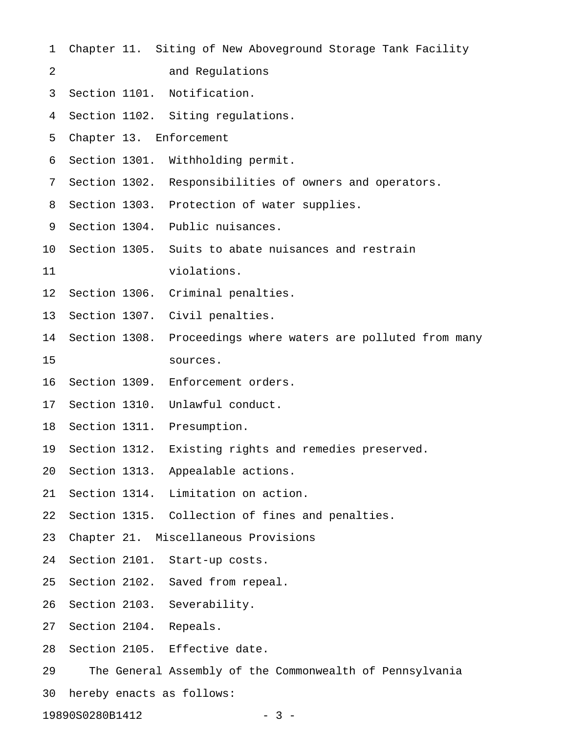Chapter 11. Siting of New Aboveground Storage Tank Facility and Regulations

Section 1101. Notification.

Section 1102. Siting regulations.

Chapter 13. Enforcement

Section 1301. Withholding permit.

Section 1302. Responsibilities of owners and operators.

Section 1303. Protection of water supplies.

Section 1304. Public nuisances.

Section 1305. Suits to abate nuisances and restrain violations.

Section 1306. Criminal penalties.

Section 1307. Civil penalties.

Section 1308. Proceedings where waters are polluted from many sources.

Section 1309. Enforcement orders.

Section 1310. Unlawful conduct.

Section 1311. Presumption.

Section 1312. Existing rights and remedies preserved.

Section 1313. Appealable actions.

Section 1314. Limitation on action.

Section 1315. Collection of fines and penalties.

Chapter 21. Miscellaneous Provisions

Section 2101. Start-up costs.

Section 2102. Saved from repeal.

Section 2103. Severability.

Section 2104. Repeals.

Section 2105. Effective date.

The General Assembly of the Commonwealth of Pennsylvania hereby enacts as follows: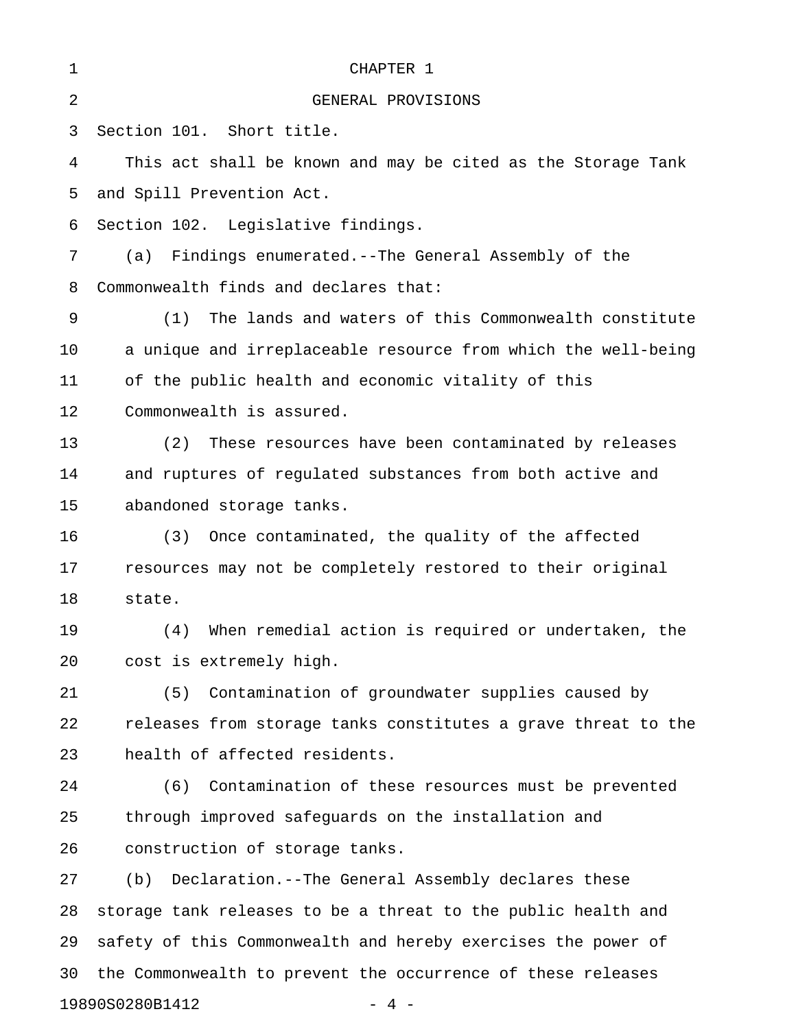# CHAPTER 1

## GENERAL PROVISIONS

Section 101. Short title.

This act shall be known and may be cited as the Storage Tank and Spill Prevention Act.

Section 102. Legislative findings.

(a) Findings enumerated.--The General Assembly of the Commonwealth finds and declares that:

(1) The lands and waters of this Commonwealth constitute a unique and irreplaceable resource from which the well-being of the public health and economic vitality of this Commonwealth is assured.

(2) These resources have been contaminated by releases and ruptures of regulated substances from both active and abandoned storage tanks.

(3) Once contaminated, the quality of the affected resources may not be completely restored to their original state.

(4) When remedial action is required or undertaken, the cost is extremely high.

(5) Contamination of groundwater supplies caused by releases from storage tanks constitutes a grave threat to the health of affected residents.

(6) Contamination of these resources must be prevented through improved safeguards on the installation and construction of storage tanks.

(b) Declaration.--The General Assembly declares these storage tank releases to be a threat to the public health and safety of this Commonwealth and hereby exercises the power of the Commonwealth to prevent the occurrence of these releases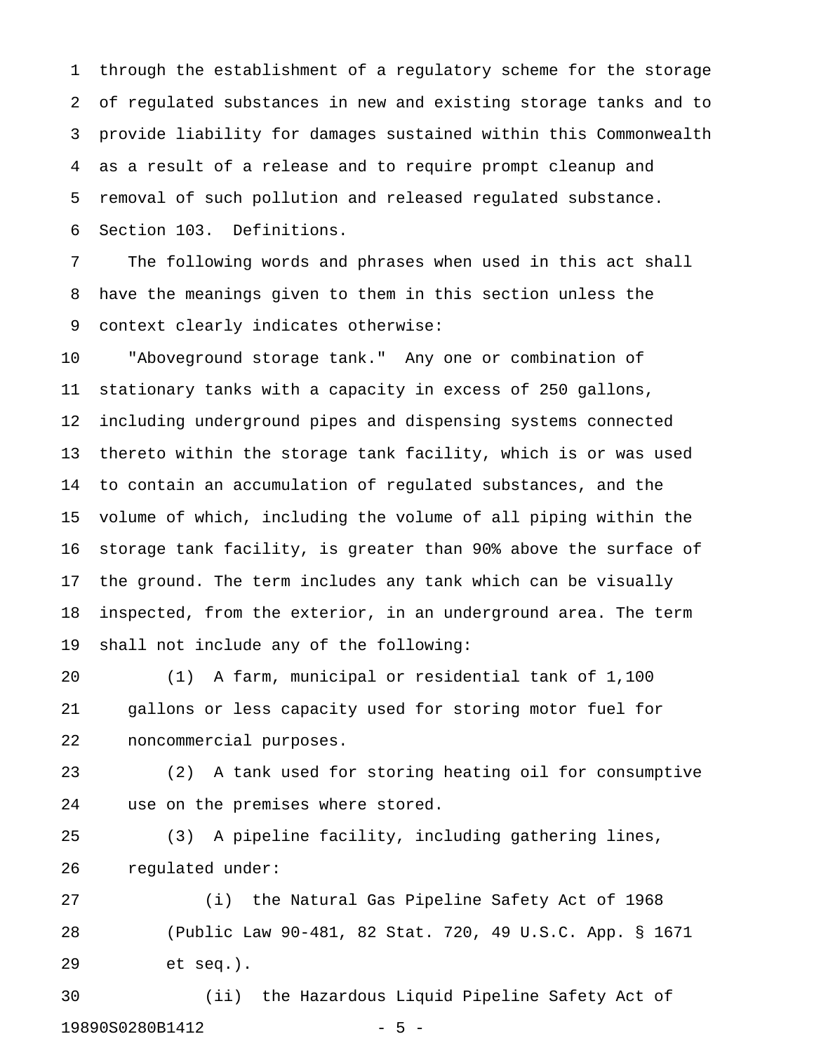through the establishment of a regulatory scheme for the storage of regulated substances in new and existing storage tanks and to provide liability for damages sustained within this Commonwealth as a result of a release and to require prompt cleanup and removal of such pollution and released regulated substance.

Section 103. Definitions.

The following words and phrases when used in this act shall have the meanings given to them in this section unless the context clearly indicates otherwise:

"Aboveground storage tank." Any one or combination of stationary tanks with a capacity in excess of 250 gallons, including underground pipes and dispensing systems connected thereto within the storage tank facility, which is or was used to contain an accumulation of regulated substances, and the volume of which, including the volume of all piping within the storage tank facility, is greater than 90% above the surface of the ground. The term includes any tank which can be visually inspected, from the exterior, in an underground area. The term shall not include any of the following:

(1) A farm, municipal or residential tank of 1,100 gallons or less capacity used for storing motor fuel for noncommercial purposes.

(2) A tank used for storing heating oil for consumptive use on the premises where stored.

(3) A pipeline facility, including gathering lines, regulated under:

(i) the Natural Gas Pipeline Safety Act of 1968 (Public Law 90-481, 82 Stat. 720, 49 U.S.C. App. § 1671 et seq.).

(ii) the Hazardous Liquid Pipeline Safety Act of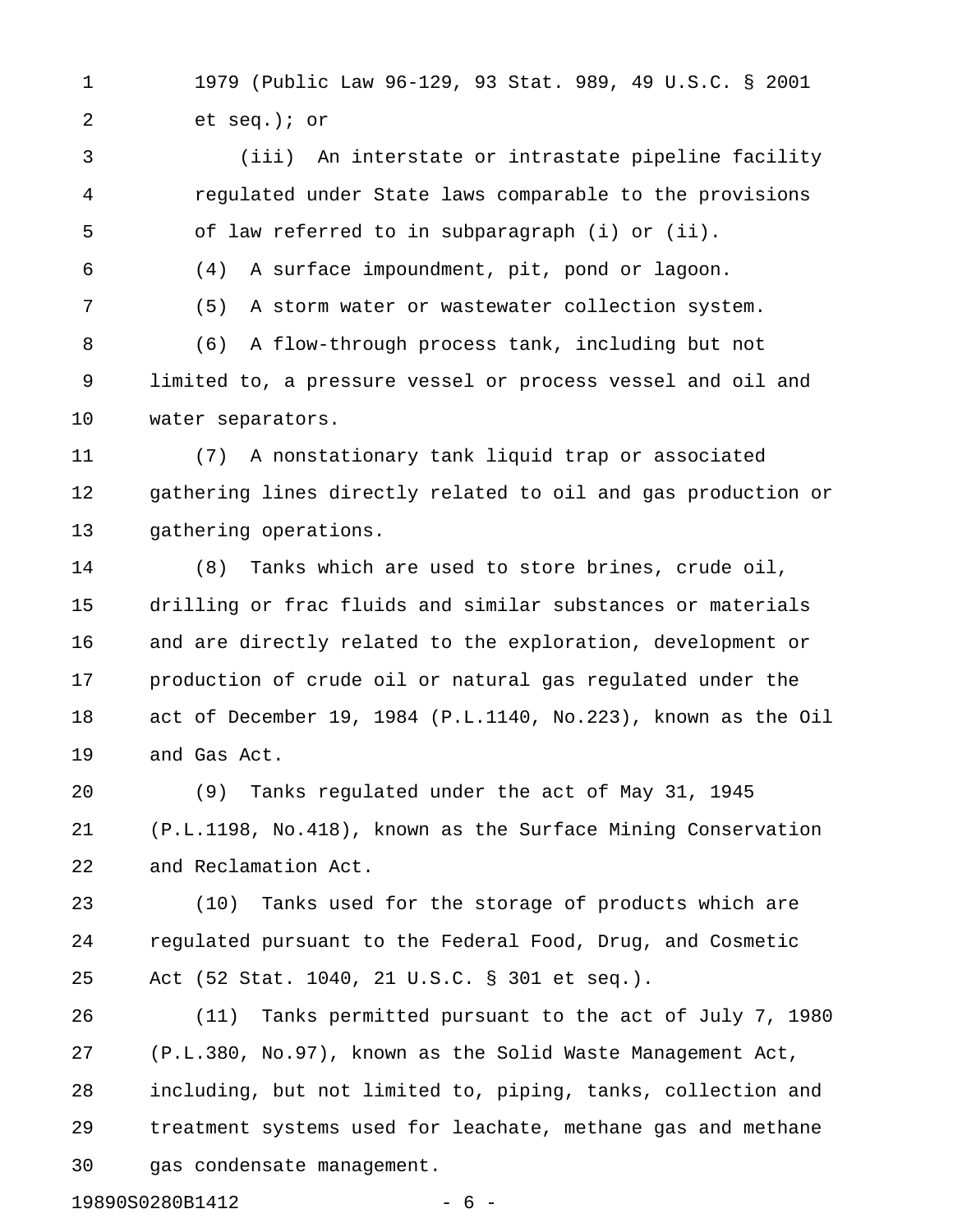1979 (Public Law 96-129, 93 Stat. 989, 49 U.S.C. § 2001 et seq.); or

(iii) An interstate or intrastate pipeline facility regulated under State laws comparable to the provisions of law referred to in subparagraph (i) or (ii).

(4) A surface impoundment, pit, pond or lagoon.

(5) A storm water or wastewater collection system.

(6) A flow-through process tank, including but not limited to, a pressure vessel or process vessel and oil and water separators.

(7) A nonstationary tank liquid trap or associated gathering lines directly related to oil and gas production or gathering operations.

(8) Tanks which are used to store brines, crude oil, drilling or frac fluids and similar substances or materials and are directly related to the exploration, development or production of crude oil or natural gas regulated under the act of December 19, 1984 (P.L.1140, No.223), known as the Oil and Gas Act.

(9) Tanks regulated under the act of May 31, 1945 (P.L.1198, No.418), known as the Surface Mining Conservation and Reclamation Act.

(10) Tanks used for the storage of products which are regulated pursuant to the Federal Food, Drug, and Cosmetic Act (52 Stat. 1040, 21 U.S.C. § 301 et seq.).

(11) Tanks permitted pursuant to the act of July 7, 1980 (P.L.380, No.97), known as the Solid Waste Management Act, including, but not limited to, piping, tanks, collection and treatment systems used for leachate, methane gas and methane gas condensate management.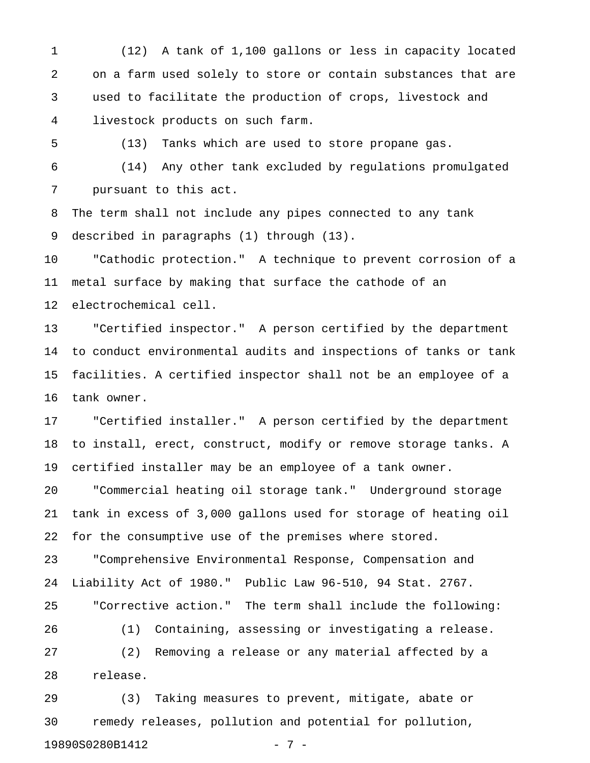(12) A tank of 1,100 gallons or less in capacity located on a farm used solely to store or contain substances that are used to facilitate the production of crops, livestock and livestock products on such farm.

(13) Tanks which are used to store propane gas.

(14) Any other tank excluded by regulations promulgated pursuant to this act.

The term shall not include any pipes connected to any tank described in paragraphs (1) through (13).

"Cathodic protection." A technique to prevent corrosion of a metal surface by making that surface the cathode of an electrochemical cell.

"Certified inspector." A person certified by the department to conduct environmental audits and inspections of tanks or tank facilities. A certified inspector shall not be an employee of a tank owner.

"Certified installer." A person certified by the department to install, erect, construct, modify or remove storage tanks. A certified installer may be an employee of a tank owner.

"Commercial heating oil storage tank." Underground storage tank in excess of 3,000 gallons used for storage of heating oil for the consumptive use of the premises where stored.

"Comprehensive Environmental Response, Compensation and Liability Act of 1980." Public Law 96-510, 94 Stat. 2767.

"Corrective action." The term shall include the following:

(1) Containing, assessing or investigating a release.

(2) Removing a release or any material affected by a release.

(3) Taking measures to prevent, mitigate, abate or remedy releases, pollution and potential for pollution,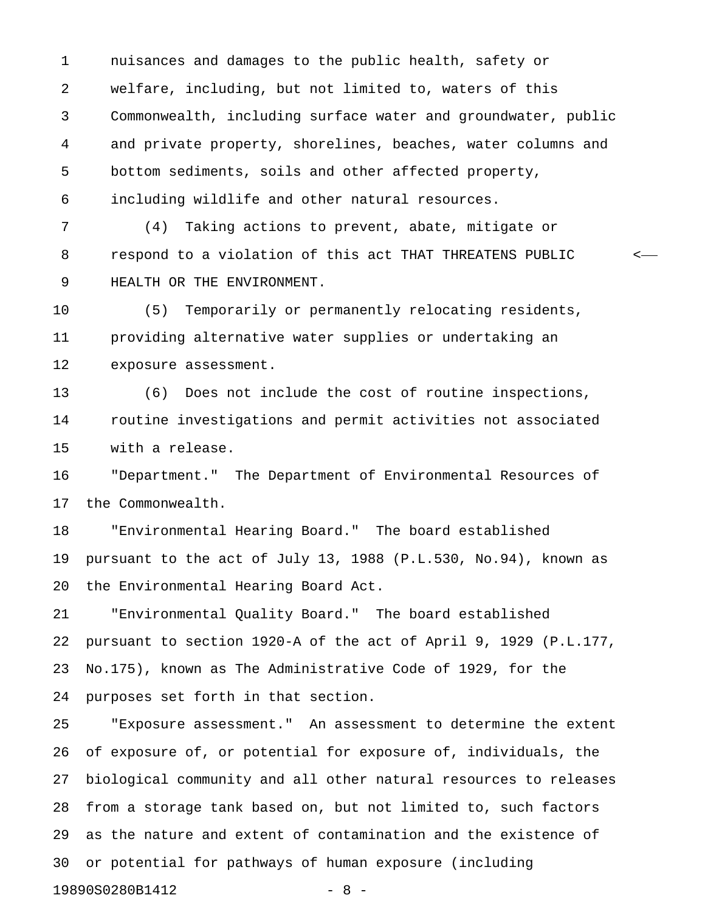nuisances and damages to the public health, safety or welfare, including, but not limited to, waters of this Commonwealth, including surface water and groundwater, public and private property, shorelines, beaches, water columns and bottom sediments, soils and other affected property, including wildlife and other natural resources.

(4) Taking actions to prevent, abate, mitigate or respond to a violation of this act THAT THREATENS PUBLIC HEALTH OR THE ENVIRONMENT.

(5) Temporarily or permanently relocating residents, providing alternative water supplies or undertaking an exposure assessment.

(6) Does not include the cost of routine inspections, routine investigations and permit activities not associated with a release.

"Department." The Department of Environmental Resources of the Commonwealth.

"Environmental Hearing Board." The board established pursuant to the act of July 13, 1988 (P.L.530, No.94), known as the Environmental Hearing Board Act.

"Environmental Quality Board." The board established pursuant to section 1920-A of the act of April 9, 1929 (P.L.177, No.175), known as The Administrative Code of 1929, for the purposes set forth in that section.

"Exposure assessment." An assessment to determine the extent of exposure of, or potential for exposure of, individuals, the biological community and all other natural resources to releases from a storage tank based on, but not limited to, such factors as the nature and extent of contamination and the existence of or potential for pathways of human exposure (including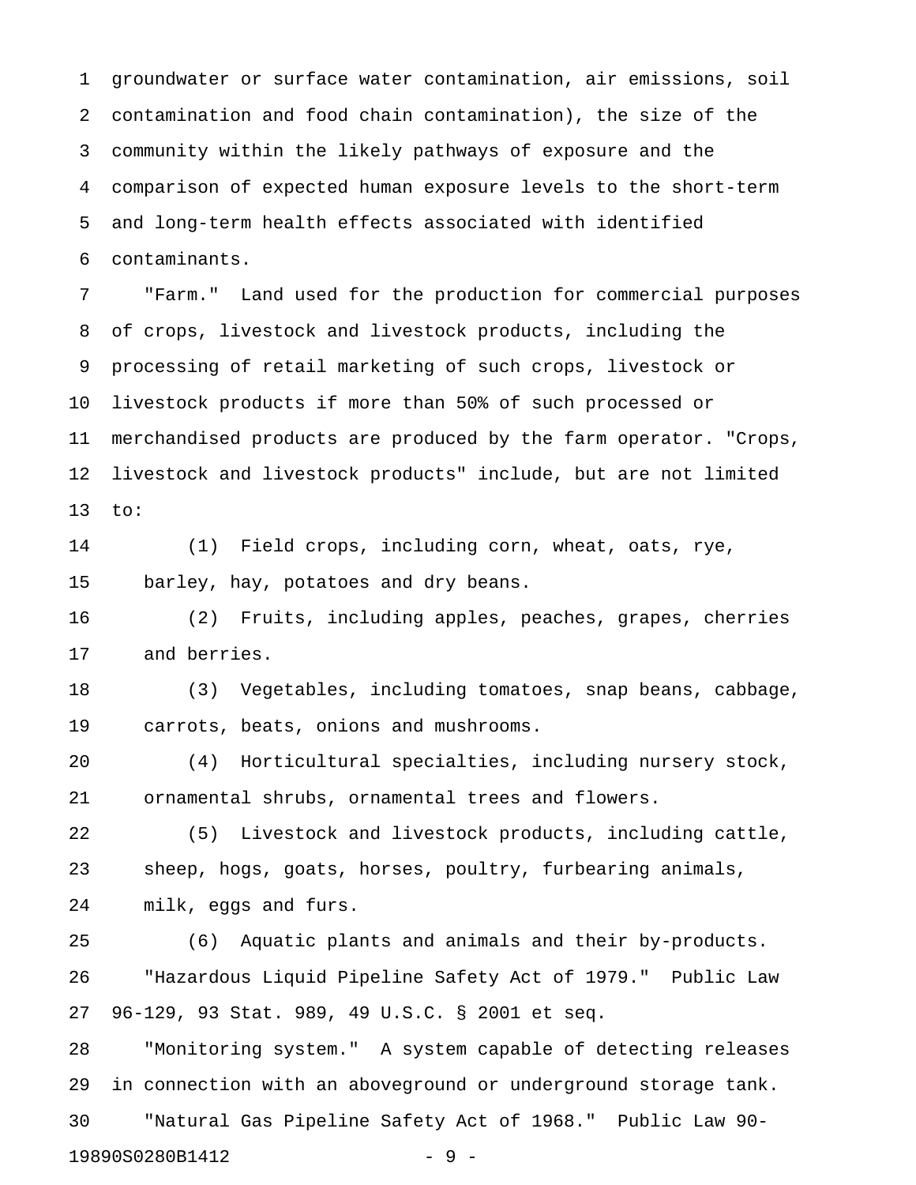groundwater or surface water contamination, air emissions, soil contamination and food chain contamination), the size of the community within the likely pathways of exposure and the comparison of expected human exposure levels to the short-term and long-term health effects associated with identified contaminants.

"Farm." Land used for the production for commercial purposes of crops, livestock and livestock products, including the processing of retail marketing of such crops, livestock or livestock products if more than 50% of such processed or merchandised products are produced by the farm operator. "Crops, livestock and livestock products" include, but are not limited to:

(1) Field crops, including corn, wheat, oats, rye, barley, hay, potatoes and dry beans.

(2) Fruits, including apples, peaches, grapes, cherries and berries.

(3) Vegetables, including tomatoes, snap beans, cabbage, carrots, beats, onions and mushrooms.

(4) Horticultural specialties, including nursery stock, ornamental shrubs, ornamental trees and flowers.

(5) Livestock and livestock products, including cattle, sheep, hogs, goats, horses, poultry, furbearing animals, milk, eggs and furs.

(6) Aquatic plants and animals and their by-products.

"Hazardous Liquid Pipeline Safety Act of 1979." Public Law 96-129, 93 Stat. 989, 49 U.S.C. § 2001 et seq.

"Monitoring system." A system capable of detecting releases in connection with an aboveground or underground storage tank.

"Natural Gas Pipeline Safety Act of 1968." Public Law 90-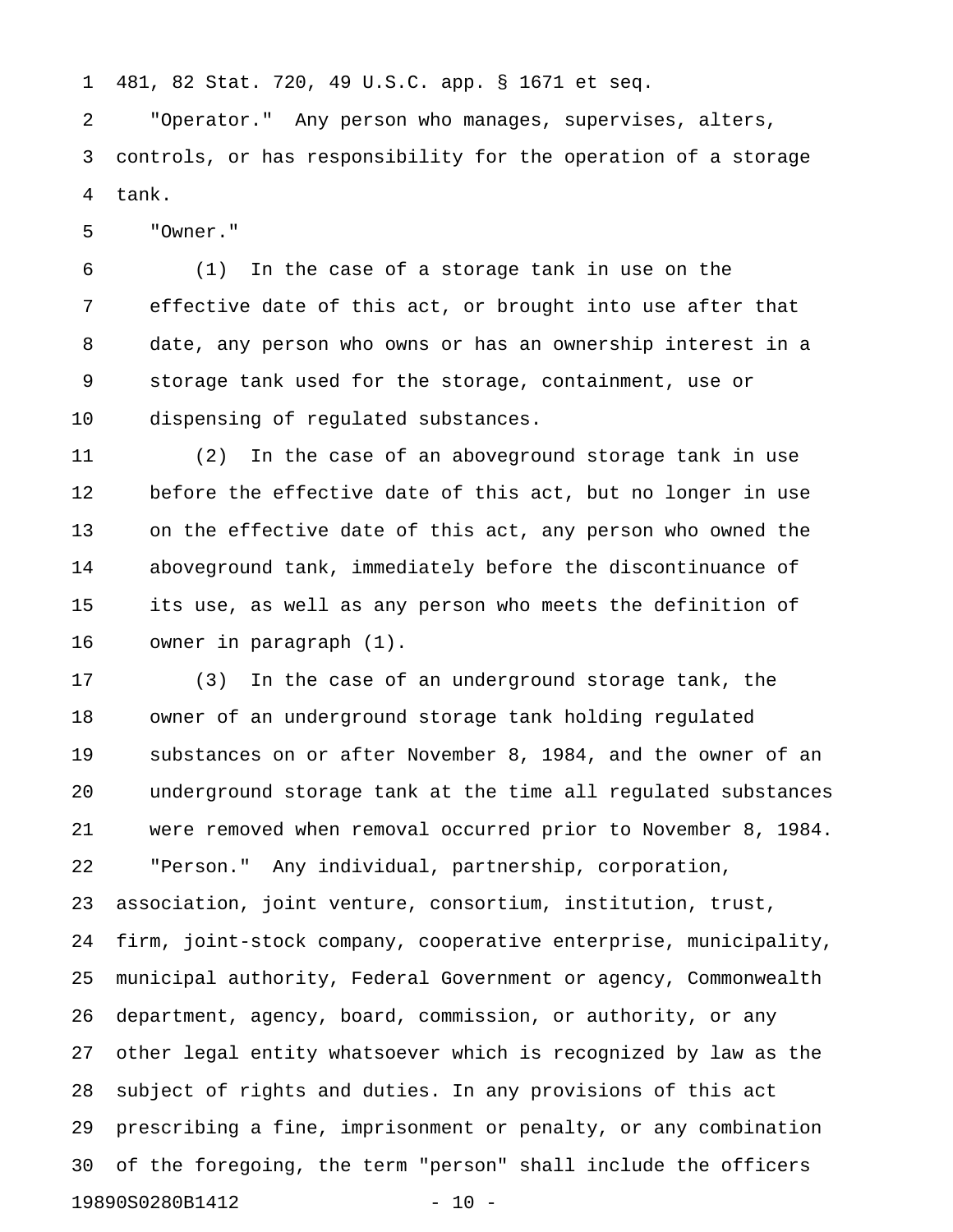481, 82 Stat. 720, 49 U.S.C. app. § 1671 et seq.

"Operator." Any person who manages, supervises, alters, controls, or has responsibility for the operation of a storage tank.

"Owner."

(1) In the case of a storage tank in use on the effective date of this act, or brought into use after that date, any person who owns or has an ownership interest in a storage tank used for the storage, containment, use or dispensing of regulated substances.

(2) In the case of an aboveground storage tank in use before the effective date of this act, but no longer in use on the effective date of this act, any person who owned the aboveground tank, immediately before the discontinuance of its use, as well as any person who meets the definition of owner in paragraph (1).

(3) In the case of an underground storage tank, the owner of an underground storage tank holding regulated substances on or after November 8, 1984, and the owner of an underground storage tank at the time all regulated substances were removed when removal occurred prior to November 8, 1984.

"Person." Any individual, partnership, corporation, association, joint venture, consortium, institution, trust, firm, joint-stock company, cooperative enterprise, municipality, municipal authority, Federal Government or agency, Commonwealth department, agency, board, commission, or authority, or any other legal entity whatsoever which is recognized by law as the subject of rights and duties. In any provisions of this act prescribing a fine, imprisonment or penalty, or any combination of the foregoing, the term "person" shall include the officers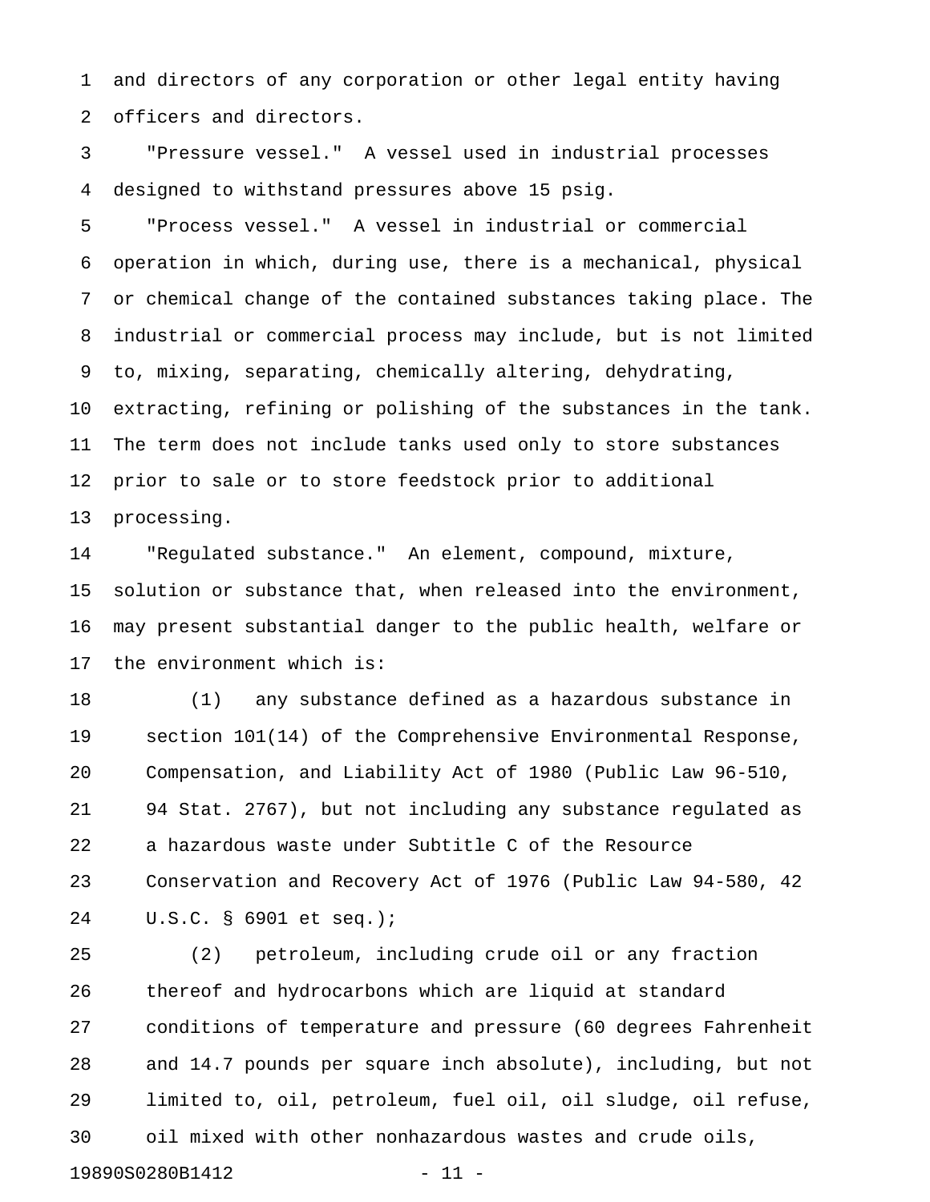and directors of any corporation or other legal entity having officers and directors.

"Pressure vessel." A vessel used in industrial processes designed to withstand pressures above 15 psig.

"Process vessel." A vessel in industrial or commercial operation in which, during use, there is a mechanical, physical or chemical change of the contained substances taking place. The industrial or commercial process may include, but is not limited to, mixing, separating, chemically altering, dehydrating, extracting, refining or polishing of the substances in the tank. The term does not include tanks used only to store substances prior to sale or to store feedstock prior to additional processing.

"Regulated substance." An element, compound, mixture, solution or substance that, when released into the environment, may present substantial danger to the public health, welfare or the environment which is:

(1) any substance defined as a hazardous substance in section 101(14) of the Comprehensive Environmental Response, Compensation, and Liability Act of 1980 (Public Law 96-510, 94 Stat. 2767), but not including any substance regulated as a hazardous waste under Subtitle C of the Resource Conservation and Recovery Act of 1976 (Public Law 94-580, 42 U.S.C. § 6901 et seq.);

(2) petroleum, including crude oil or any fraction thereof and hydrocarbons which are liquid at standard conditions of temperature and pressure (60 degrees Fahrenheit and 14.7 pounds per square inch absolute), including, but not limited to, oil, petroleum, fuel oil, oil sludge, oil refuse, oil mixed with other nonhazardous wastes and crude oils,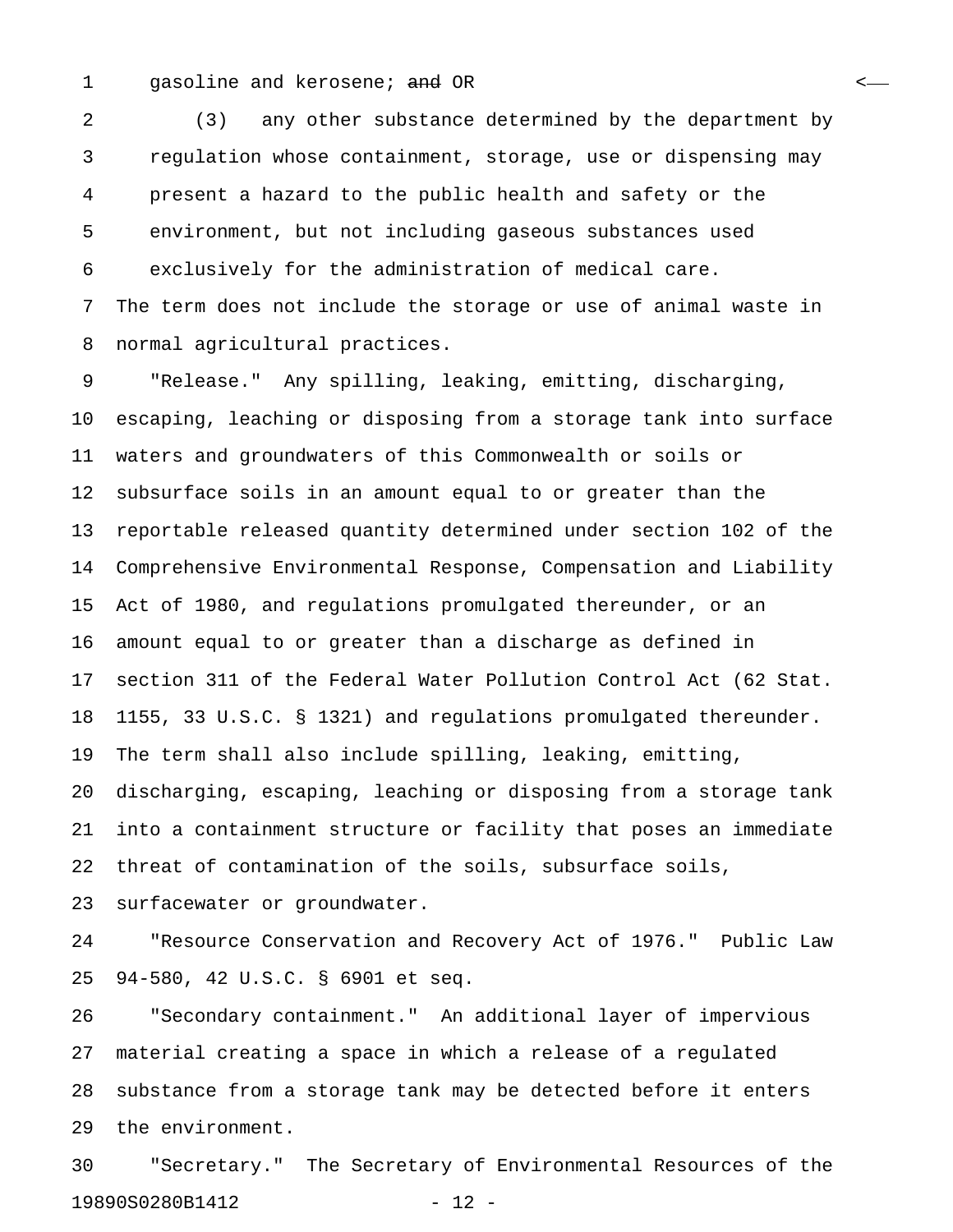gasoline and kerosene; ~~and~~ OR

(3) any other substance determined by the department by regulation whose containment, storage, use or dispensing may present a hazard to the public health and safety or the environment, but not including gaseous substances used exclusively for the administration of medical care.

The term does not include the storage or use of animal waste in normal agricultural practices.

"Release." Any spilling, leaking, emitting, discharging, escaping, leaching or disposing from a storage tank into surface waters and groundwaters of this Commonwealth or soils or subsurface soils in an amount equal to or greater than the reportable released quantity determined under section 102 of the Comprehensive Environmental Response, Compensation and Liability Act of 1980, and regulations promulgated thereunder, or an amount equal to or greater than a discharge as defined in section 311 of the Federal Water Pollution Control Act (62 Stat. 1155, 33 U.S.C. § 1321) and regulations promulgated thereunder. The term shall also include spilling, leaking, emitting, discharging, escaping, leaching or disposing from a storage tank into a containment structure or facility that poses an immediate threat of contamination of the soils, subsurface soils, surfacewater or groundwater.

"Resource Conservation and Recovery Act of 1976." Public Law 94-580, 42 U.S.C. § 6901 et seq.

"Secondary containment." An additional layer of impervious material creating a space in which a release of a regulated substance from a storage tank may be detected before it enters the environment.

"Secretary." The Secretary of Environmental Resources of the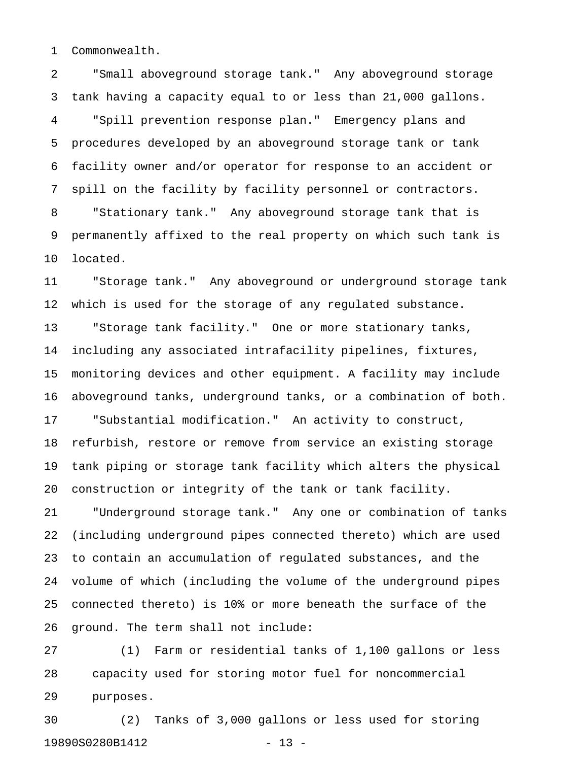Commonwealth.

"Small aboveground storage tank." Any aboveground storage tank having a capacity equal to or less than 21,000 gallons.

"Spill prevention response plan." Emergency plans and procedures developed by an aboveground storage tank or tank facility owner and/or operator for response to an accident or spill on the facility by facility personnel or contractors.

"Stationary tank." Any aboveground storage tank that is permanently affixed to the real property on which such tank is located.

"Storage tank." Any aboveground or underground storage tank which is used for the storage of any regulated substance.

"Storage tank facility." One or more stationary tanks, including any associated intrafacility pipelines, fixtures, monitoring devices and other equipment. A facility may include aboveground tanks, underground tanks, or a combination of both.

"Substantial modification." An activity to construct, refurbish, restore or remove from service an existing storage tank piping or storage tank facility which alters the physical construction or integrity of the tank or tank facility.

"Underground storage tank." Any one or combination of tanks (including underground pipes connected thereto) which are used to contain an accumulation of regulated substances, and the volume of which (including the volume of the underground pipes connected thereto) is 10% or more beneath the surface of the ground. The term shall not include:

(1) Farm or residential tanks of 1,100 gallons or less capacity used for storing motor fuel for noncommercial purposes.

(2) Tanks of 3,000 gallons or less used for storing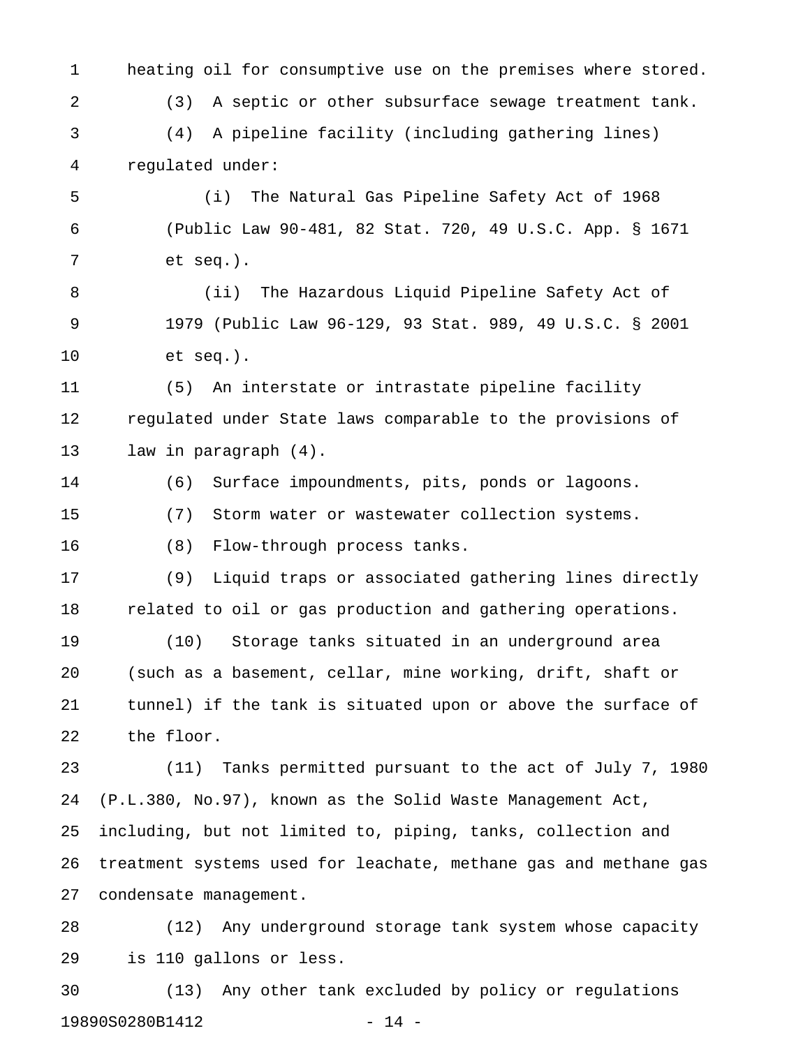heating oil for consumptive use on the premises where stored.

(3) A septic or other subsurface sewage treatment tank.

(4) A pipeline facility (including gathering lines) regulated under:

(i) The Natural Gas Pipeline Safety Act of 1968 (Public Law 90-481, 82 Stat. 720, 49 U.S.C. App. § 1671 et seq.).

(ii) The Hazardous Liquid Pipeline Safety Act of 1979 (Public Law 96-129, 93 Stat. 989, 49 U.S.C. § 2001 et seq.).

(5) An interstate or intrastate pipeline facility regulated under State laws comparable to the provisions of law in paragraph (4).

(6) Surface impoundments, pits, ponds or lagoons.

(7) Storm water or wastewater collection systems.

(8) Flow-through process tanks.

(9) Liquid traps or associated gathering lines directly related to oil or gas production and gathering operations.

(10) Storage tanks situated in an underground area (such as a basement, cellar, mine working, drift, shaft or tunnel) if the tank is situated upon or above the surface of the floor.

(11) Tanks permitted pursuant to the act of July 7, 1980 (P.L.380, No.97), known as the Solid Waste Management Act, including, but not limited to, piping, tanks, collection and treatment systems used for leachate, methane gas and methane gas condensate management.

(12) Any underground storage tank system whose capacity is 110 gallons or less.

(13) Any other tank excluded by policy or regulations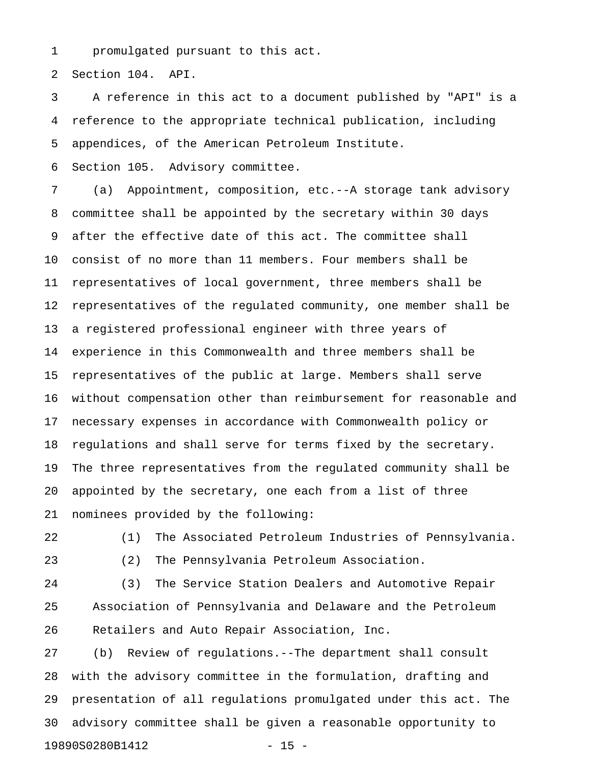promulgated pursuant to this act.

Section 104. API.

A reference in this act to a document published by "API" is a reference to the appropriate technical publication, including appendices, of the American Petroleum Institute.

Section 105. Advisory committee.

(a) Appointment, composition, etc.--A storage tank advisory committee shall be appointed by the secretary within 30 days after the effective date of this act. The committee shall consist of no more than 11 members. Four members shall be representatives of local government, three members shall be representatives of the regulated community, one member shall be a registered professional engineer with three years of experience in this Commonwealth and three members shall be representatives of the public at large. Members shall serve without compensation other than reimbursement for reasonable and necessary expenses in accordance with Commonwealth policy or regulations and shall serve for terms fixed by the secretary. The three representatives from the regulated community shall be appointed by the secretary, one each from a list of three nominees provided by the following:

(1) The Associated Petroleum Industries of Pennsylvania.

(2) The Pennsylvania Petroleum Association.

(3) The Service Station Dealers and Automotive Repair Association of Pennsylvania and Delaware and the Petroleum Retailers and Auto Repair Association, Inc.

(b) Review of regulations.--The department shall consult with the advisory committee in the formulation, drafting and presentation of all regulations promulgated under this act. The advisory committee shall be given a reasonable opportunity to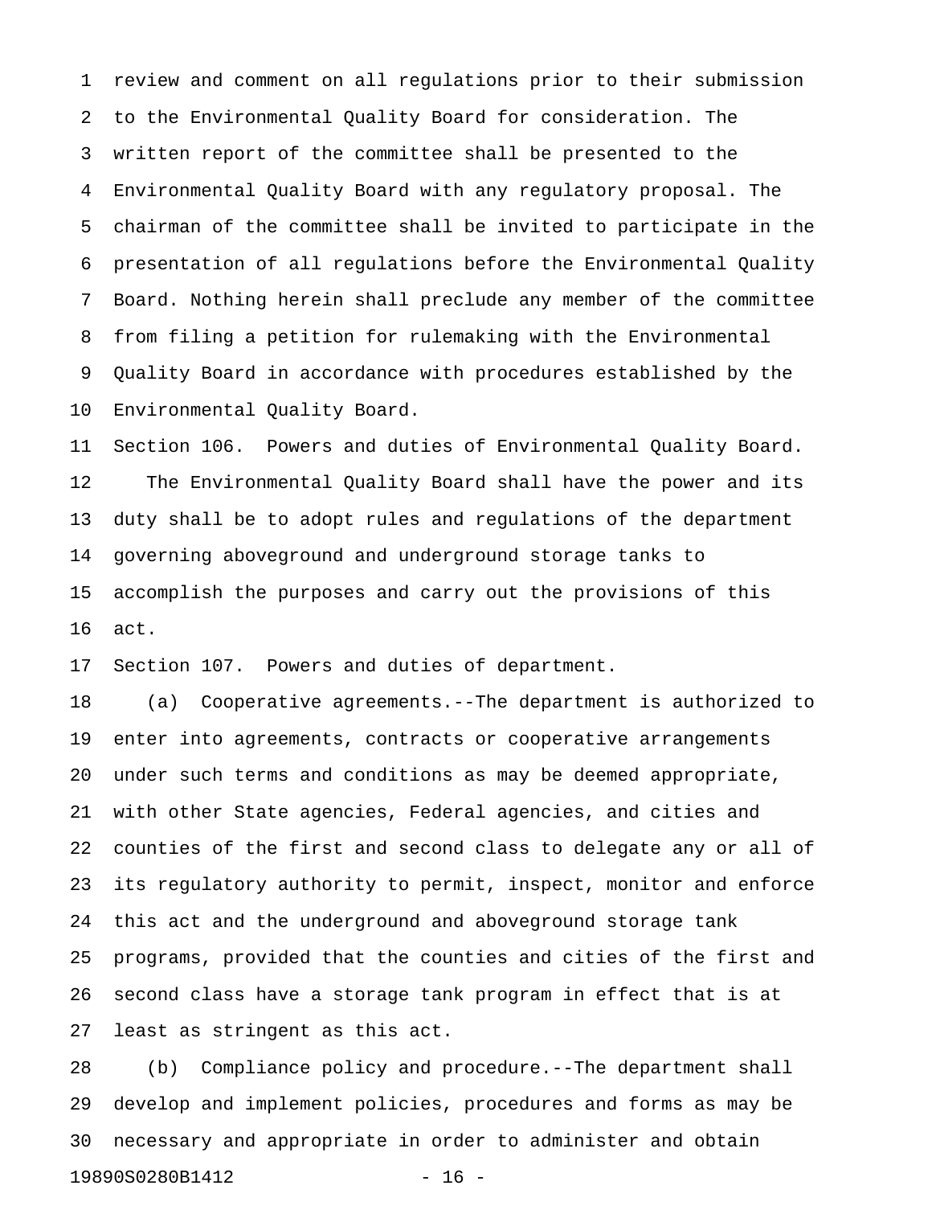review and comment on all regulations prior to their submission to the Environmental Quality Board for consideration. The written report of the committee shall be presented to the Environmental Quality Board with any regulatory proposal. The chairman of the committee shall be invited to participate in the presentation of all regulations before the Environmental Quality Board. Nothing herein shall preclude any member of the committee from filing a petition for rulemaking with the Environmental Quality Board in accordance with procedures established by the Environmental Quality Board.

Section 106. Powers and duties of Environmental Quality Board.

The Environmental Quality Board shall have the power and its duty shall be to adopt rules and regulations of the department governing aboveground and underground storage tanks to accomplish the purposes and carry out the provisions of this act.

Section 107. Powers and duties of department.

(a) Cooperative agreements.--The department is authorized to enter into agreements, contracts or cooperative arrangements under such terms and conditions as may be deemed appropriate, with other State agencies, Federal agencies, and cities and counties of the first and second class to delegate any or all of its regulatory authority to permit, inspect, monitor and enforce this act and the underground and aboveground storage tank programs, provided that the counties and cities of the first and second class have a storage tank program in effect that is at least as stringent as this act.

(b) Compliance policy and procedure.--The department shall develop and implement policies, procedures and forms as may be necessary and appropriate in order to administer and obtain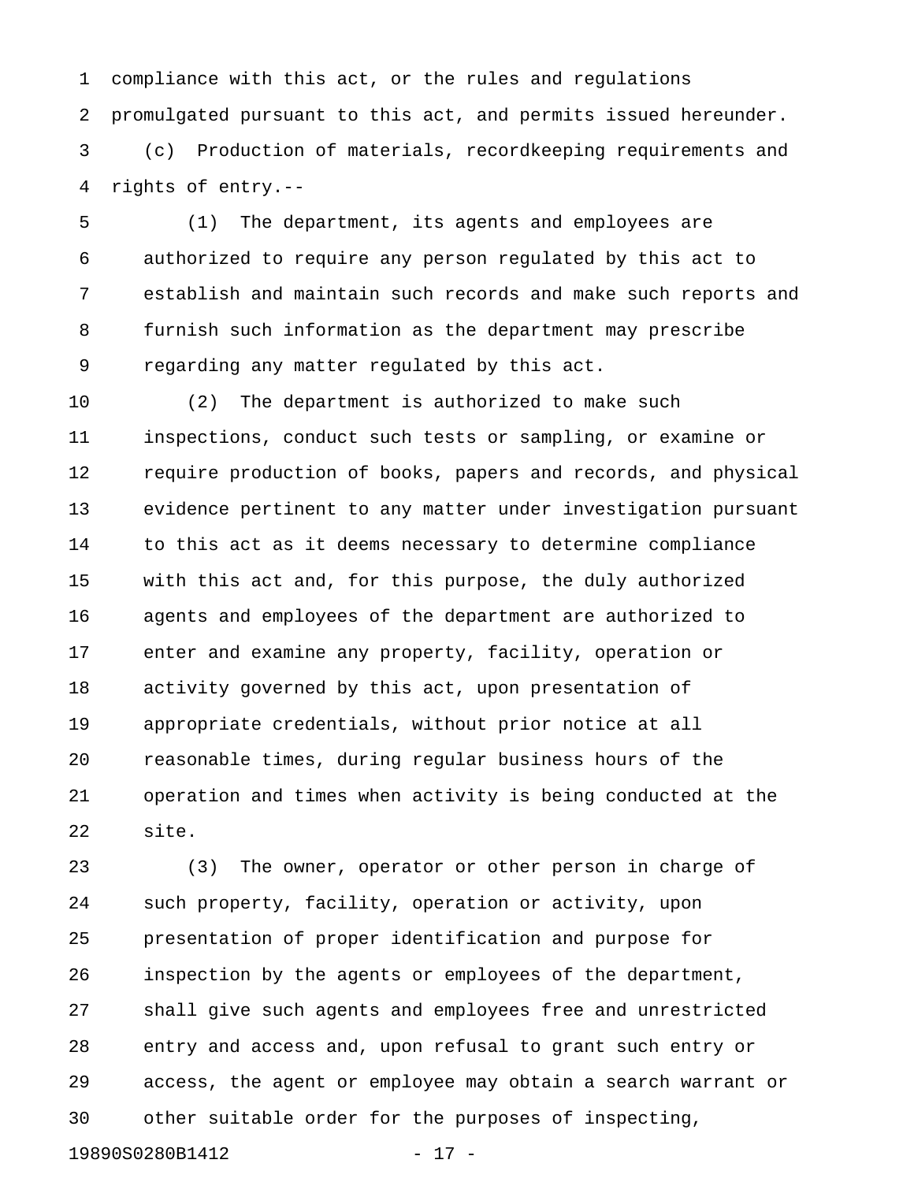compliance with this act, or the rules and regulations promulgated pursuant to this act, and permits issued hereunder.

(c) Production of materials, recordkeeping requirements and rights of entry.--

(1) The department, its agents and employees are authorized to require any person regulated by this act to establish and maintain such records and make such reports and furnish such information as the department may prescribe regarding any matter regulated by this act.

(2) The department is authorized to make such inspections, conduct such tests or sampling, or examine or require production of books, papers and records, and physical evidence pertinent to any matter under investigation pursuant to this act as it deems necessary to determine compliance with this act and, for this purpose, the duly authorized agents and employees of the department are authorized to enter and examine any property, facility, operation or activity governed by this act, upon presentation of appropriate credentials, without prior notice at all reasonable times, during regular business hours of the operation and times when activity is being conducted at the site.

(3) The owner, operator or other person in charge of such property, facility, operation or activity, upon presentation of proper identification and purpose for inspection by the agents or employees of the department, shall give such agents and employees free and unrestricted entry and access and, upon refusal to grant such entry or access, the agent or employee may obtain a search warrant or other suitable order for the purposes of inspecting,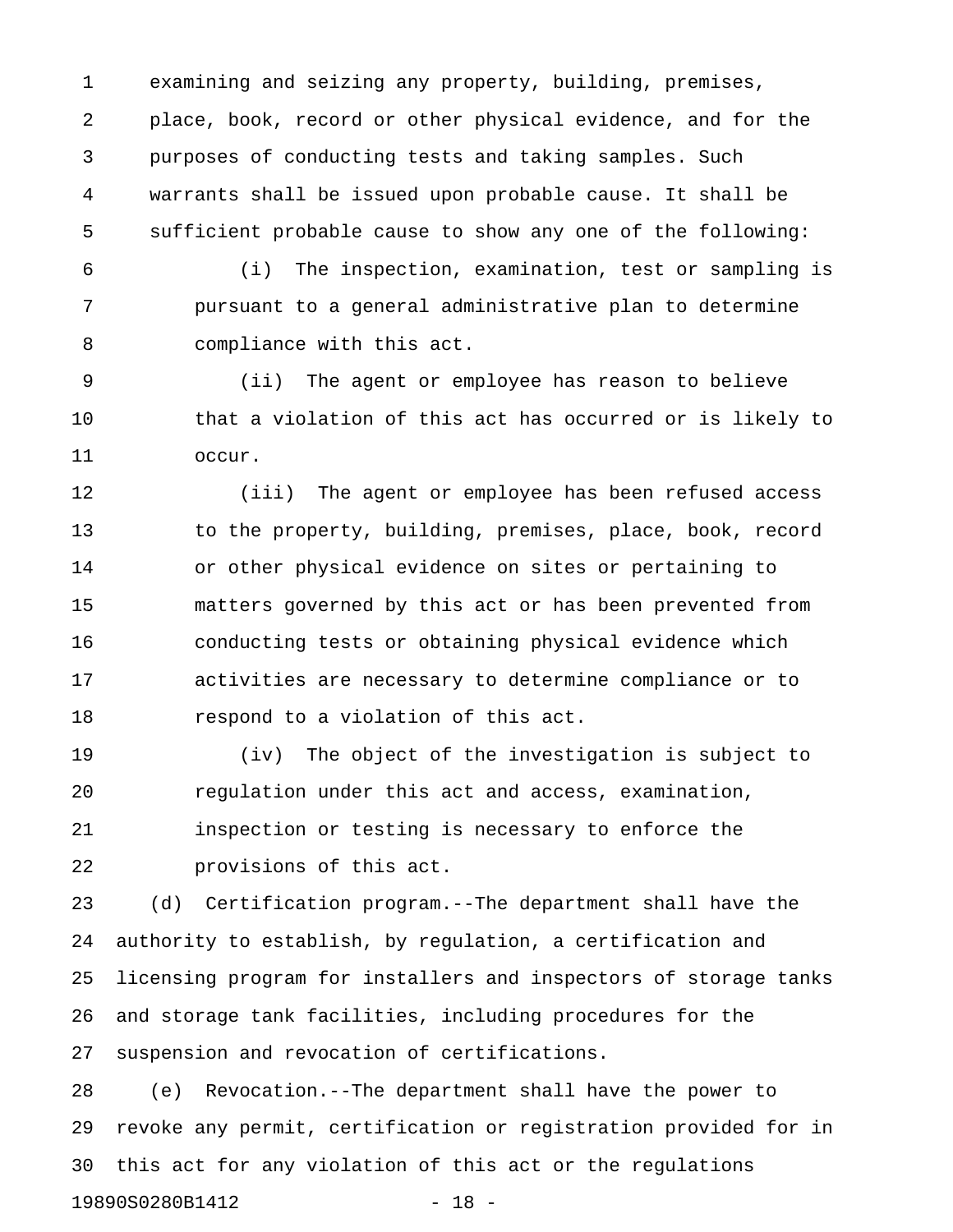examining and seizing any property, building, premises, place, book, record or other physical evidence, and for the purposes of conducting tests and taking samples. Such warrants shall be issued upon probable cause. It shall be sufficient probable cause to show any one of the following:

(i) The inspection, examination, test or sampling is pursuant to a general administrative plan to determine compliance with this act.

(ii) The agent or employee has reason to believe that a violation of this act has occurred or is likely to occur.

(iii) The agent or employee has been refused access to the property, building, premises, place, book, record or other physical evidence on sites or pertaining to matters governed by this act or has been prevented from conducting tests or obtaining physical evidence which activities are necessary to determine compliance or to respond to a violation of this act.

(iv) The object of the investigation is subject to regulation under this act and access, examination, inspection or testing is necessary to enforce the provisions of this act.

(d) Certification program.--The department shall have the authority to establish, by regulation, a certification and licensing program for installers and inspectors of storage tanks and storage tank facilities, including procedures for the suspension and revocation of certifications.

(e) Revocation.--The department shall have the power to revoke any permit, certification or registration provided for in this act for any violation of this act or the regulations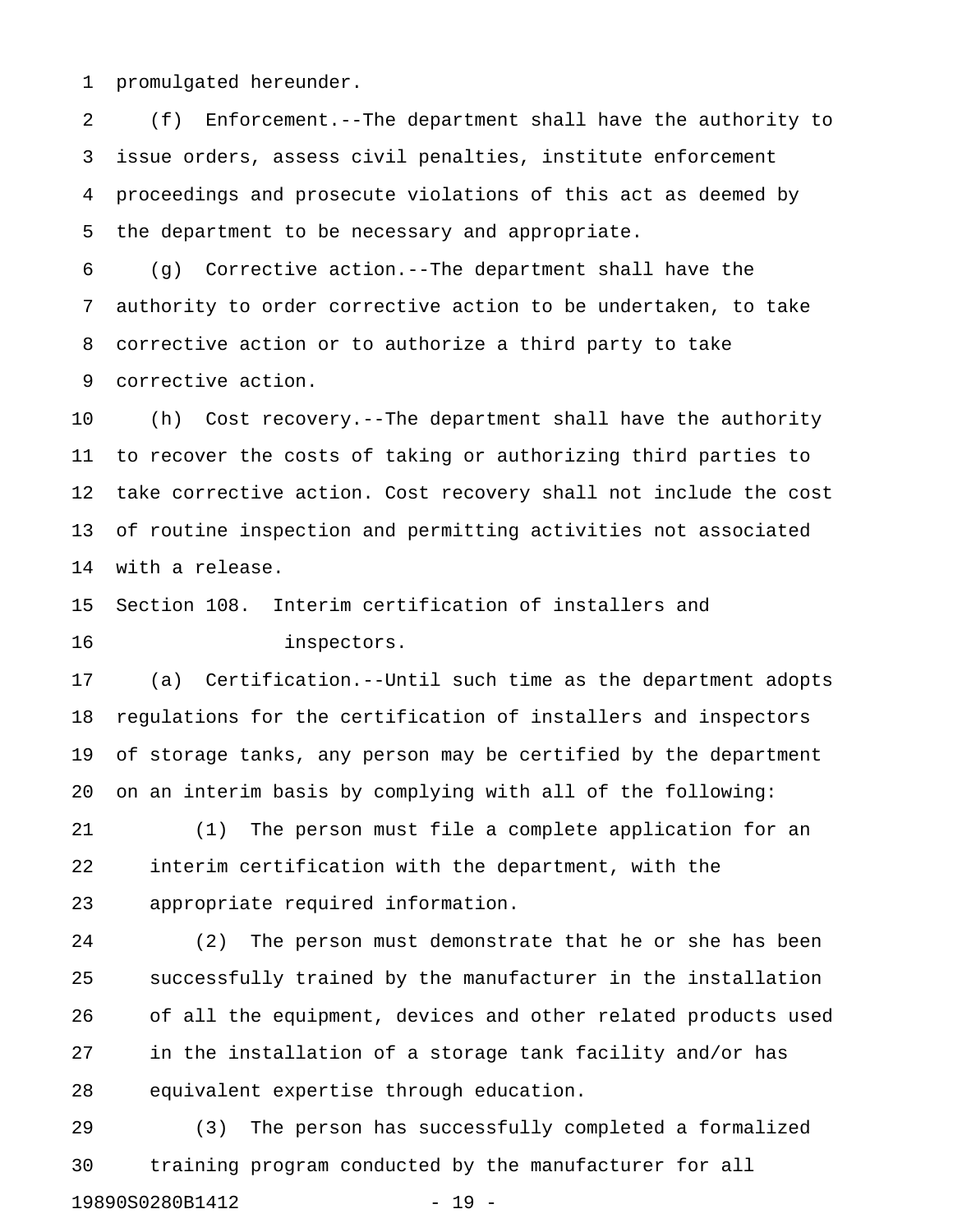promulgated hereunder.

(f) Enforcement.--The department shall have the authority to issue orders, assess civil penalties, institute enforcement proceedings and prosecute violations of this act as deemed by the department to be necessary and appropriate.

(g) Corrective action.--The department shall have the authority to order corrective action to be undertaken, to take corrective action or to authorize a third party to take corrective action.

(h) Cost recovery.--The department shall have the authority to recover the costs of taking or authorizing third parties to take corrective action. Cost recovery shall not include the cost of routine inspection and permitting activities not associated with a release.

Section 108. Interim certification of installers and inspectors.

(a) Certification.--Until such time as the department adopts regulations for the certification of installers and inspectors of storage tanks, any person may be certified by the department on an interim basis by complying with all of the following:

(1) The person must file a complete application for an interim certification with the department, with the appropriate required information.

(2) The person must demonstrate that he or she has been successfully trained by the manufacturer in the installation of all the equipment, devices and other related products used in the installation of a storage tank facility and/or has equivalent expertise through education.

(3) The person has successfully completed a formalized training program conducted by the manufacturer for all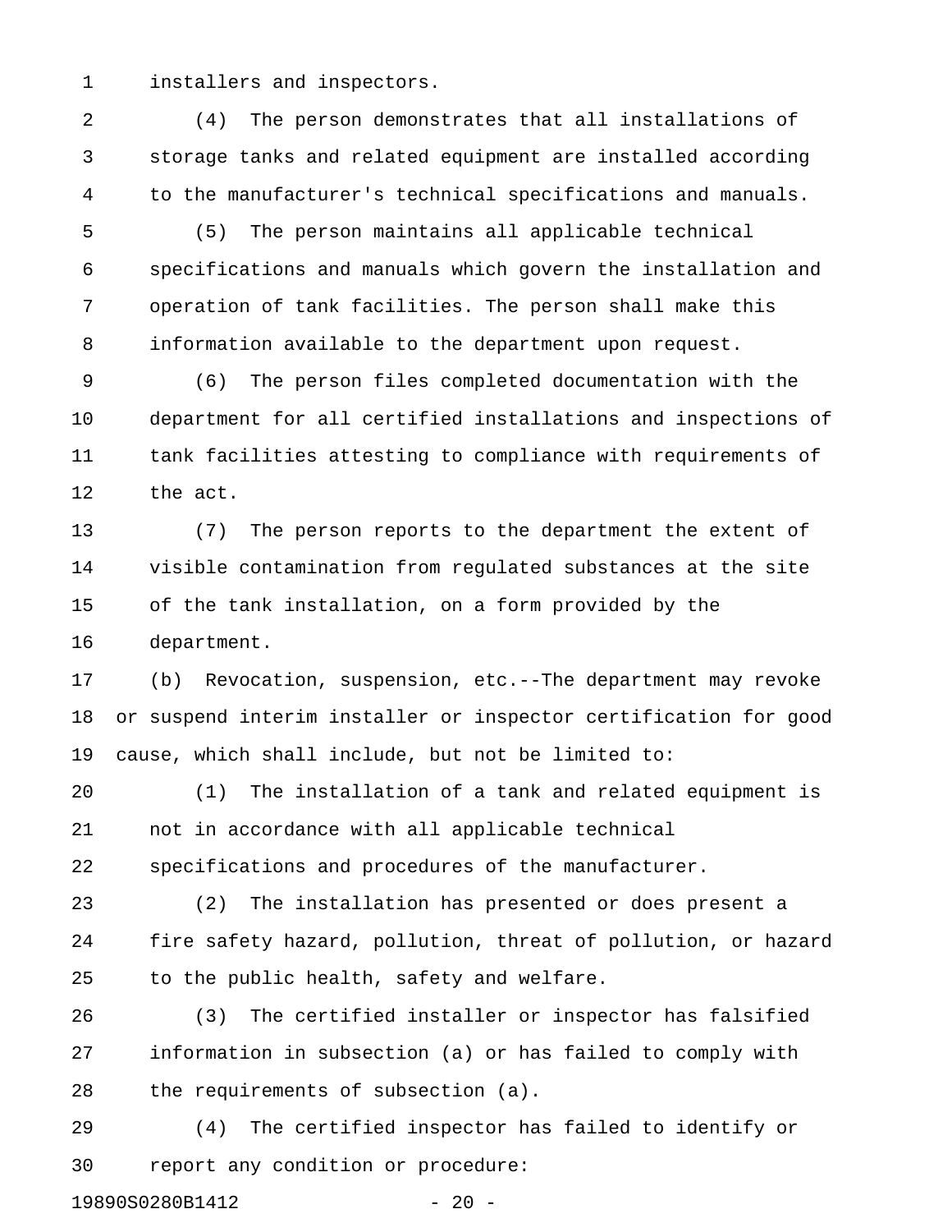installers and inspectors.

(4) The person demonstrates that all installations of storage tanks and related equipment are installed according to the manufacturer's technical specifications and manuals.

(5) The person maintains all applicable technical specifications and manuals which govern the installation and operation of tank facilities. The person shall make this information available to the department upon request.

(6) The person files completed documentation with the department for all certified installations and inspections of tank facilities attesting to compliance with requirements of the act.

(7) The person reports to the department the extent of visible contamination from regulated substances at the site of the tank installation, on a form provided by the department.

(b) Revocation, suspension, etc.--The department may revoke or suspend interim installer or inspector certification for good cause, which shall include, but not be limited to:

(1) The installation of a tank and related equipment is not in accordance with all applicable technical specifications and procedures of the manufacturer.

(2) The installation has presented or does present a fire safety hazard, pollution, threat of pollution, or hazard to the public health, safety and welfare.

(3) The certified installer or inspector has falsified information in subsection (a) or has failed to comply with the requirements of subsection (a).

(4) The certified inspector has failed to identify or report any condition or procedure: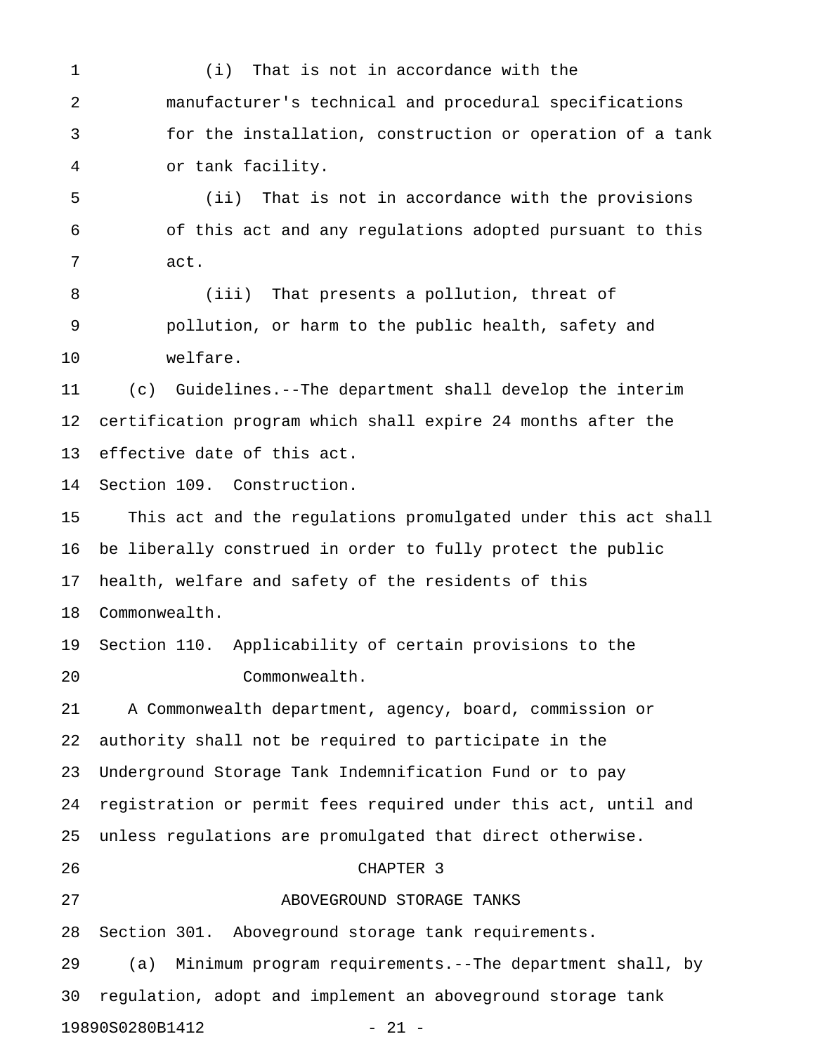(i) That is not in accordance with the manufacturer's technical and procedural specifications for the installation, construction or operation of a tank or tank facility.

(ii) That is not in accordance with the provisions of this act and any regulations adopted pursuant to this act.

(iii) That presents a pollution, threat of pollution, or harm to the public health, safety and welfare.

(c) Guidelines.--The department shall develop the interim certification program which shall expire 24 months after the effective date of this act.

Section 109. Construction.

This act and the regulations promulgated under this act shall be liberally construed in order to fully protect the public health, welfare and safety of the residents of this Commonwealth.

Section 110. Applicability of certain provisions to the Commonwealth.

A Commonwealth department, agency, board, commission or authority shall not be required to participate in the Underground Storage Tank Indemnification Fund or to pay registration or permit fees required under this act, until and unless regulations are promulgated that direct otherwise.

## CHAPTER 3

## ABOVEGROUND STORAGE TANKS

Section 301. Aboveground storage tank requirements.

(a) Minimum program requirements.--The department shall, by regulation, adopt and implement an aboveground storage tank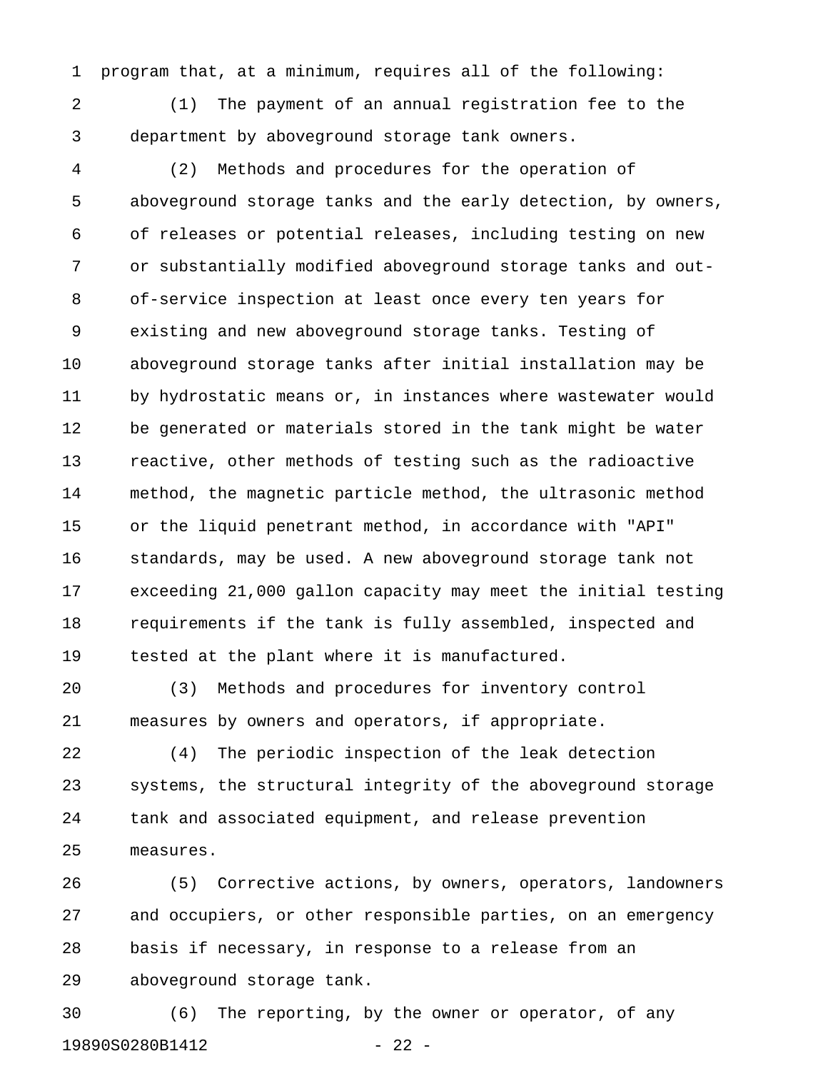program that, at a minimum, requires all of the following:

(1) The payment of an annual registration fee to the department by aboveground storage tank owners.

(2) Methods and procedures for the operation of aboveground storage tanks and the early detection, by owners, of releases or potential releases, including testing on new or substantially modified aboveground storage tanks and out-of-service inspection at least once every ten years for existing and new aboveground storage tanks. Testing of aboveground storage tanks after initial installation may be by hydrostatic means or, in instances where wastewater would be generated or materials stored in the tank might be water reactive, other methods of testing such as the radioactive method, the magnetic particle method, the ultrasonic method or the liquid penetrant method, in accordance with "API" standards, may be used. A new aboveground storage tank not exceeding 21,000 gallon capacity may meet the initial testing requirements if the tank is fully assembled, inspected and tested at the plant where it is manufactured.

(3) Methods and procedures for inventory control measures by owners and operators, if appropriate.

(4) The periodic inspection of the leak detection systems, the structural integrity of the aboveground storage tank and associated equipment, and release prevention measures.

(5) Corrective actions, by owners, operators, landowners and occupiers, or other responsible parties, on an emergency basis if necessary, in response to a release from an aboveground storage tank.

(6) The reporting, by the owner or operator, of any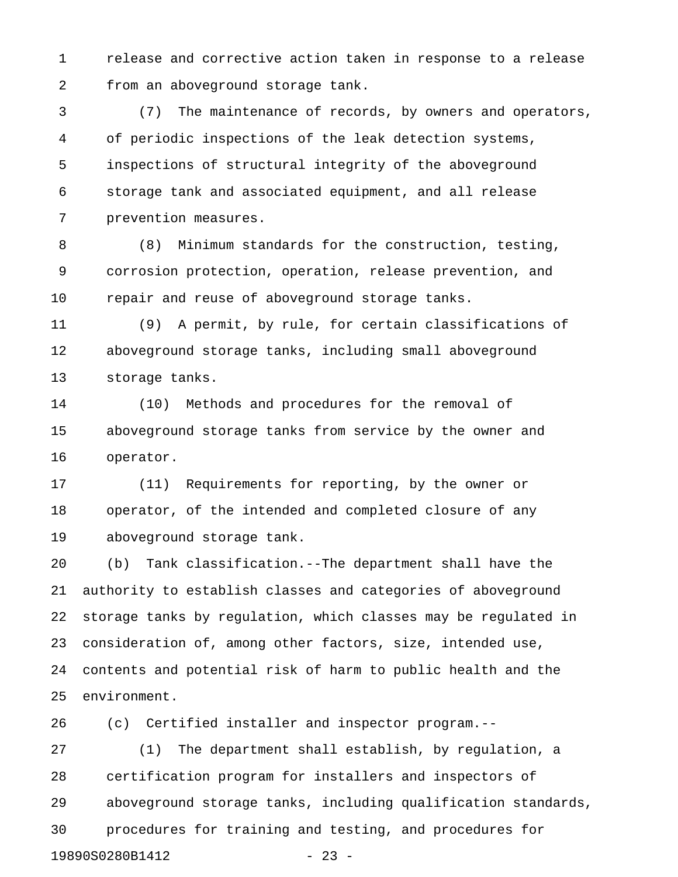release and corrective action taken in response to a release from an aboveground storage tank.

(7) The maintenance of records, by owners and operators, of periodic inspections of the leak detection systems, inspections of structural integrity of the aboveground storage tank and associated equipment, and all release prevention measures.

(8) Minimum standards for the construction, testing, corrosion protection, operation, release prevention, and repair and reuse of aboveground storage tanks.

(9) A permit, by rule, for certain classifications of aboveground storage tanks, including small aboveground storage tanks.

(10) Methods and procedures for the removal of aboveground storage tanks from service by the owner and operator.

(11) Requirements for reporting, by the owner or operator, of the intended and completed closure of any aboveground storage tank.

(b) Tank classification.--The department shall have the authority to establish classes and categories of aboveground storage tanks by regulation, which classes may be regulated in consideration of, among other factors, size, intended use, contents and potential risk of harm to public health and the environment.

(c) Certified installer and inspector program.--

(1) The department shall establish, by regulation, a certification program for installers and inspectors of aboveground storage tanks, including qualification standards, procedures for training and testing, and procedures for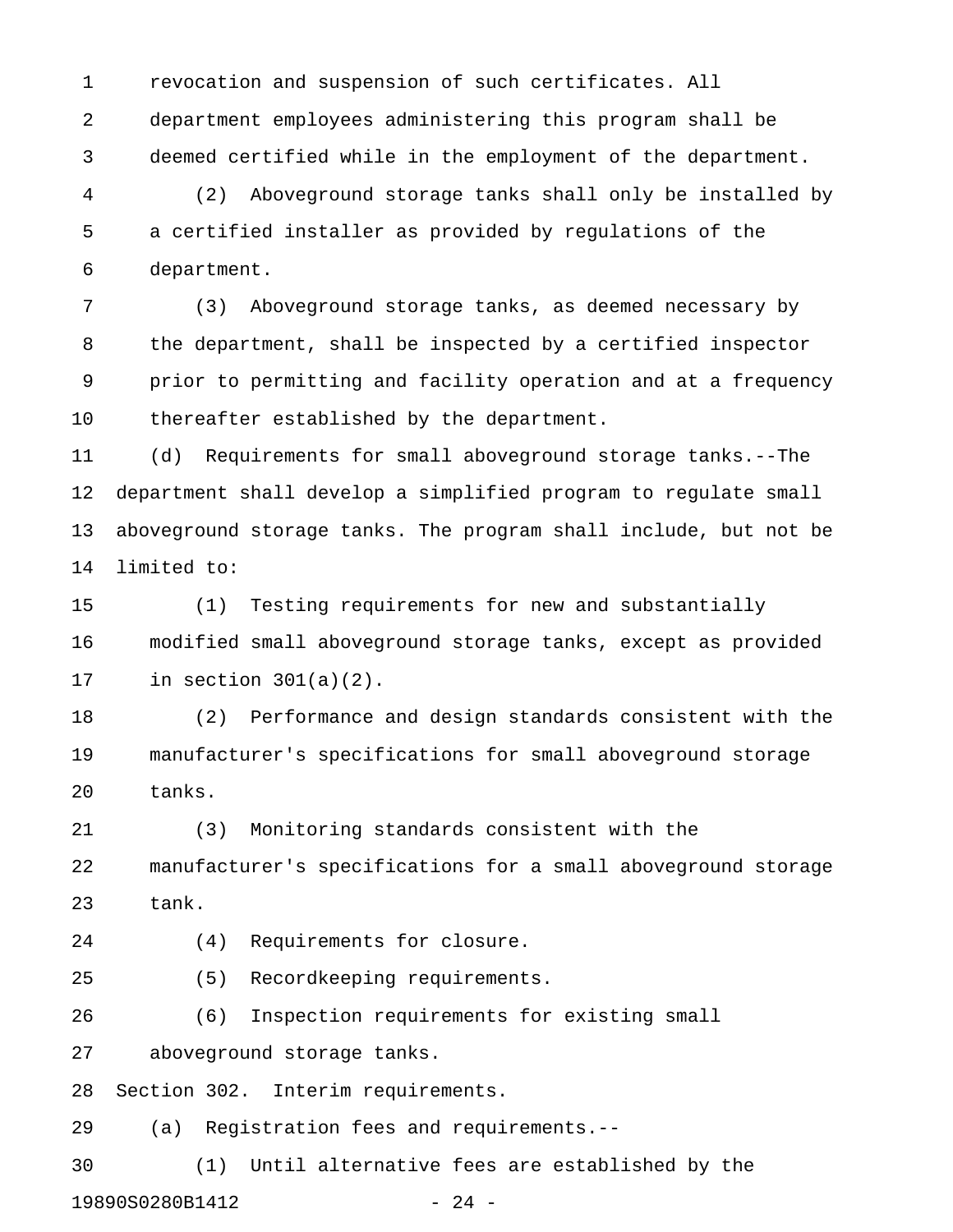revocation and suspension of such certificates. All department employees administering this program shall be deemed certified while in the employment of the department.

(2) Aboveground storage tanks shall only be installed by a certified installer as provided by regulations of the department.

(3) Aboveground storage tanks, as deemed necessary by the department, shall be inspected by a certified inspector prior to permitting and facility operation and at a frequency thereafter established by the department.

(d) Requirements for small aboveground storage tanks.--The department shall develop a simplified program to regulate small aboveground storage tanks. The program shall include, but not be limited to:

(1) Testing requirements for new and substantially modified small aboveground storage tanks, except as provided in section 301(a)(2).

(2) Performance and design standards consistent with the manufacturer's specifications for small aboveground storage tanks.

(3) Monitoring standards consistent with the manufacturer's specifications for a small aboveground storage tank.

(4) Requirements for closure.

(5) Recordkeeping requirements.

(6) Inspection requirements for existing small aboveground storage tanks.

Section 302. Interim requirements.

(a) Registration fees and requirements.--

(1) Until alternative fees are established by the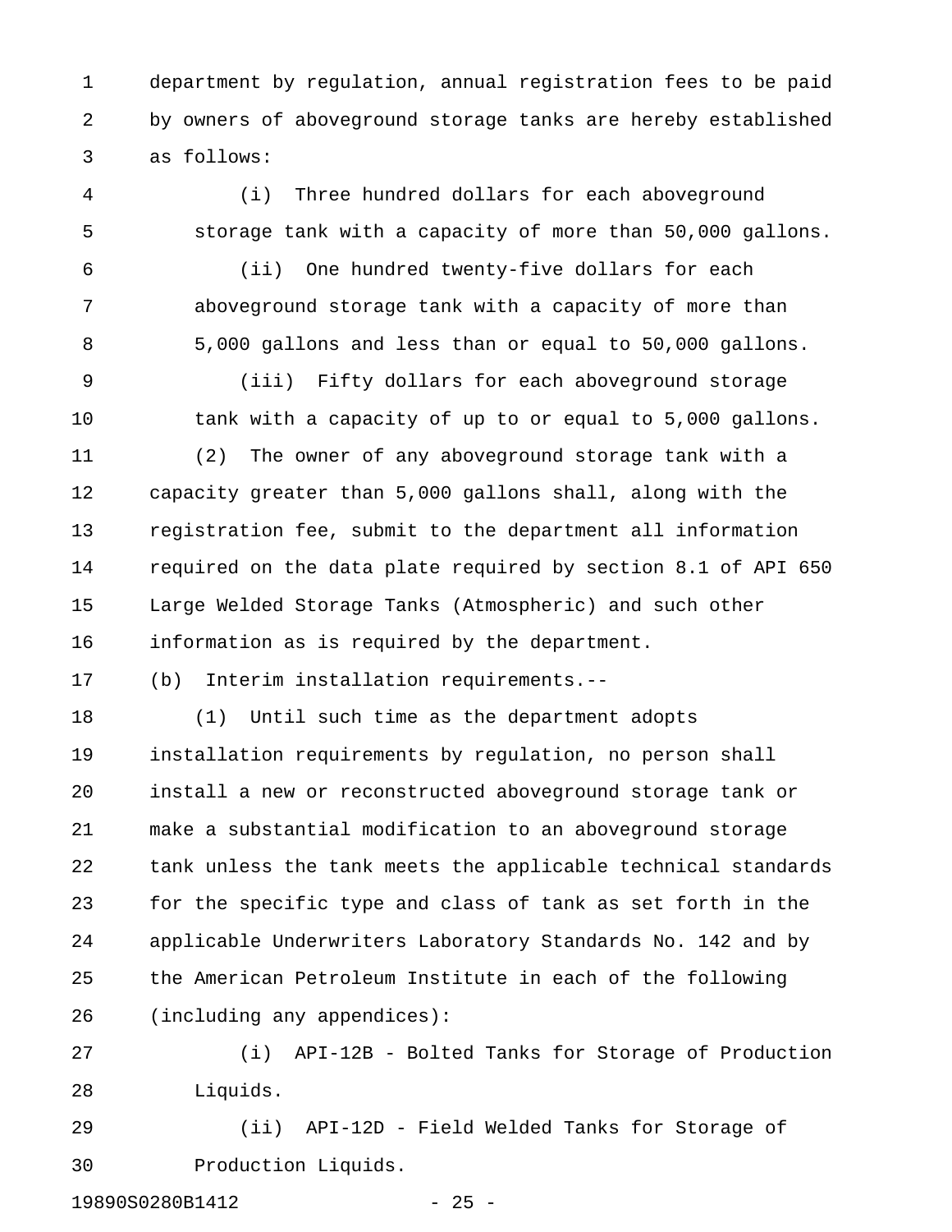department by regulation, annual registration fees to be paid by owners of aboveground storage tanks are hereby established as follows:

(i) Three hundred dollars for each aboveground storage tank with a capacity of more than 50,000 gallons.

(ii) One hundred twenty-five dollars for each aboveground storage tank with a capacity of more than 5,000 gallons and less than or equal to 50,000 gallons.

(iii) Fifty dollars for each aboveground storage tank with a capacity of up to or equal to 5,000 gallons.

(2) The owner of any aboveground storage tank with a capacity greater than 5,000 gallons shall, along with the registration fee, submit to the department all information required on the data plate required by section 8.1 of API 650 Large Welded Storage Tanks (Atmospheric) and such other information as is required by the department.

(b) Interim installation requirements.--

(1) Until such time as the department adopts installation requirements by regulation, no person shall install a new or reconstructed aboveground storage tank or make a substantial modification to an aboveground storage tank unless the tank meets the applicable technical standards for the specific type and class of tank as set forth in the applicable Underwriters Laboratory Standards No. 142 and by the American Petroleum Institute in each of the following (including any appendices):

(i) API-12B - Bolted Tanks for Storage of Production Liquids.

(ii) API-12D - Field Welded Tanks for Storage of Production Liquids.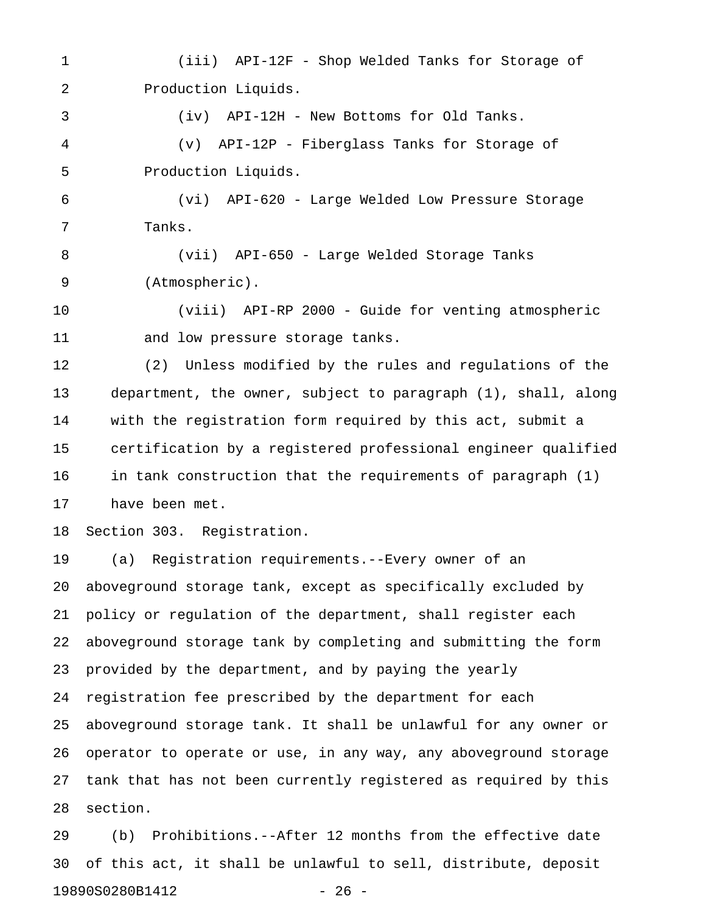(iii) API-12F - Shop Welded Tanks for Storage of Production Liquids.

(iv) API-12H - New Bottoms for Old Tanks.

(v) API-12P - Fiberglass Tanks for Storage of Production Liquids.

(vi) API-620 - Large Welded Low Pressure Storage Tanks.

(vii) API-650 - Large Welded Storage Tanks (Atmospheric).

(viii) API-RP 2000 - Guide for venting atmospheric and low pressure storage tanks.

(2) Unless modified by the rules and regulations of the department, the owner, subject to paragraph (1), shall, along with the registration form required by this act, submit a certification by a registered professional engineer qualified in tank construction that the requirements of paragraph (1) have been met.

Section 303. Registration.

(a) Registration requirements.--Every owner of an aboveground storage tank, except as specifically excluded by policy or regulation of the department, shall register each aboveground storage tank by completing and submitting the form provided by the department, and by paying the yearly registration fee prescribed by the department for each aboveground storage tank. It shall be unlawful for any owner or operator to operate or use, in any way, any aboveground storage tank that has not been currently registered as required by this section.

(b) Prohibitions.--After 12 months from the effective date of this act, it shall be unlawful to sell, distribute, deposit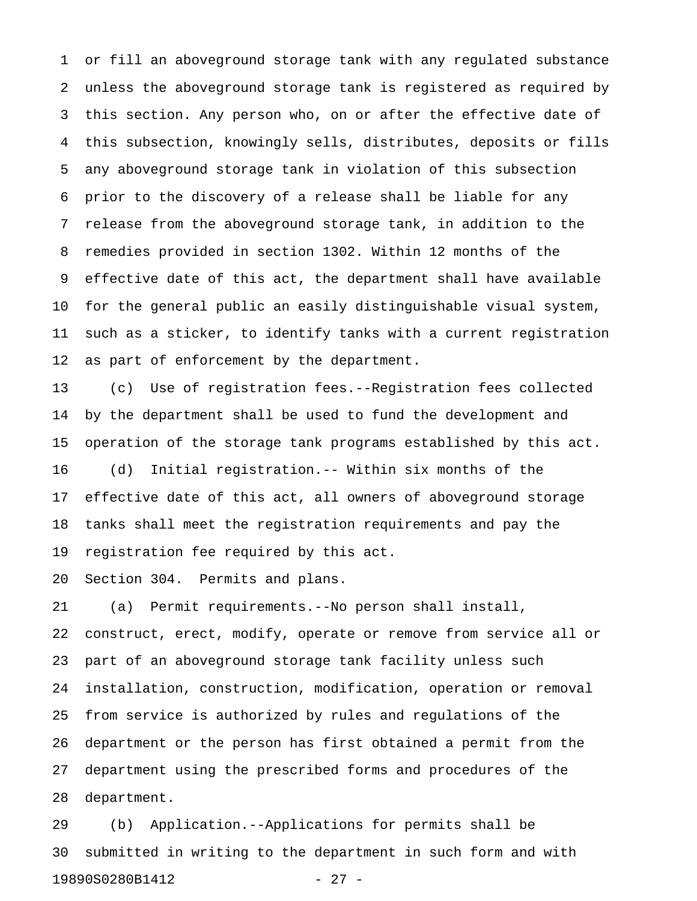or fill an aboveground storage tank with any regulated substance unless the aboveground storage tank is registered as required by this section. Any person who, on or after the effective date of this subsection, knowingly sells, distributes, deposits or fills any aboveground storage tank in violation of this subsection prior to the discovery of a release shall be liable for any release from the aboveground storage tank, in addition to the remedies provided in section 1302. Within 12 months of the effective date of this act, the department shall have available for the general public an easily distinguishable visual system, such as a sticker, to identify tanks with a current registration as part of enforcement by the department.

(c) Use of registration fees.--Registration fees collected by the department shall be used to fund the development and operation of the storage tank programs established by this act.

(d) Initial registration.-- Within six months of the effective date of this act, all owners of aboveground storage tanks shall meet the registration requirements and pay the registration fee required by this act.

Section 304. Permits and plans.

(a) Permit requirements.--No person shall install, construct, erect, modify, operate or remove from service all or part of an aboveground storage tank facility unless such installation, construction, modification, operation or removal from service is authorized by rules and regulations of the department or the person has first obtained a permit from the department using the prescribed forms and procedures of the department.

(b) Application.--Applications for permits shall be submitted in writing to the department in such form and with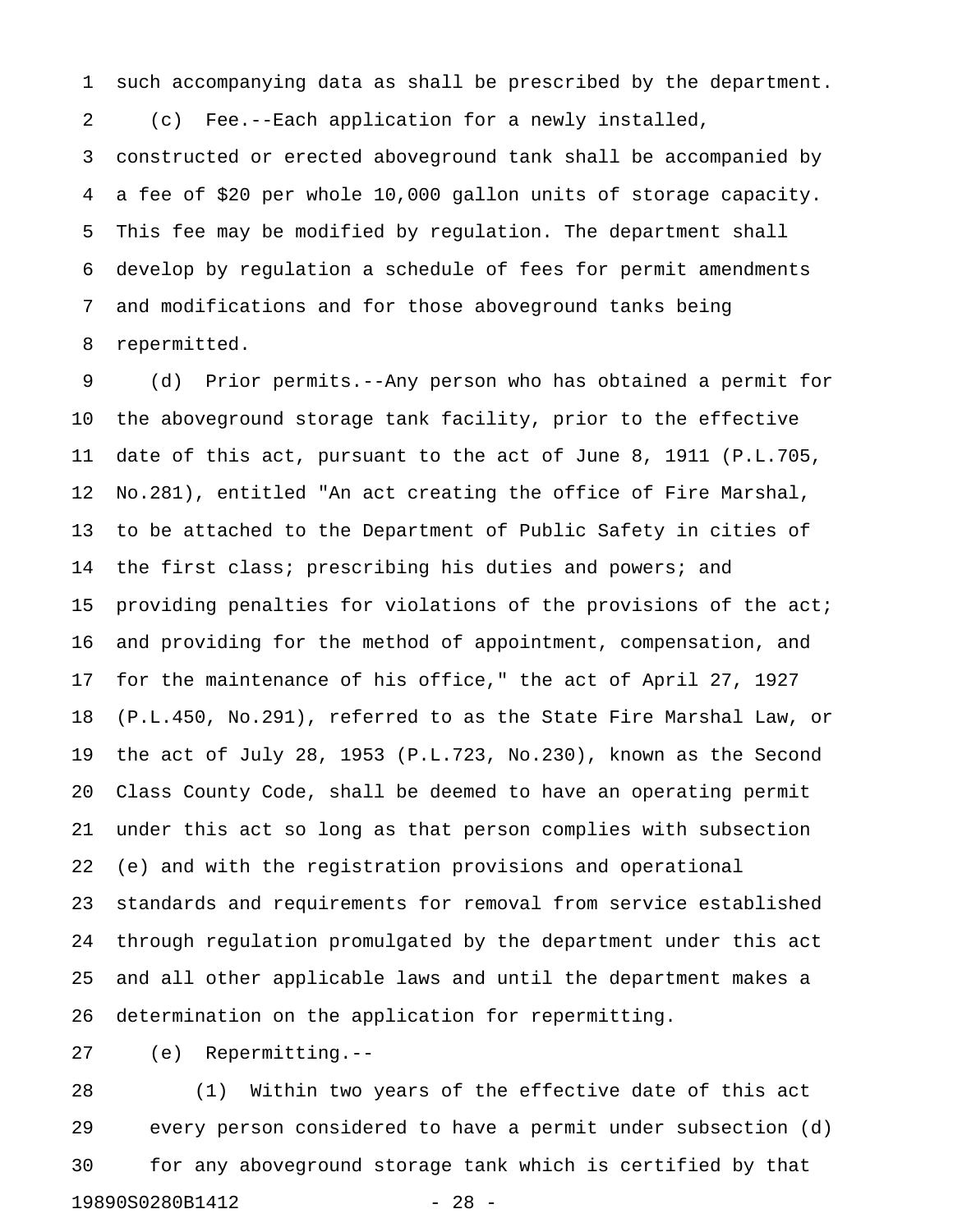such accompanying data as shall be prescribed by the department.

(c) Fee.--Each application for a newly installed, constructed or erected aboveground tank shall be accompanied by a fee of $20 per whole 10,000 gallon units of storage capacity. This fee may be modified by regulation. The department shall develop by regulation a schedule of fees for permit amendments and modifications and for those aboveground tanks being repermitted.

(d) Prior permits.--Any person who has obtained a permit for the aboveground storage tank facility, prior to the effective date of this act, pursuant to the act of June 8, 1911 (P.L.705, No.281), entitled "An act creating the office of Fire Marshal, to be attached to the Department of Public Safety in cities of the first class; prescribing his duties and powers; and providing penalties for violations of the provisions of the act; and providing for the method of appointment, compensation, and for the maintenance of his office," the act of April 27, 1927 (P.L.450, No.291), referred to as the State Fire Marshal Law, or the act of July 28, 1953 (P.L.723, No.230), known as the Second Class County Code, shall be deemed to have an operating permit under this act so long as that person complies with subsection (e) and with the registration provisions and operational standards and requirements for removal from service established through regulation promulgated by the department under this act and all other applicable laws and until the department makes a determination on the application for repermitting.

(e) Repermitting.--

(1) Within two years of the effective date of this act every person considered to have a permit under subsection (d) for any aboveground storage tank which is certified by that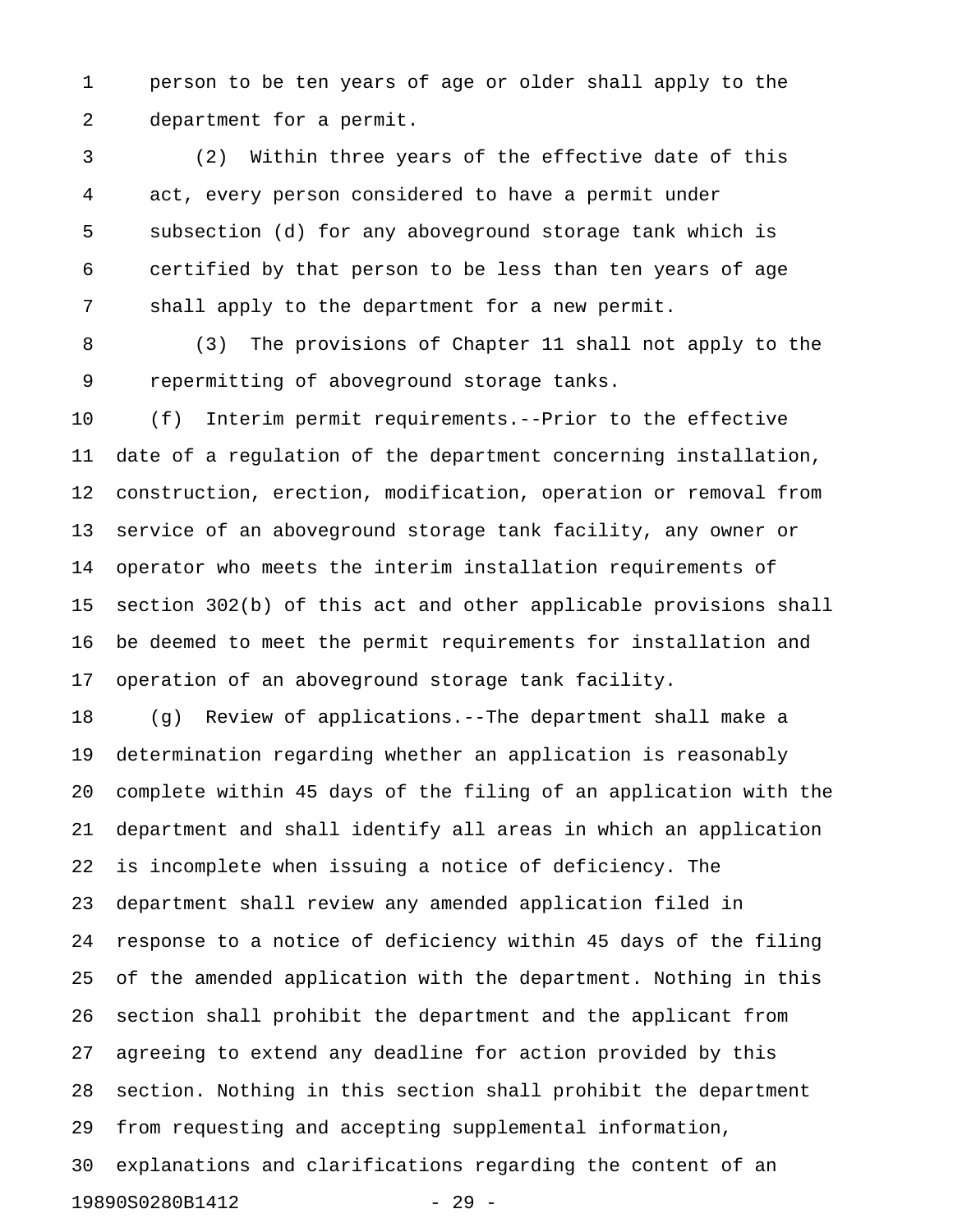person to be ten years of age or older shall apply to the department for a permit.

(2) Within three years of the effective date of this act, every person considered to have a permit under subsection (d) for any aboveground storage tank which is certified by that person to be less than ten years of age shall apply to the department for a new permit.

(3) The provisions of Chapter 11 shall not apply to the repermitting of aboveground storage tanks.

(f) Interim permit requirements.--Prior to the effective date of a regulation of the department concerning installation, construction, erection, modification, operation or removal from service of an aboveground storage tank facility, any owner or operator who meets the interim installation requirements of section 302(b) of this act and other applicable provisions shall be deemed to meet the permit requirements for installation and operation of an aboveground storage tank facility.

(g) Review of applications.--The department shall make a determination regarding whether an application is reasonably complete within 45 days of the filing of an application with the department and shall identify all areas in which an application is incomplete when issuing a notice of deficiency. The department shall review any amended application filed in response to a notice of deficiency within 45 days of the filing of the amended application with the department. Nothing in this section shall prohibit the department and the applicant from agreeing to extend any deadline for action provided by this section. Nothing in this section shall prohibit the department from requesting and accepting supplemental information, explanations and clarifications regarding the content of an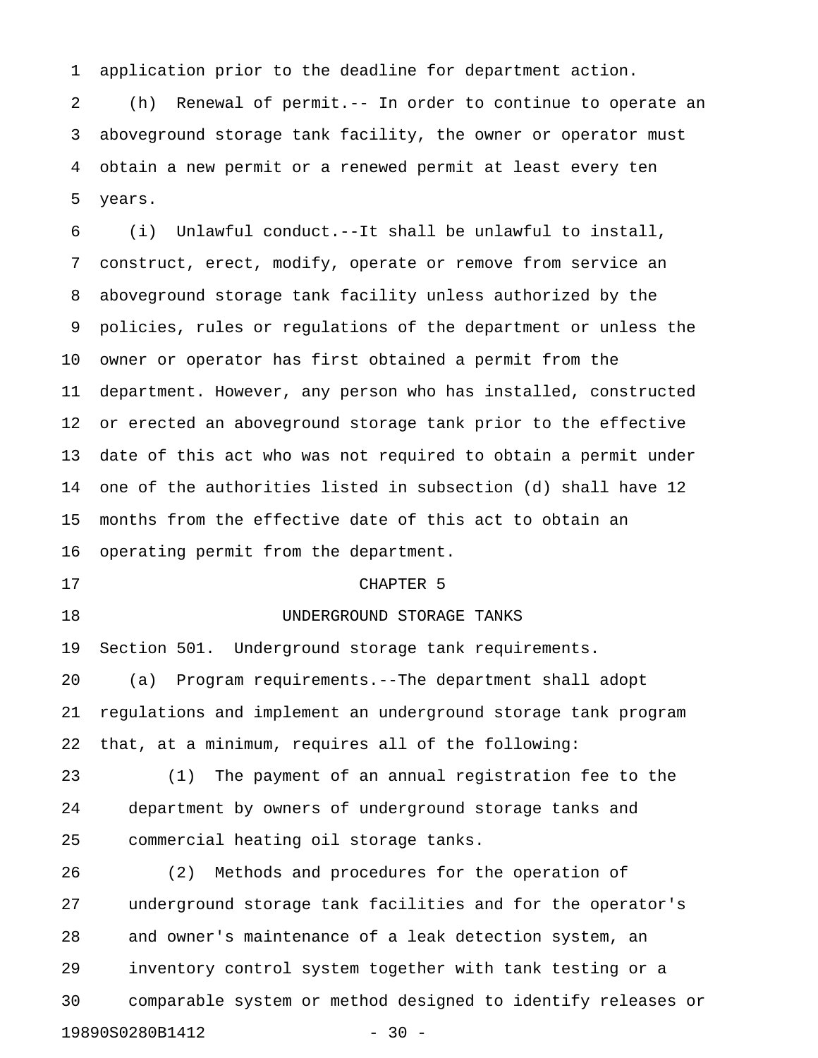application prior to the deadline for department action.

(h) Renewal of permit.-- In order to continue to operate an aboveground storage tank facility, the owner or operator must obtain a new permit or a renewed permit at least every ten years.

(i) Unlawful conduct.--It shall be unlawful to install, construct, erect, modify, operate or remove from service an aboveground storage tank facility unless authorized by the policies, rules or regulations of the department or unless the owner or operator has first obtained a permit from the department. However, any person who has installed, constructed or erected an aboveground storage tank prior to the effective date of this act who was not required to obtain a permit under one of the authorities listed in subsection (d) shall have 12 months from the effective date of this act to obtain an operating permit from the department.

## CHAPTER 5

## UNDERGROUND STORAGE TANKS

Section 501. Underground storage tank requirements.

(a) Program requirements.--The department shall adopt regulations and implement an underground storage tank program that, at a minimum, requires all of the following:

(1) The payment of an annual registration fee to the department by owners of underground storage tanks and commercial heating oil storage tanks.

(2) Methods and procedures for the operation of underground storage tank facilities and for the operator's and owner's maintenance of a leak detection system, an inventory control system together with tank testing or a comparable system or method designed to identify releases or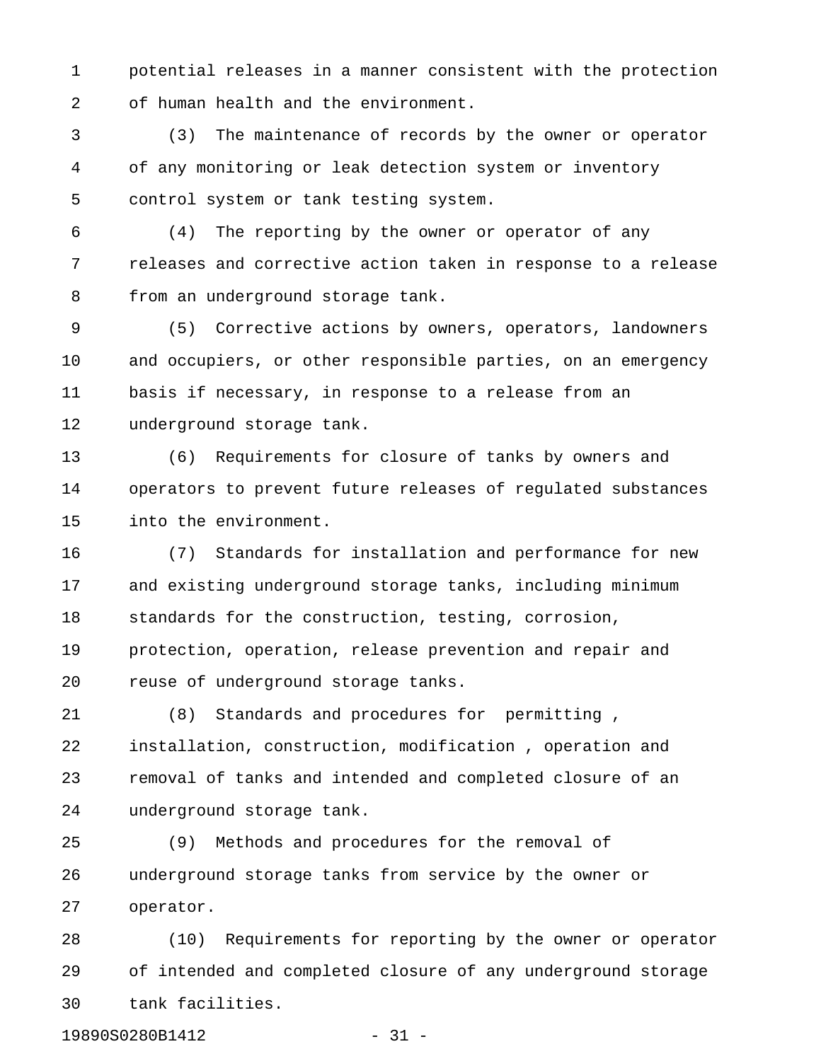potential releases in a manner consistent with the protection of human health and the environment.

(3) The maintenance of records by the owner or operator of any monitoring or leak detection system or inventory control system or tank testing system.

(4) The reporting by the owner or operator of any releases and corrective action taken in response to a release from an underground storage tank.

(5) Corrective actions by owners, operators, landowners and occupiers, or other responsible parties, on an emergency basis if necessary, in response to a release from an underground storage tank.

(6) Requirements for closure of tanks by owners and operators to prevent future releases of regulated substances into the environment.

(7) Standards for installation and performance for new and existing underground storage tanks, including minimum standards for the construction, testing, corrosion, protection, operation, release prevention and repair and reuse of underground storage tanks.

(8) Standards and procedures for permitting, installation, construction, modification, operation and removal of tanks and intended and completed closure of an underground storage tank.

(9) Methods and procedures for the removal of underground storage tanks from service by the owner or operator.

(10) Requirements for reporting by the owner or operator of intended and completed closure of any underground storage tank facilities.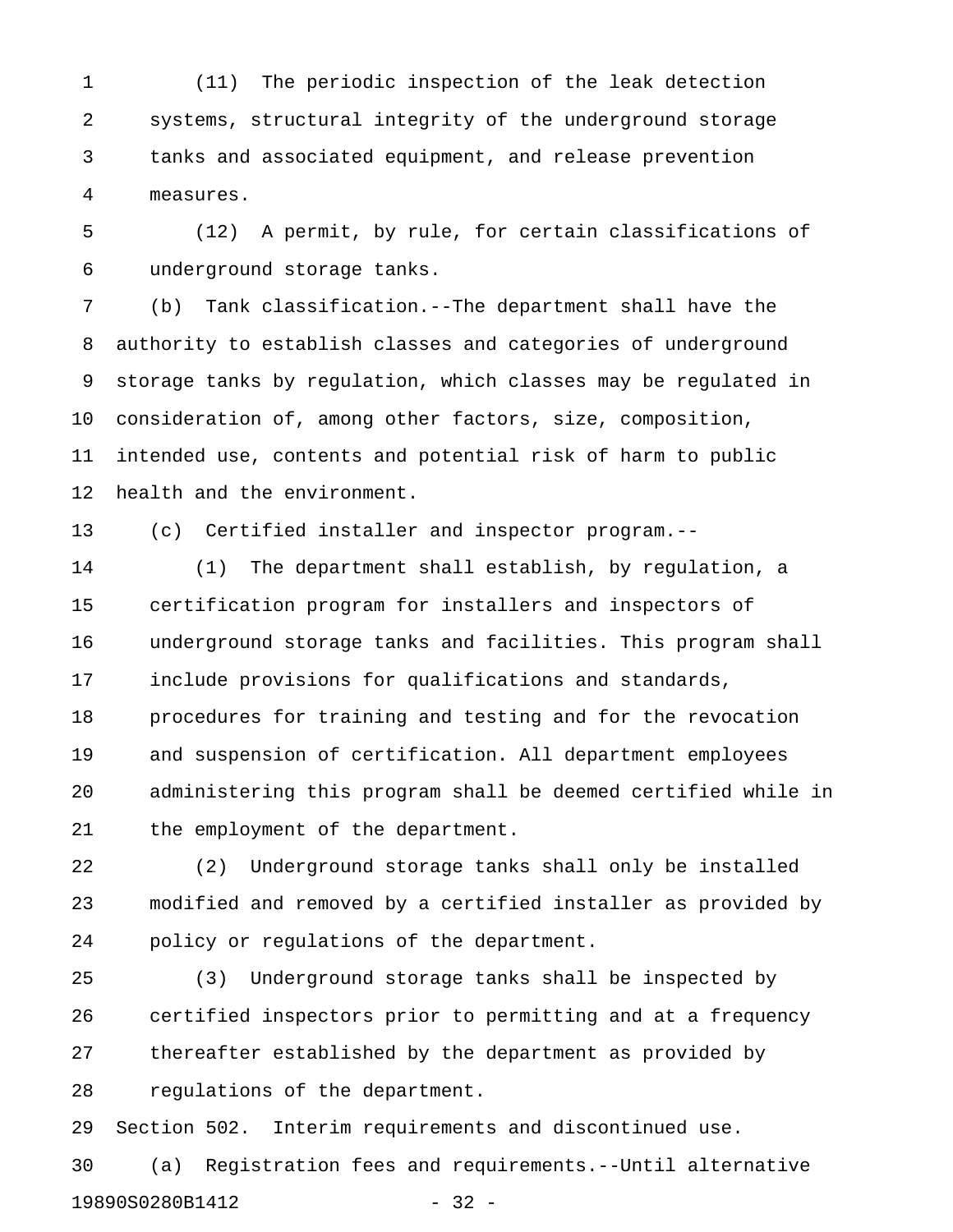(11) The periodic inspection of the leak detection systems, structural integrity of the underground storage tanks and associated equipment, and release prevention measures.

(12) A permit, by rule, for certain classifications of underground storage tanks.

(b) Tank classification.--The department shall have the authority to establish classes and categories of underground storage tanks by regulation, which classes may be regulated in consideration of, among other factors, size, composition, intended use, contents and potential risk of harm to public health and the environment.

(c) Certified installer and inspector program.--

(1) The department shall establish, by regulation, a certification program for installers and inspectors of underground storage tanks and facilities. This program shall include provisions for qualifications and standards, procedures for training and testing and for the revocation and suspension of certification. All department employees administering this program shall be deemed certified while in the employment of the department.

(2) Underground storage tanks shall only be installed modified and removed by a certified installer as provided by policy or regulations of the department.

(3) Underground storage tanks shall be inspected by certified inspectors prior to permitting and at a frequency thereafter established by the department as provided by regulations of the department.

Section 502. Interim requirements and discontinued use.

(a) Registration fees and requirements.--Until alternative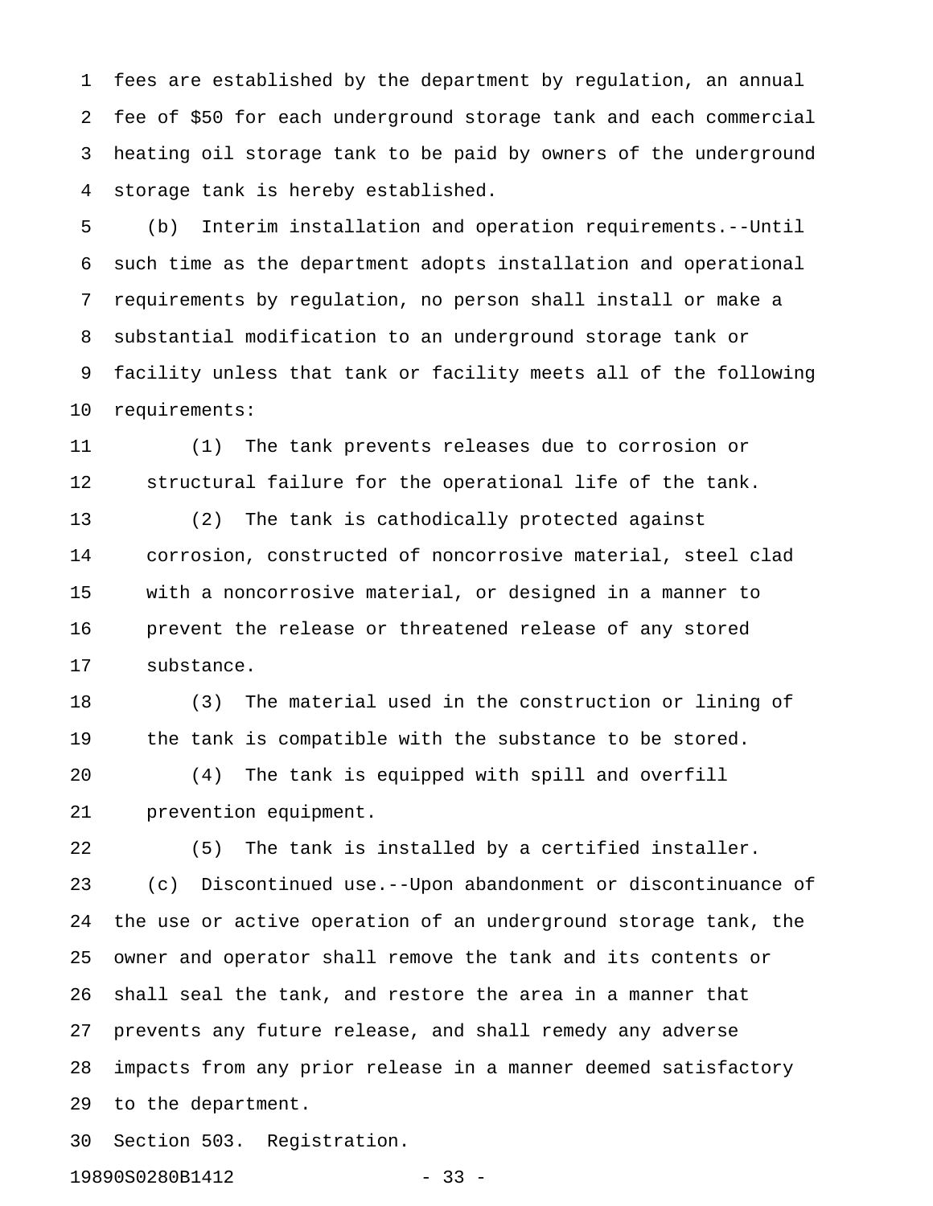fees are established by the department by regulation, an annual fee of $50 for each underground storage tank and each commercial heating oil storage tank to be paid by owners of the underground storage tank is hereby established.

(b) Interim installation and operation requirements.--Until such time as the department adopts installation and operational requirements by regulation, no person shall install or make a substantial modification to an underground storage tank or facility unless that tank or facility meets all of the following requirements:

(1) The tank prevents releases due to corrosion or structural failure for the operational life of the tank.

(2) The tank is cathodically protected against corrosion, constructed of noncorrosive material, steel clad with a noncorrosive material, or designed in a manner to prevent the release or threatened release of any stored substance.

(3) The material used in the construction or lining of the tank is compatible with the substance to be stored.

(4) The tank is equipped with spill and overfill prevention equipment.

(5) The tank is installed by a certified installer.

(c) Discontinued use.--Upon abandonment or discontinuance of the use or active operation of an underground storage tank, the owner and operator shall remove the tank and its contents or shall seal the tank, and restore the area in a manner that prevents any future release, and shall remedy any adverse impacts from any prior release in a manner deemed satisfactory to the department.

Section 503. Registration.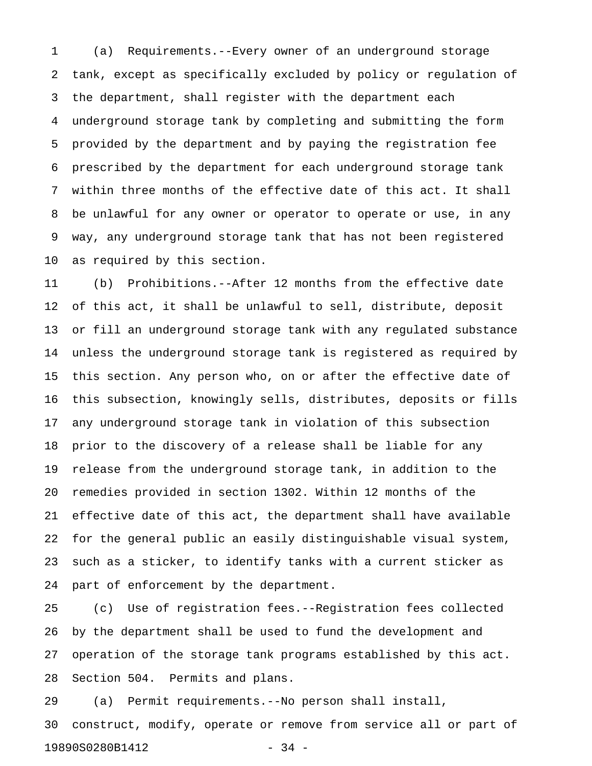(a) Requirements.--Every owner of an underground storage tank, except as specifically excluded by policy or regulation of the department, shall register with the department each underground storage tank by completing and submitting the form provided by the department and by paying the registration fee prescribed by the department for each underground storage tank within three months of the effective date of this act. It shall be unlawful for any owner or operator to operate or use, in any way, any underground storage tank that has not been registered as required by this section.

(b) Prohibitions.--After 12 months from the effective date of this act, it shall be unlawful to sell, distribute, deposit or fill an underground storage tank with any regulated substance unless the underground storage tank is registered as required by this section. Any person who, on or after the effective date of this subsection, knowingly sells, distributes, deposits or fills any underground storage tank in violation of this subsection prior to the discovery of a release shall be liable for any release from the underground storage tank, in addition to the remedies provided in section 1302. Within 12 months of the effective date of this act, the department shall have available for the general public an easily distinguishable visual system, such as a sticker, to identify tanks with a current sticker as part of enforcement by the department.

(c) Use of registration fees.--Registration fees collected by the department shall be used to fund the development and operation of the storage tank programs established by this act.

Section 504. Permits and plans.

(a) Permit requirements.--No person shall install, construct, modify, operate or remove from service all or part of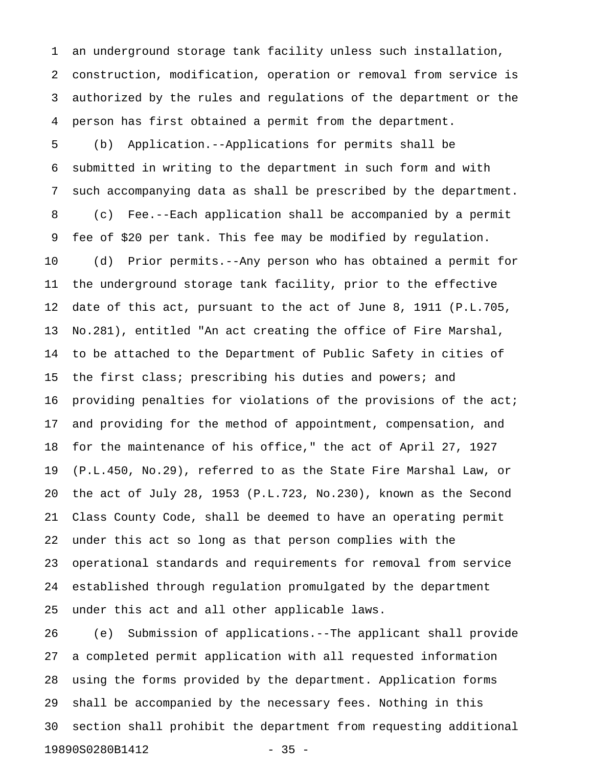an underground storage tank facility unless such installation, construction, modification, operation or removal from service is authorized by the rules and regulations of the department or the person has first obtained a permit from the department.

(b) Application.--Applications for permits shall be submitted in writing to the department in such form and with such accompanying data as shall be prescribed by the department.

(c) Fee.--Each application shall be accompanied by a permit fee of $20 per tank. This fee may be modified by regulation.

(d) Prior permits.--Any person who has obtained a permit for the underground storage tank facility, prior to the effective date of this act, pursuant to the act of June 8, 1911 (P.L.705, No.281), entitled "An act creating the office of Fire Marshal, to be attached to the Department of Public Safety in cities of the first class; prescribing his duties and powers; and providing penalties for violations of the provisions of the act; and providing for the method of appointment, compensation, and for the maintenance of his office," the act of April 27, 1927 (P.L.450, No.29), referred to as the State Fire Marshal Law, or the act of July 28, 1953 (P.L.723, No.230), known as the Second Class County Code, shall be deemed to have an operating permit under this act so long as that person complies with the operational standards and requirements for removal from service established through regulation promulgated by the department under this act and all other applicable laws.

(e) Submission of applications.--The applicant shall provide a completed permit application with all requested information using the forms provided by the department. Application forms shall be accompanied by the necessary fees. Nothing in this section shall prohibit the department from requesting additional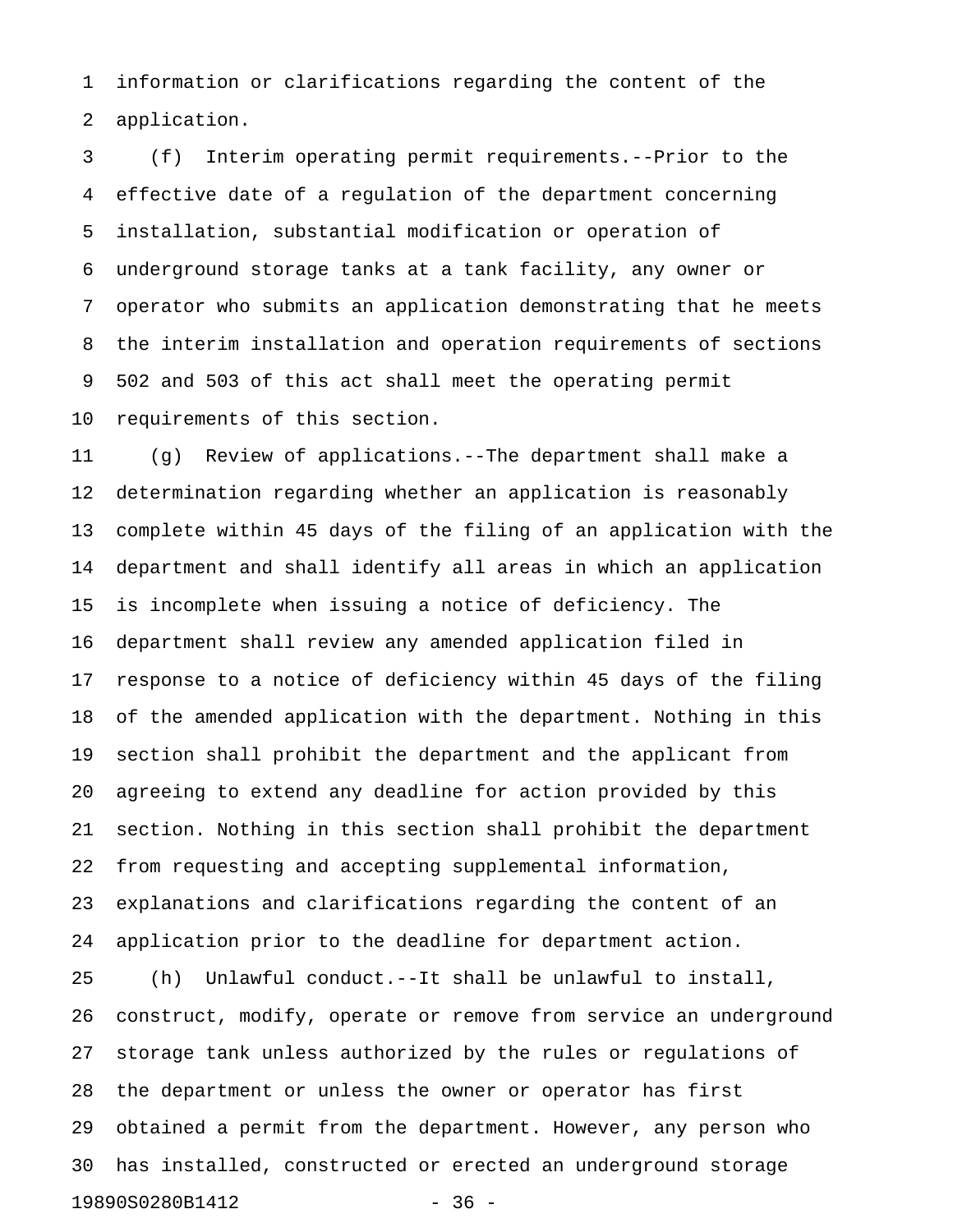information or clarifications regarding the content of the application.

(f) Interim operating permit requirements.--Prior to the effective date of a regulation of the department concerning installation, substantial modification or operation of underground storage tanks at a tank facility, any owner or operator who submits an application demonstrating that he meets the interim installation and operation requirements of sections 502 and 503 of this act shall meet the operating permit requirements of this section.

(g) Review of applications.--The department shall make a determination regarding whether an application is reasonably complete within 45 days of the filing of an application with the department and shall identify all areas in which an application is incomplete when issuing a notice of deficiency. The department shall review any amended application filed in response to a notice of deficiency within 45 days of the filing of the amended application with the department. Nothing in this section shall prohibit the department and the applicant from agreeing to extend any deadline for action provided by this section. Nothing in this section shall prohibit the department from requesting and accepting supplemental information, explanations and clarifications regarding the content of an application prior to the deadline for department action.

(h) Unlawful conduct.--It shall be unlawful to install, construct, modify, operate or remove from service an underground storage tank unless authorized by the rules or regulations of the department or unless the owner or operator has first obtained a permit from the department. However, any person who has installed, constructed or erected an underground storage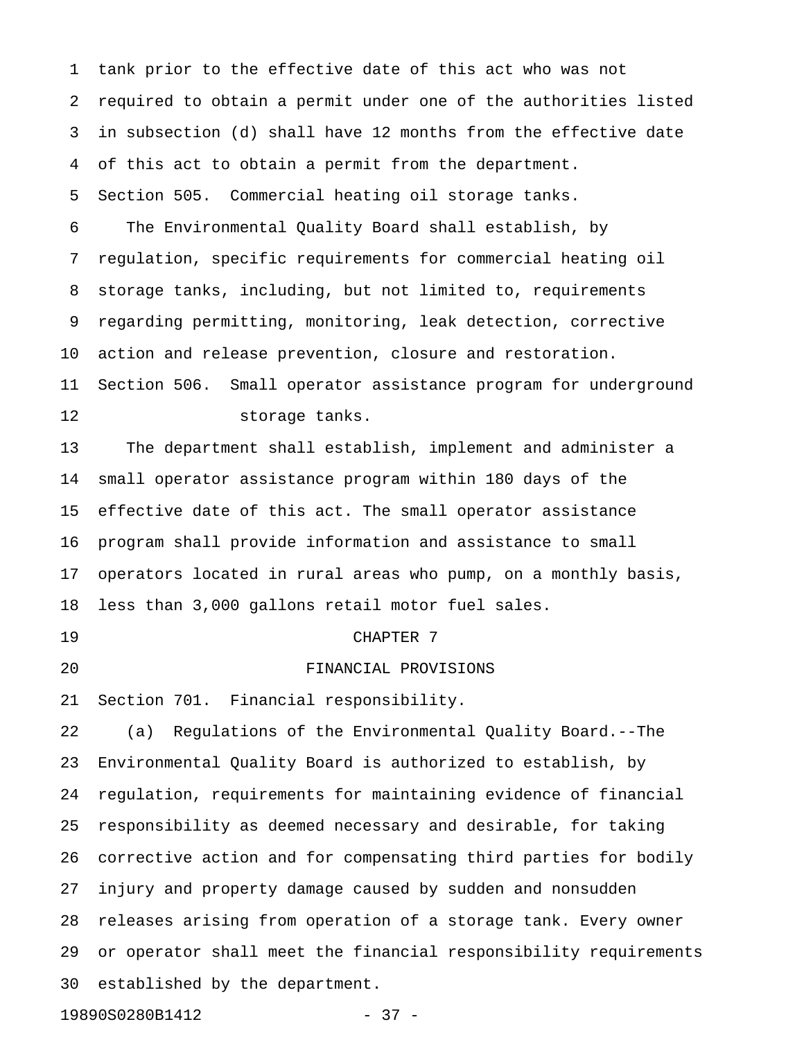tank prior to the effective date of this act who was not required to obtain a permit under one of the authorities listed in subsection (d) shall have 12 months from the effective date of this act to obtain a permit from the department.

Section 505. Commercial heating oil storage tanks.

The Environmental Quality Board shall establish, by regulation, specific requirements for commercial heating oil storage tanks, including, but not limited to, requirements regarding permitting, monitoring, leak detection, corrective action and release prevention, closure and restoration.

Section 506. Small operator assistance program for underground storage tanks.

The department shall establish, implement and administer a small operator assistance program within 180 days of the effective date of this act. The small operator assistance program shall provide information and assistance to small operators located in rural areas who pump, on a monthly basis, less than 3,000 gallons retail motor fuel sales.

## CHAPTER 7

## FINANCIAL PROVISIONS

Section 701. Financial responsibility.

(a) Regulations of the Environmental Quality Board.--The Environmental Quality Board is authorized to establish, by regulation, requirements for maintaining evidence of financial responsibility as deemed necessary and desirable, for taking corrective action and for compensating third parties for bodily injury and property damage caused by sudden and nonsudden releases arising from operation of a storage tank. Every owner or operator shall meet the financial responsibility requirements established by the department.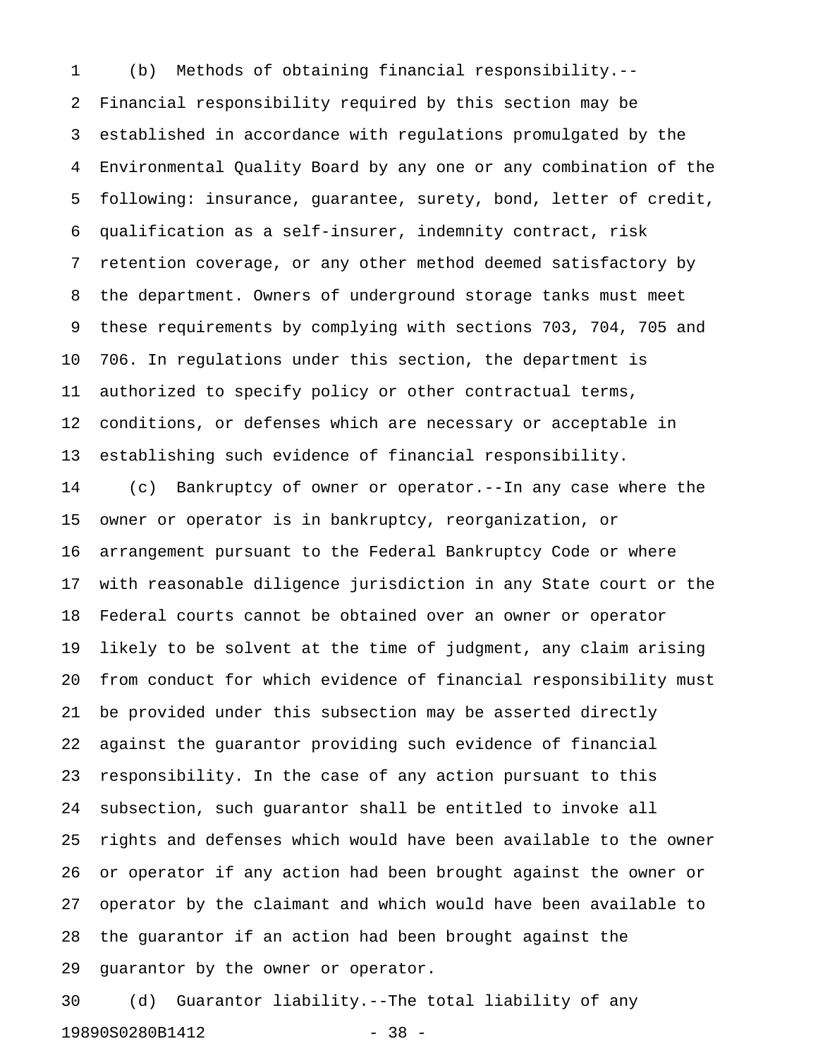(b) Methods of obtaining financial responsibility.--Financial responsibility required by this section may be established in accordance with regulations promulgated by the Environmental Quality Board by any one or any combination of the following: insurance, guarantee, surety, bond, letter of credit, qualification as a self-insurer, indemnity contract, risk retention coverage, or any other method deemed satisfactory by the department. Owners of underground storage tanks must meet these requirements by complying with sections 703, 704, 705 and 706. In regulations under this section, the department is authorized to specify policy or other contractual terms, conditions, or defenses which are necessary or acceptable in establishing such evidence of financial responsibility.

(c) Bankruptcy of owner or operator.--In any case where the owner or operator is in bankruptcy, reorganization, or arrangement pursuant to the Federal Bankruptcy Code or where with reasonable diligence jurisdiction in any State court or the Federal courts cannot be obtained over an owner or operator likely to be solvent at the time of judgment, any claim arising from conduct for which evidence of financial responsibility must be provided under this subsection may be asserted directly against the guarantor providing such evidence of financial responsibility. In the case of any action pursuant to this subsection, such guarantor shall be entitled to invoke all rights and defenses which would have been available to the owner or operator if any action had been brought against the owner or operator by the claimant and which would have been available to the guarantor if an action had been brought against the guarantor by the owner or operator.

(d) Guarantor liability.--The total liability of any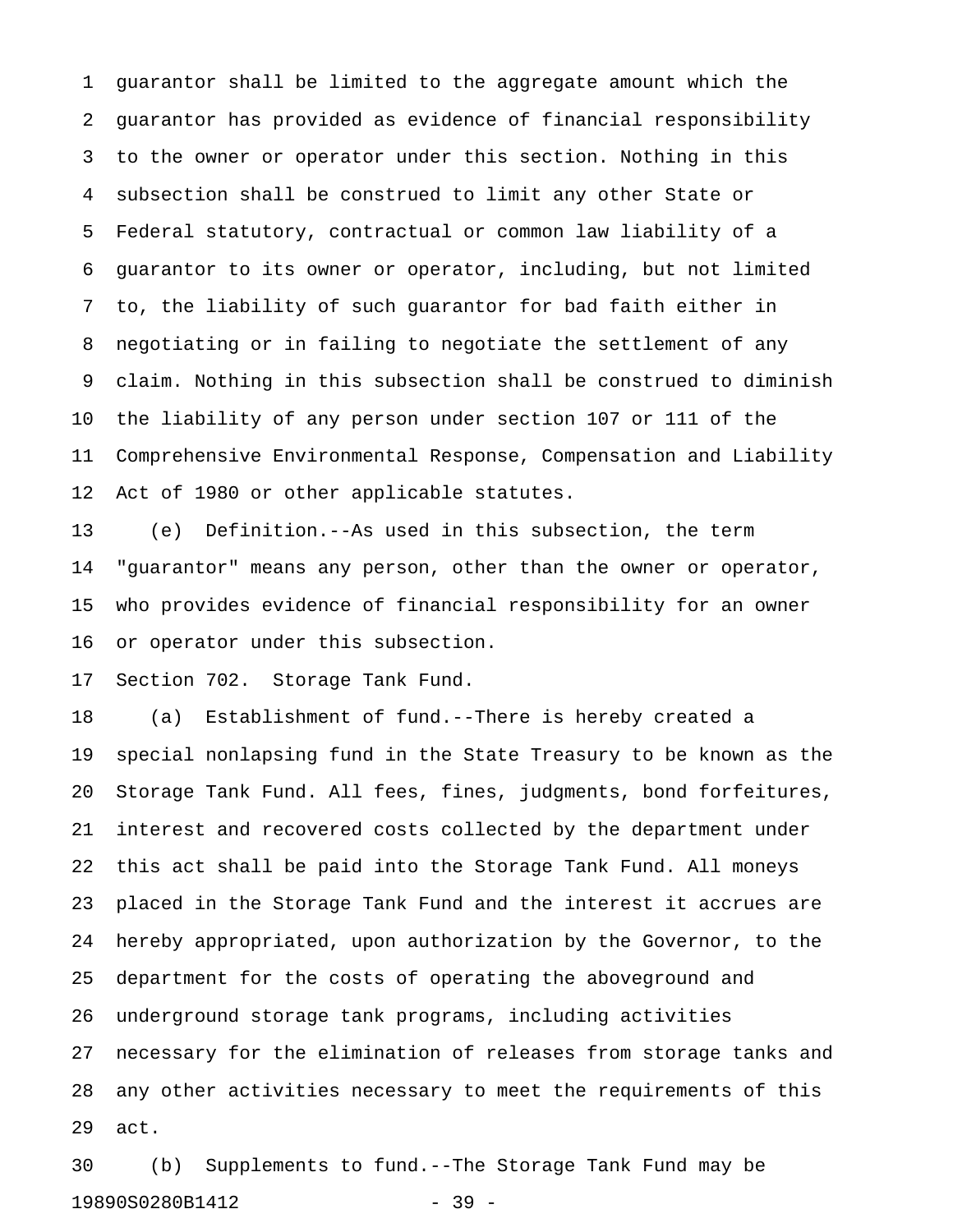guarantor shall be limited to the aggregate amount which the guarantor has provided as evidence of financial responsibility to the owner or operator under this section. Nothing in this subsection shall be construed to limit any other State or Federal statutory, contractual or common law liability of a guarantor to its owner or operator, including, but not limited to, the liability of such guarantor for bad faith either in negotiating or in failing to negotiate the settlement of any claim. Nothing in this subsection shall be construed to diminish the liability of any person under section 107 or 111 of the Comprehensive Environmental Response, Compensation and Liability Act of 1980 or other applicable statutes.

(e) Definition.--As used in this subsection, the term "guarantor" means any person, other than the owner or operator, who provides evidence of financial responsibility for an owner or operator under this subsection.

Section 702. Storage Tank Fund.

(a) Establishment of fund.--There is hereby created a special nonlapsing fund in the State Treasury to be known as the Storage Tank Fund. All fees, fines, judgments, bond forfeitures, interest and recovered costs collected by the department under this act shall be paid into the Storage Tank Fund. All moneys placed in the Storage Tank Fund and the interest it accrues are hereby appropriated, upon authorization by the Governor, to the department for the costs of operating the aboveground and underground storage tank programs, including activities necessary for the elimination of releases from storage tanks and any other activities necessary to meet the requirements of this act.

(b) Supplements to fund.--The Storage Tank Fund may be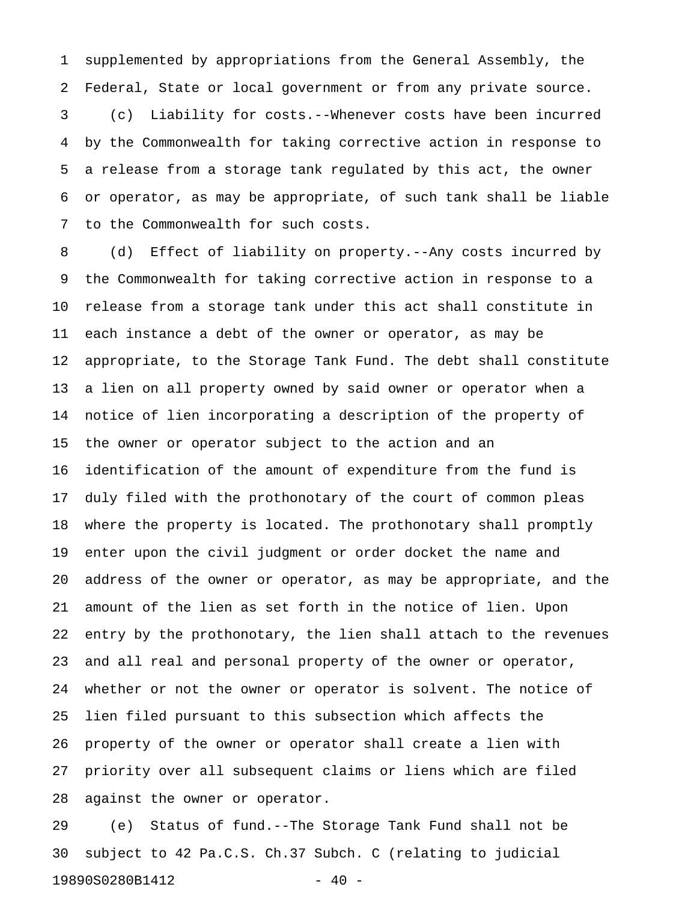supplemented by appropriations from the General Assembly, the Federal, State or local government or from any private source.

(c) Liability for costs.--Whenever costs have been incurred by the Commonwealth for taking corrective action in response to a release from a storage tank regulated by this act, the owner or operator, as may be appropriate, of such tank shall be liable to the Commonwealth for such costs.

(d) Effect of liability on property.--Any costs incurred by the Commonwealth for taking corrective action in response to a release from a storage tank under this act shall constitute in each instance a debt of the owner or operator, as may be appropriate, to the Storage Tank Fund. The debt shall constitute a lien on all property owned by said owner or operator when a notice of lien incorporating a description of the property of the owner or operator subject to the action and an identification of the amount of expenditure from the fund is duly filed with the prothonotary of the court of common pleas where the property is located. The prothonotary shall promptly enter upon the civil judgment or order docket the name and address of the owner or operator, as may be appropriate, and the amount of the lien as set forth in the notice of lien. Upon entry by the prothonotary, the lien shall attach to the revenues and all real and personal property of the owner or operator, whether or not the owner or operator is solvent. The notice of lien filed pursuant to this subsection which affects the property of the owner or operator shall create a lien with priority over all subsequent claims or liens which are filed against the owner or operator.

(e) Status of fund.--The Storage Tank Fund shall not be subject to 42 Pa.C.S. Ch.37 Subch. C (relating to judicial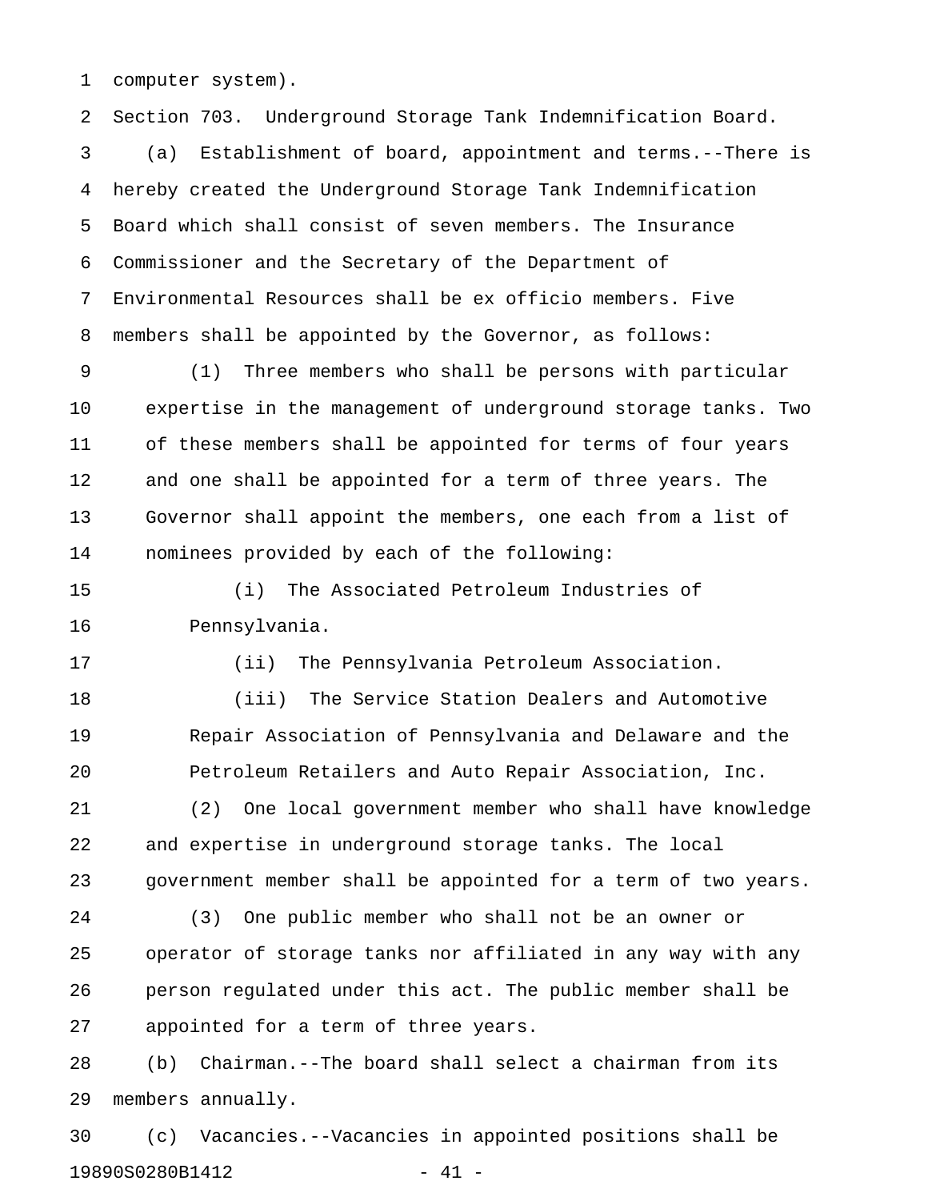computer system).

Section 703. Underground Storage Tank Indemnification Board.

(a) Establishment of board, appointment and terms.--There is hereby created the Underground Storage Tank Indemnification Board which shall consist of seven members. The Insurance Commissioner and the Secretary of the Department of Environmental Resources shall be ex officio members. Five members shall be appointed by the Governor, as follows:

(1) Three members who shall be persons with particular expertise in the management of underground storage tanks. Two of these members shall be appointed for terms of four years and one shall be appointed for a term of three years. The Governor shall appoint the members, one each from a list of nominees provided by each of the following:

(i) The Associated Petroleum Industries of Pennsylvania.

(ii) The Pennsylvania Petroleum Association.

(iii) The Service Station Dealers and Automotive Repair Association of Pennsylvania and Delaware and the Petroleum Retailers and Auto Repair Association, Inc.

(2) One local government member who shall have knowledge and expertise in underground storage tanks. The local government member shall be appointed for a term of two years.

(3) One public member who shall not be an owner or operator of storage tanks nor affiliated in any way with any person regulated under this act. The public member shall be appointed for a term of three years.

(b) Chairman.--The board shall select a chairman from its members annually.

(c) Vacancies.--Vacancies in appointed positions shall be

19890S0280B1412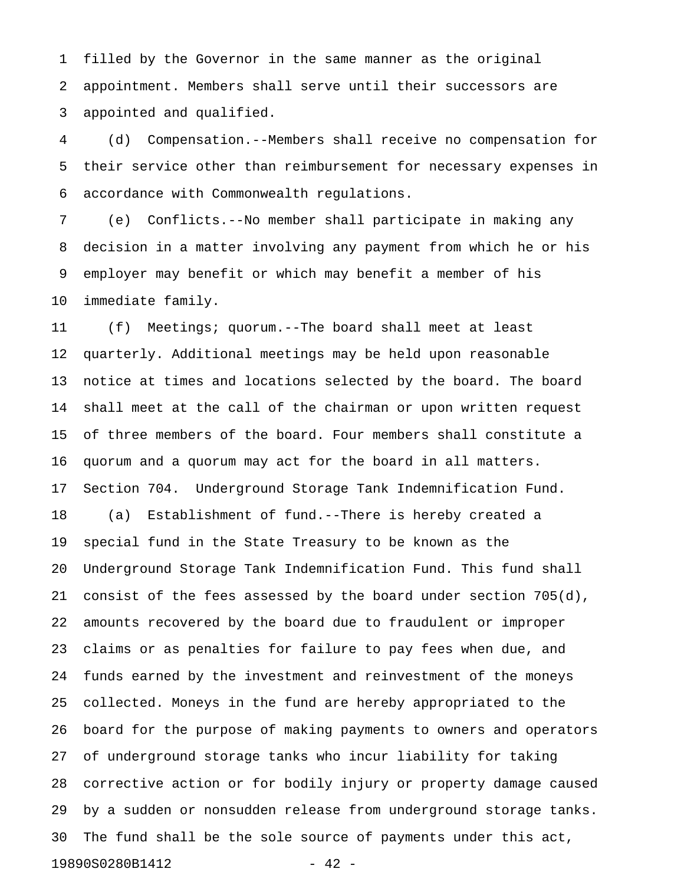filled by the Governor in the same manner as the original appointment. Members shall serve until their successors are appointed and qualified.

(d) Compensation.--Members shall receive no compensation for their service other than reimbursement for necessary expenses in accordance with Commonwealth regulations.

(e) Conflicts.--No member shall participate in making any decision in a matter involving any payment from which he or his employer may benefit or which may benefit a member of his immediate family.

(f) Meetings; quorum.--The board shall meet at least quarterly. Additional meetings may be held upon reasonable notice at times and locations selected by the board. The board shall meet at the call of the chairman or upon written request of three members of the board. Four members shall constitute a quorum and a quorum may act for the board in all matters.

Section 704. Underground Storage Tank Indemnification Fund.

(a) Establishment of fund.--There is hereby created a special fund in the State Treasury to be known as the Underground Storage Tank Indemnification Fund. This fund shall consist of the fees assessed by the board under section 705(d), amounts recovered by the board due to fraudulent or improper claims or as penalties for failure to pay fees when due, and funds earned by the investment and reinvestment of the moneys collected. Moneys in the fund are hereby appropriated to the board for the purpose of making payments to owners and operators of underground storage tanks who incur liability for taking corrective action or for bodily injury or property damage caused by a sudden or nonsudden release from underground storage tanks. The fund shall be the sole source of payments under this act,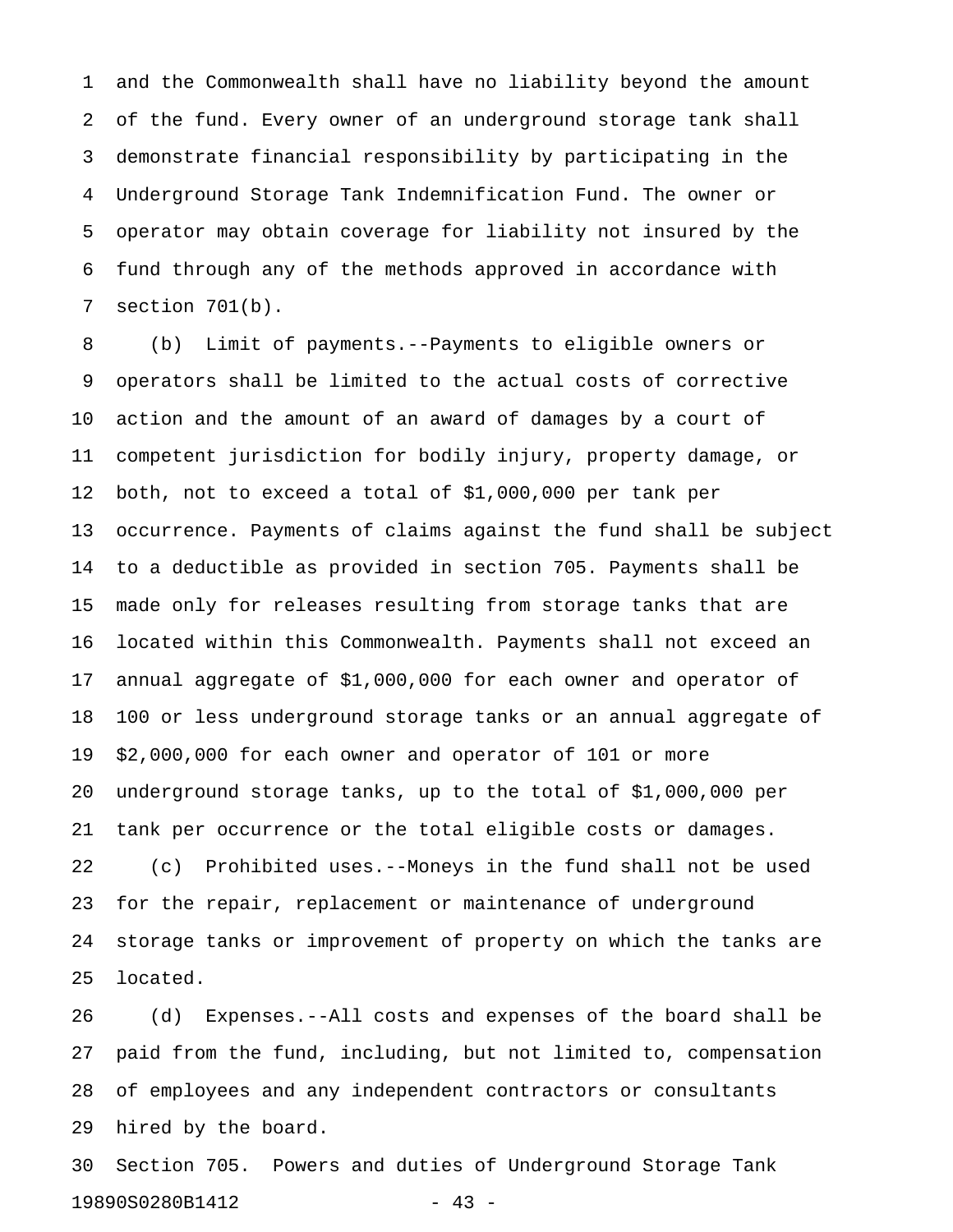and the Commonwealth shall have no liability beyond the amount of the fund. Every owner of an underground storage tank shall demonstrate financial responsibility by participating in the Underground Storage Tank Indemnification Fund. The owner or operator may obtain coverage for liability not insured by the fund through any of the methods approved in accordance with section 701(b).

(b) Limit of payments.--Payments to eligible owners or operators shall be limited to the actual costs of corrective action and the amount of an award of damages by a court of competent jurisdiction for bodily injury, property damage, or both, not to exceed a total of $1,000,000 per tank per occurrence. Payments of claims against the fund shall be subject to a deductible as provided in section 705. Payments shall be made only for releases resulting from storage tanks that are located within this Commonwealth. Payments shall not exceed an annual aggregate of $1,000,000 for each owner and operator of 100 or less underground storage tanks or an annual aggregate of $2,000,000 for each owner and operator of 101 or more underground storage tanks, up to the total of $1,000,000 per tank per occurrence or the total eligible costs or damages.

(c) Prohibited uses.--Moneys in the fund shall not be used for the repair, replacement or maintenance of underground storage tanks or improvement of property on which the tanks are located.

(d) Expenses.--All costs and expenses of the board shall be paid from the fund, including, but not limited to, compensation of employees and any independent contractors or consultants hired by the board.

Section 705. Powers and duties of Underground Storage Tank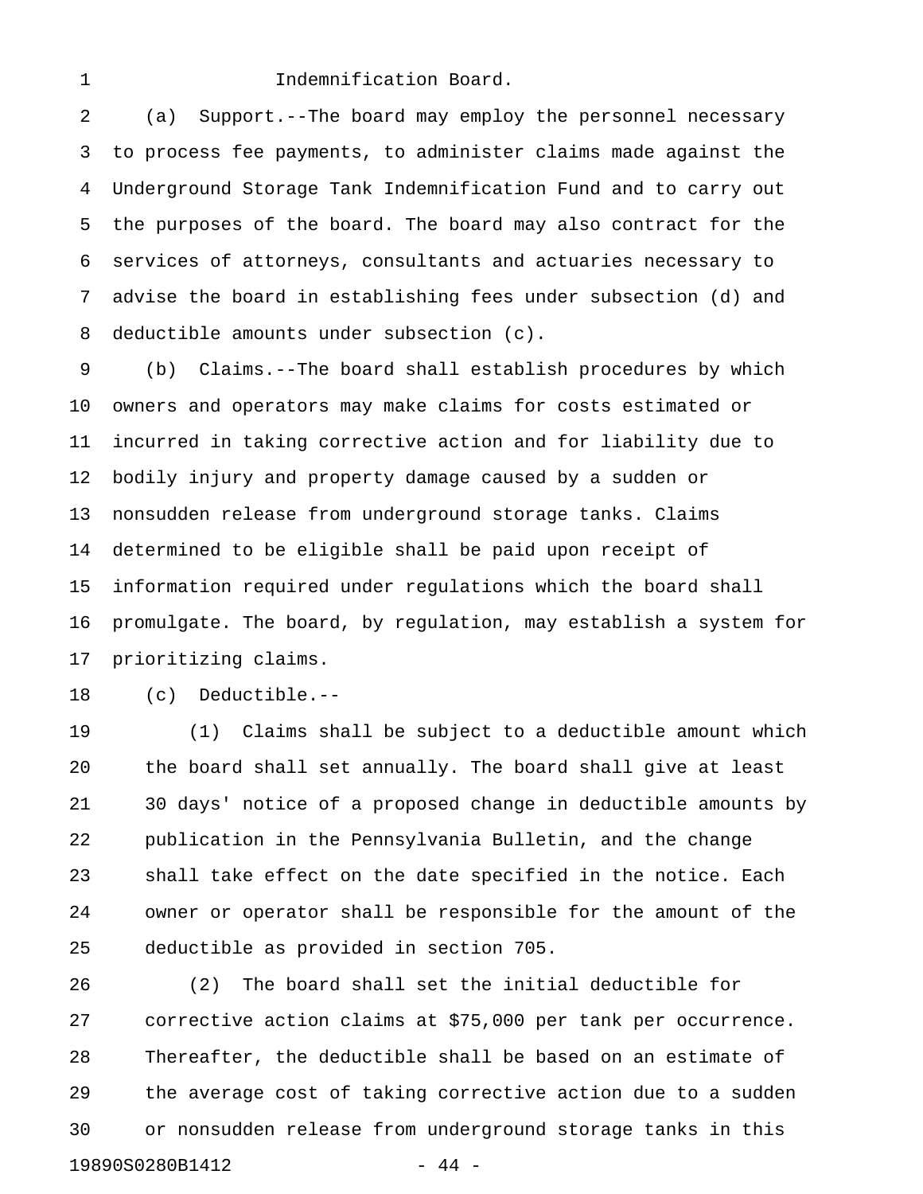Indemnification Board.

(a) Support.--The board may employ the personnel necessary to process fee payments, to administer claims made against the Underground Storage Tank Indemnification Fund and to carry out the purposes of the board. The board may also contract for the services of attorneys, consultants and actuaries necessary to advise the board in establishing fees under subsection (d) and deductible amounts under subsection (c).

(b) Claims.--The board shall establish procedures by which owners and operators may make claims for costs estimated or incurred in taking corrective action and for liability due to bodily injury and property damage caused by a sudden or nonsudden release from underground storage tanks. Claims determined to be eligible shall be paid upon receipt of information required under regulations which the board shall promulgate. The board, by regulation, may establish a system for prioritizing claims.

(c) Deductible.--

(1) Claims shall be subject to a deductible amount which the board shall set annually. The board shall give at least 30 days' notice of a proposed change in deductible amounts by publication in the Pennsylvania Bulletin, and the change shall take effect on the date specified in the notice. Each owner or operator shall be responsible for the amount of the deductible as provided in section 705.

(2) The board shall set the initial deductible for corrective action claims at $75,000 per tank per occurrence. Thereafter, the deductible shall be based on an estimate of the average cost of taking corrective action due to a sudden or nonsudden release from underground storage tanks in this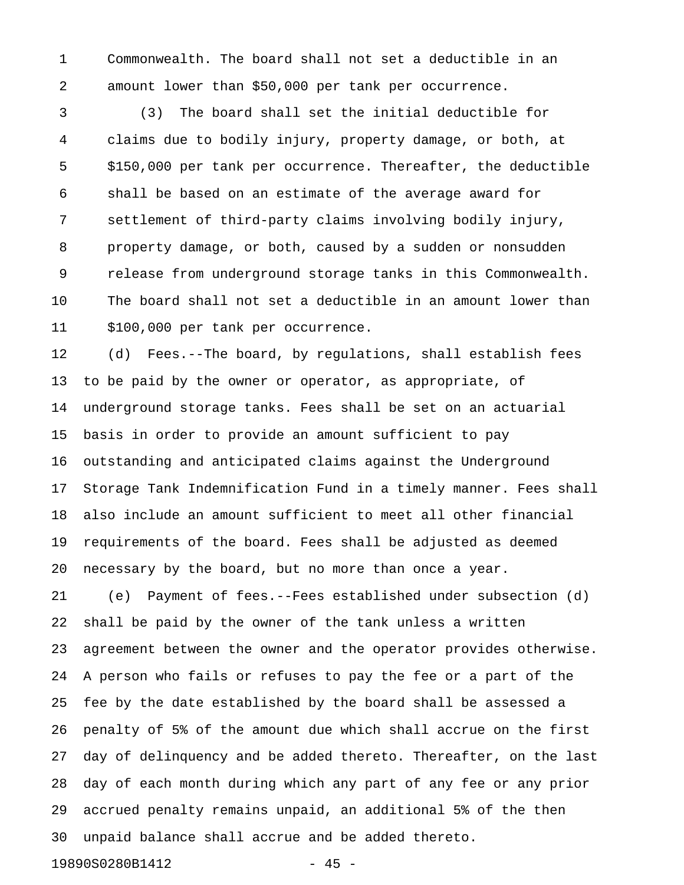Commonwealth. The board shall not set a deductible in an amount lower than $50,000 per tank per occurrence.

(3) The board shall set the initial deductible for claims due to bodily injury, property damage, or both, at $150,000 per tank per occurrence. Thereafter, the deductible shall be based on an estimate of the average award for settlement of third-party claims involving bodily injury, property damage, or both, caused by a sudden or nonsudden release from underground storage tanks in this Commonwealth. The board shall not set a deductible in an amount lower than $100,000 per tank per occurrence.

(d) Fees.--The board, by regulations, shall establish fees to be paid by the owner or operator, as appropriate, of underground storage tanks. Fees shall be set on an actuarial basis in order to provide an amount sufficient to pay outstanding and anticipated claims against the Underground Storage Tank Indemnification Fund in a timely manner. Fees shall also include an amount sufficient to meet all other financial requirements of the board. Fees shall be adjusted as deemed necessary by the board, but no more than once a year.

(e) Payment of fees.--Fees established under subsection (d) shall be paid by the owner of the tank unless a written agreement between the owner and the operator provides otherwise. A person who fails or refuses to pay the fee or a part of the fee by the date established by the board shall be assessed a penalty of 5% of the amount due which shall accrue on the first day of delinquency and be added thereto. Thereafter, on the last day of each month during which any part of any fee or any prior accrued penalty remains unpaid, an additional 5% of the then unpaid balance shall accrue and be added thereto.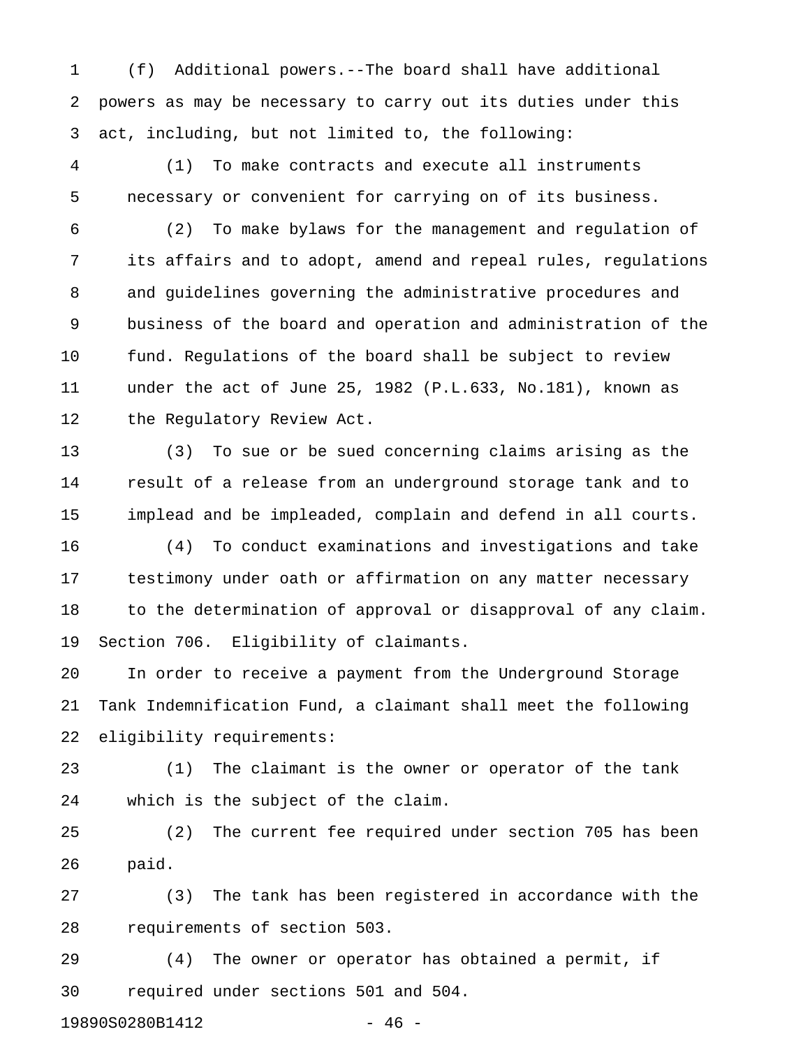(f) Additional powers.--The board shall have additional powers as may be necessary to carry out its duties under this act, including, but not limited to, the following:

(1) To make contracts and execute all instruments necessary or convenient for carrying on of its business.

(2) To make bylaws for the management and regulation of its affairs and to adopt, amend and repeal rules, regulations and guidelines governing the administrative procedures and business of the board and operation and administration of the fund. Regulations of the board shall be subject to review under the act of June 25, 1982 (P.L.633, No.181), known as the Regulatory Review Act.

(3) To sue or be sued concerning claims arising as the result of a release from an underground storage tank and to implead and be impleaded, complain and defend in all courts.

(4) To conduct examinations and investigations and take testimony under oath or affirmation on any matter necessary to the determination of approval or disapproval of any claim.

Section 706. Eligibility of claimants.

In order to receive a payment from the Underground Storage Tank Indemnification Fund, a claimant shall meet the following eligibility requirements:

(1) The claimant is the owner or operator of the tank which is the subject of the claim.

(2) The current fee required under section 705 has been paid.

(3) The tank has been registered in accordance with the requirements of section 503.

(4) The owner or operator has obtained a permit, if required under sections 501 and 504.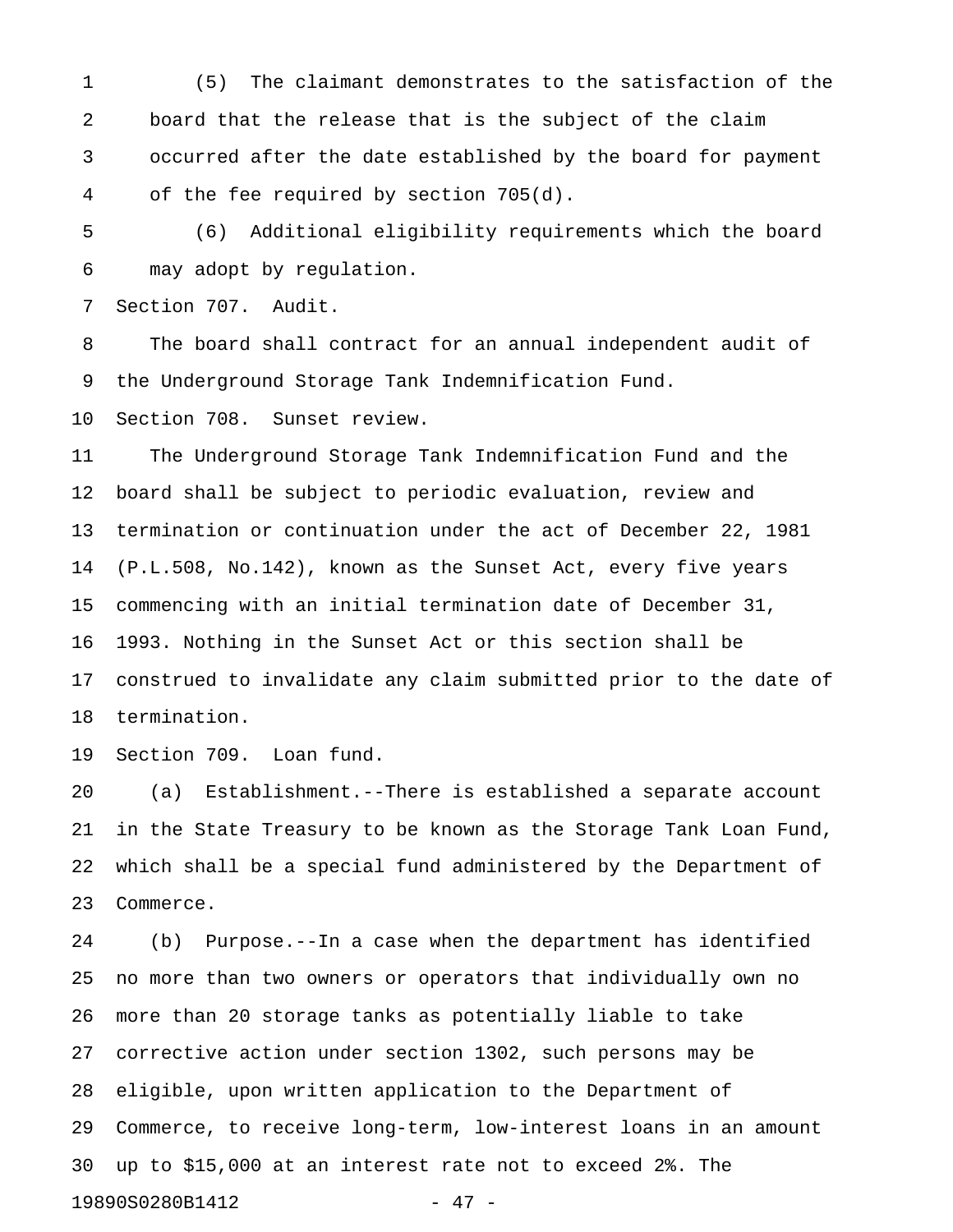(5) The claimant demonstrates to the satisfaction of the board that the release that is the subject of the claim occurred after the date established by the board for payment of the fee required by section 705(d).

(6) Additional eligibility requirements which the board may adopt by regulation.

Section 707. Audit.

The board shall contract for an annual independent audit of the Underground Storage Tank Indemnification Fund.

Section 708. Sunset review.

The Underground Storage Tank Indemnification Fund and the board shall be subject to periodic evaluation, review and termination or continuation under the act of December 22, 1981 (P.L.508, No.142), known as the Sunset Act, every five years commencing with an initial termination date of December 31, 1993. Nothing in the Sunset Act or this section shall be construed to invalidate any claim submitted prior to the date of termination.

Section 709. Loan fund.

(a) Establishment.--There is established a separate account in the State Treasury to be known as the Storage Tank Loan Fund, which shall be a special fund administered by the Department of Commerce.

(b) Purpose.--In a case when the department has identified no more than two owners or operators that individually own no more than 20 storage tanks as potentially liable to take corrective action under section 1302, such persons may be eligible, upon written application to the Department of Commerce, to receive long-term, low-interest loans in an amount up to $15,000 at an interest rate not to exceed 2%. The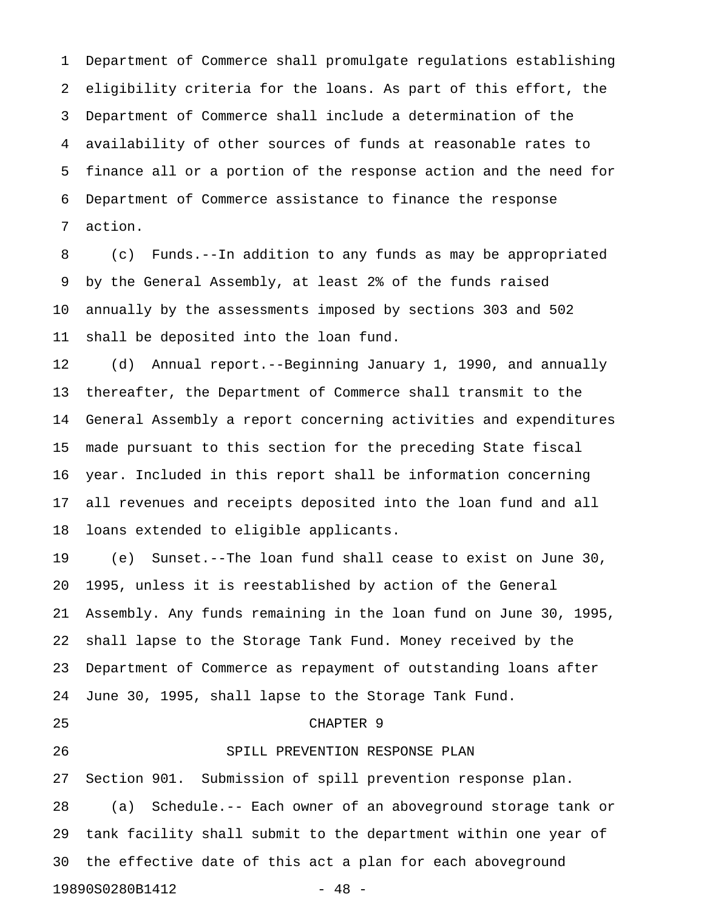Department of Commerce shall promulgate regulations establishing eligibility criteria for the loans. As part of this effort, the Department of Commerce shall include a determination of the availability of other sources of funds at reasonable rates to finance all or a portion of the response action and the need for Department of Commerce assistance to finance the response action.

(c) Funds.--In addition to any funds as may be appropriated by the General Assembly, at least 2% of the funds raised annually by the assessments imposed by sections 303 and 502 shall be deposited into the loan fund.

(d) Annual report.--Beginning January 1, 1990, and annually thereafter, the Department of Commerce shall transmit to the General Assembly a report concerning activities and expenditures made pursuant to this section for the preceding State fiscal year. Included in this report shall be information concerning all revenues and receipts deposited into the loan fund and all loans extended to eligible applicants.

(e) Sunset.--The loan fund shall cease to exist on June 30, 1995, unless it is reestablished by action of the General Assembly. Any funds remaining in the loan fund on June 30, 1995, shall lapse to the Storage Tank Fund. Money received by the Department of Commerce as repayment of outstanding loans after June 30, 1995, shall lapse to the Storage Tank Fund.

## CHAPTER 9

## SPILL PREVENTION RESPONSE PLAN

Section 901. Submission of spill prevention response plan.

(a) Schedule.-- Each owner of an aboveground storage tank or tank facility shall submit to the department within one year of the effective date of this act a plan for each aboveground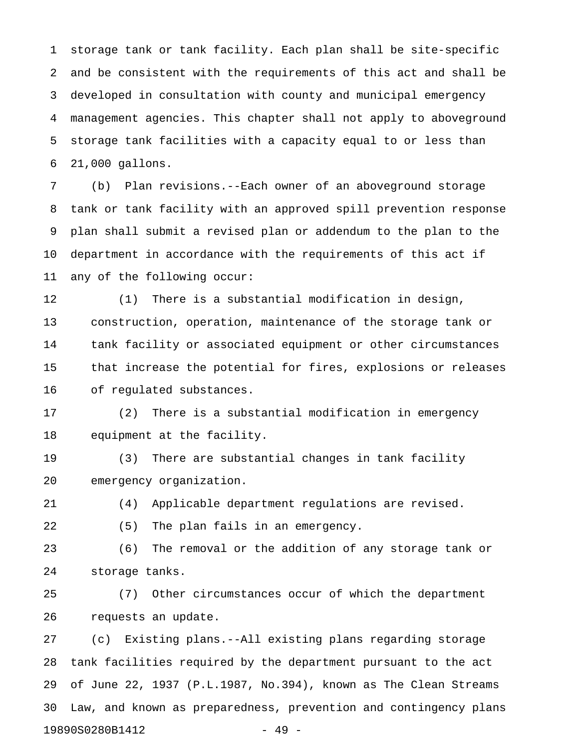storage tank or tank facility. Each plan shall be site-specific and be consistent with the requirements of this act and shall be developed in consultation with county and municipal emergency management agencies. This chapter shall not apply to aboveground storage tank facilities with a capacity equal to or less than 21,000 gallons.

(b) Plan revisions.--Each owner of an aboveground storage tank or tank facility with an approved spill prevention response plan shall submit a revised plan or addendum to the plan to the department in accordance with the requirements of this act if any of the following occur:

(1) There is a substantial modification in design, construction, operation, maintenance of the storage tank or tank facility or associated equipment or other circumstances that increase the potential for fires, explosions or releases of regulated substances.

(2) There is a substantial modification in emergency equipment at the facility.

(3) There are substantial changes in tank facility emergency organization.

(4) Applicable department regulations are revised.

(5) The plan fails in an emergency.

(6) The removal or the addition of any storage tank or storage tanks.

(7) Other circumstances occur of which the department requests an update.

(c) Existing plans.--All existing plans regarding storage tank facilities required by the department pursuant to the act of June 22, 1937 (P.L.1987, No.394), known as The Clean Streams Law, and known as preparedness, prevention and contingency plans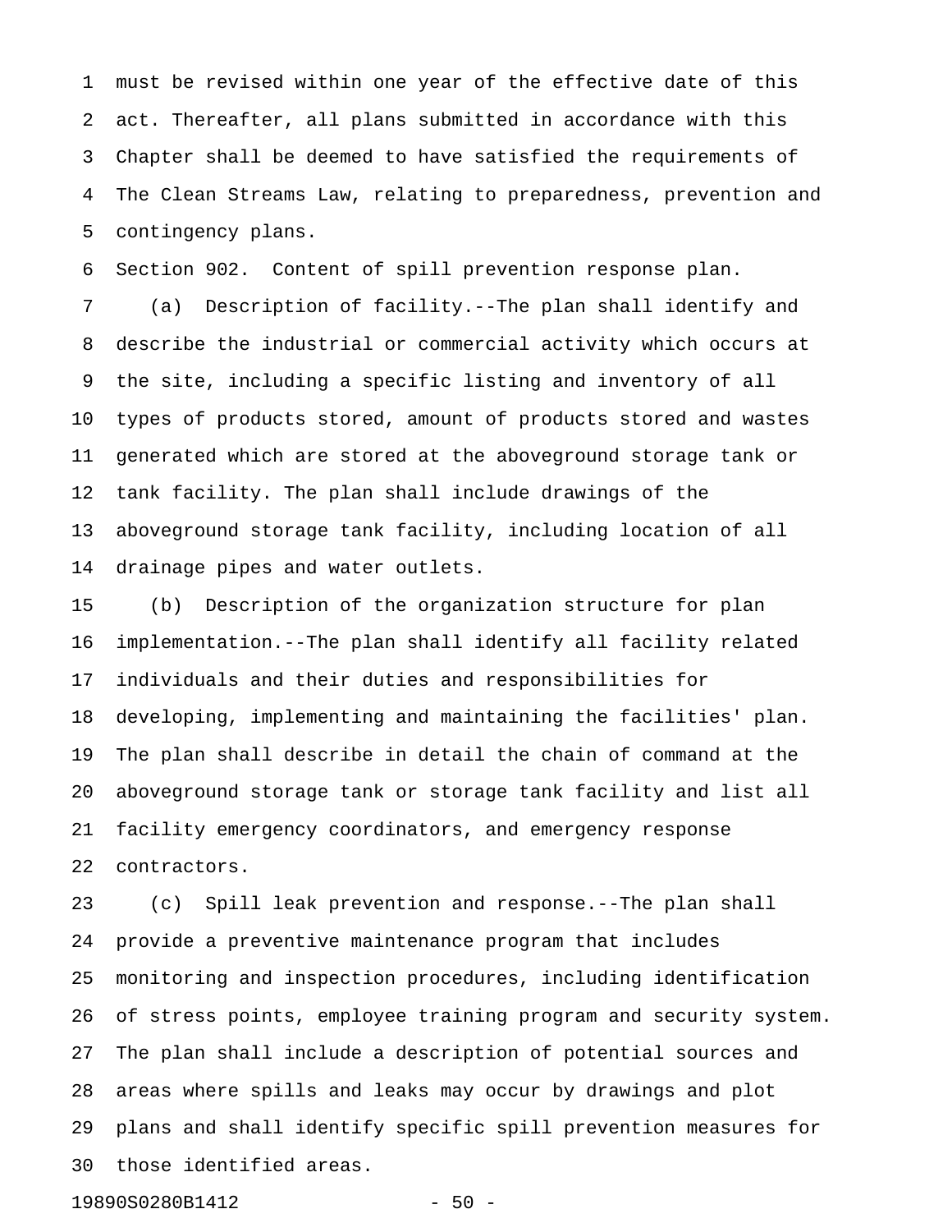must be revised within one year of the effective date of this act. Thereafter, all plans submitted in accordance with this Chapter shall be deemed to have satisfied the requirements of The Clean Streams Law, relating to preparedness, prevention and contingency plans.

Section 902. Content of spill prevention response plan.

(a) Description of facility.--The plan shall identify and describe the industrial or commercial activity which occurs at the site, including a specific listing and inventory of all types of products stored, amount of products stored and wastes generated which are stored at the aboveground storage tank or tank facility. The plan shall include drawings of the aboveground storage tank facility, including location of all drainage pipes and water outlets.

(b) Description of the organization structure for plan implementation.--The plan shall identify all facility related individuals and their duties and responsibilities for developing, implementing and maintaining the facilities' plan. The plan shall describe in detail the chain of command at the aboveground storage tank or storage tank facility and list all facility emergency coordinators, and emergency response contractors.

(c) Spill leak prevention and response.--The plan shall provide a preventive maintenance program that includes monitoring and inspection procedures, including identification of stress points, employee training program and security system. The plan shall include a description of potential sources and areas where spills and leaks may occur by drawings and plot plans and shall identify specific spill prevention measures for those identified areas.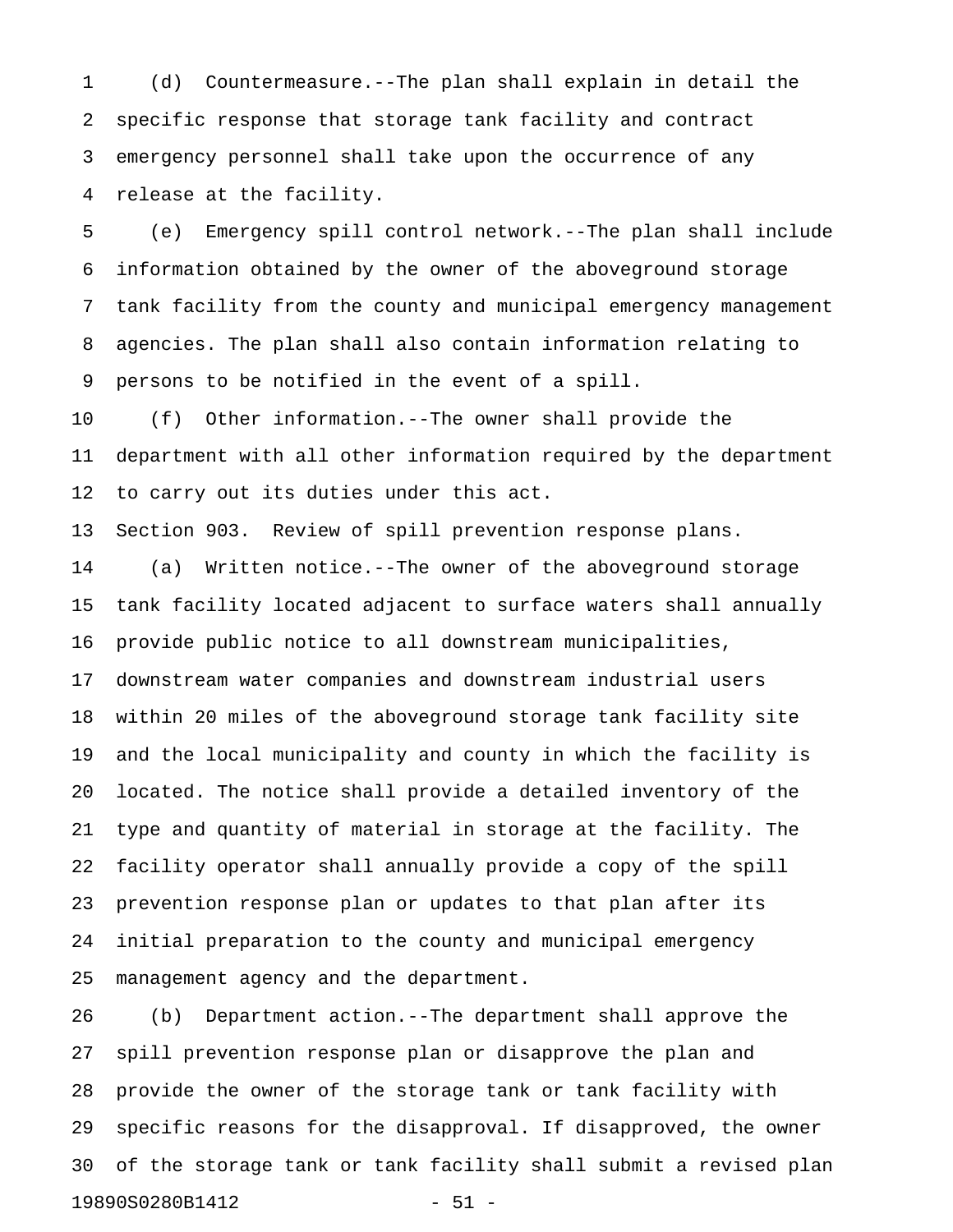(d) Countermeasure.--The plan shall explain in detail the specific response that storage tank facility and contract emergency personnel shall take upon the occurrence of any release at the facility.

(e) Emergency spill control network.--The plan shall include information obtained by the owner of the aboveground storage tank facility from the county and municipal emergency management agencies. The plan shall also contain information relating to persons to be notified in the event of a spill.

(f) Other information.--The owner shall provide the department with all other information required by the department to carry out its duties under this act.

Section 903. Review of spill prevention response plans.

(a) Written notice.--The owner of the aboveground storage tank facility located adjacent to surface waters shall annually provide public notice to all downstream municipalities, downstream water companies and downstream industrial users within 20 miles of the aboveground storage tank facility site and the local municipality and county in which the facility is located. The notice shall provide a detailed inventory of the type and quantity of material in storage at the facility. The facility operator shall annually provide a copy of the spill prevention response plan or updates to that plan after its initial preparation to the county and municipal emergency management agency and the department.

(b) Department action.--The department shall approve the spill prevention response plan or disapprove the plan and provide the owner of the storage tank or tank facility with specific reasons for the disapproval. If disapproved, the owner of the storage tank or tank facility shall submit a revised plan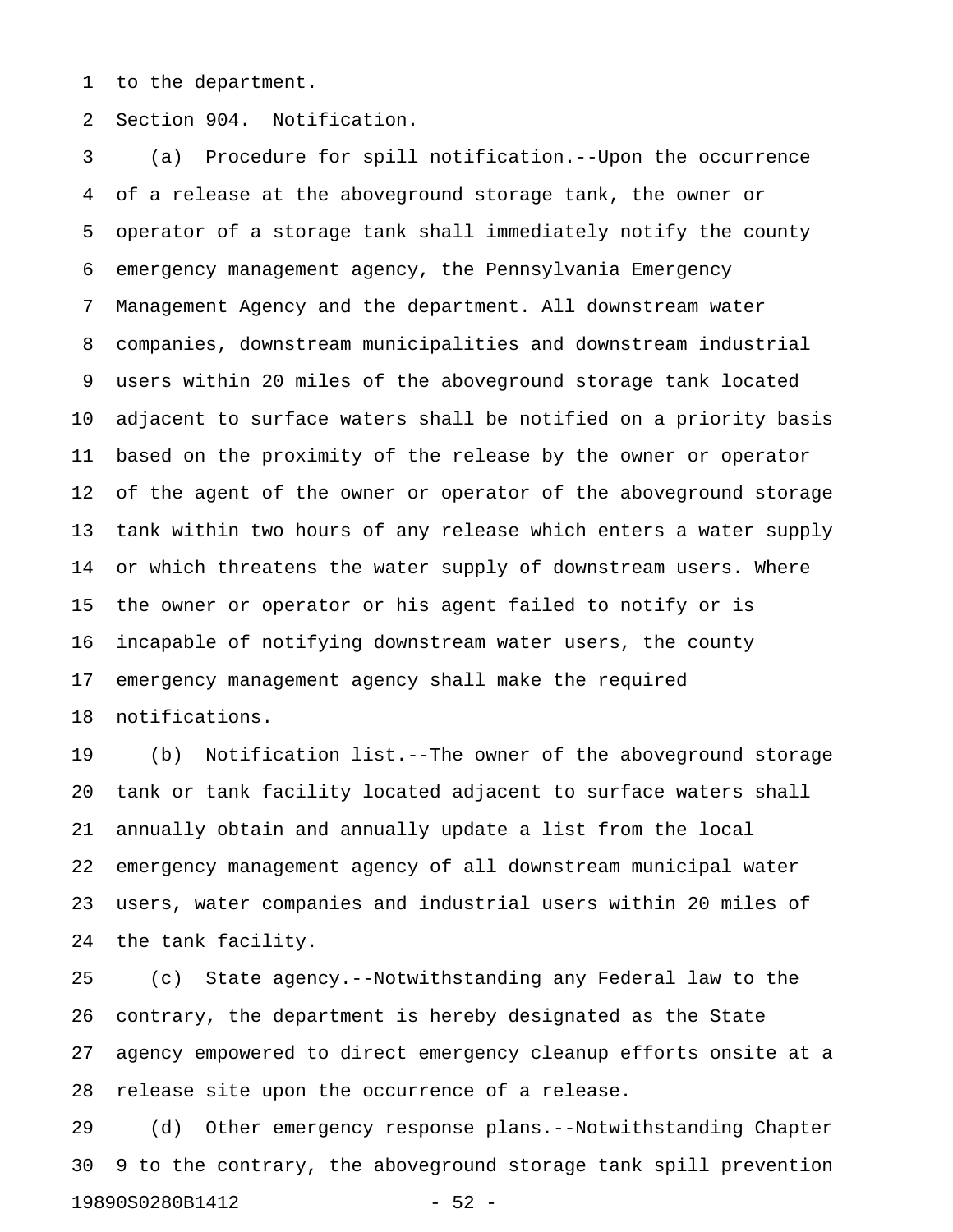to the department.

Section 904. Notification.

(a) Procedure for spill notification.--Upon the occurrence of a release at the aboveground storage tank, the owner or operator of a storage tank shall immediately notify the county emergency management agency, the Pennsylvania Emergency Management Agency and the department. All downstream water companies, downstream municipalities and downstream industrial users within 20 miles of the aboveground storage tank located adjacent to surface waters shall be notified on a priority basis based on the proximity of the release by the owner or operator of the agent of the owner or operator of the aboveground storage tank within two hours of any release which enters a water supply or which threatens the water supply of downstream users. Where the owner or operator or his agent failed to notify or is incapable of notifying downstream water users, the county emergency management agency shall make the required notifications.

(b) Notification list.--The owner of the aboveground storage tank or tank facility located adjacent to surface waters shall annually obtain and annually update a list from the local emergency management agency of all downstream municipal water users, water companies and industrial users within 20 miles of the tank facility.

(c) State agency.--Notwithstanding any Federal law to the contrary, the department is hereby designated as the State agency empowered to direct emergency cleanup efforts onsite at a release site upon the occurrence of a release.

(d) Other emergency response plans.--Notwithstanding Chapter 9 to the contrary, the aboveground storage tank spill prevention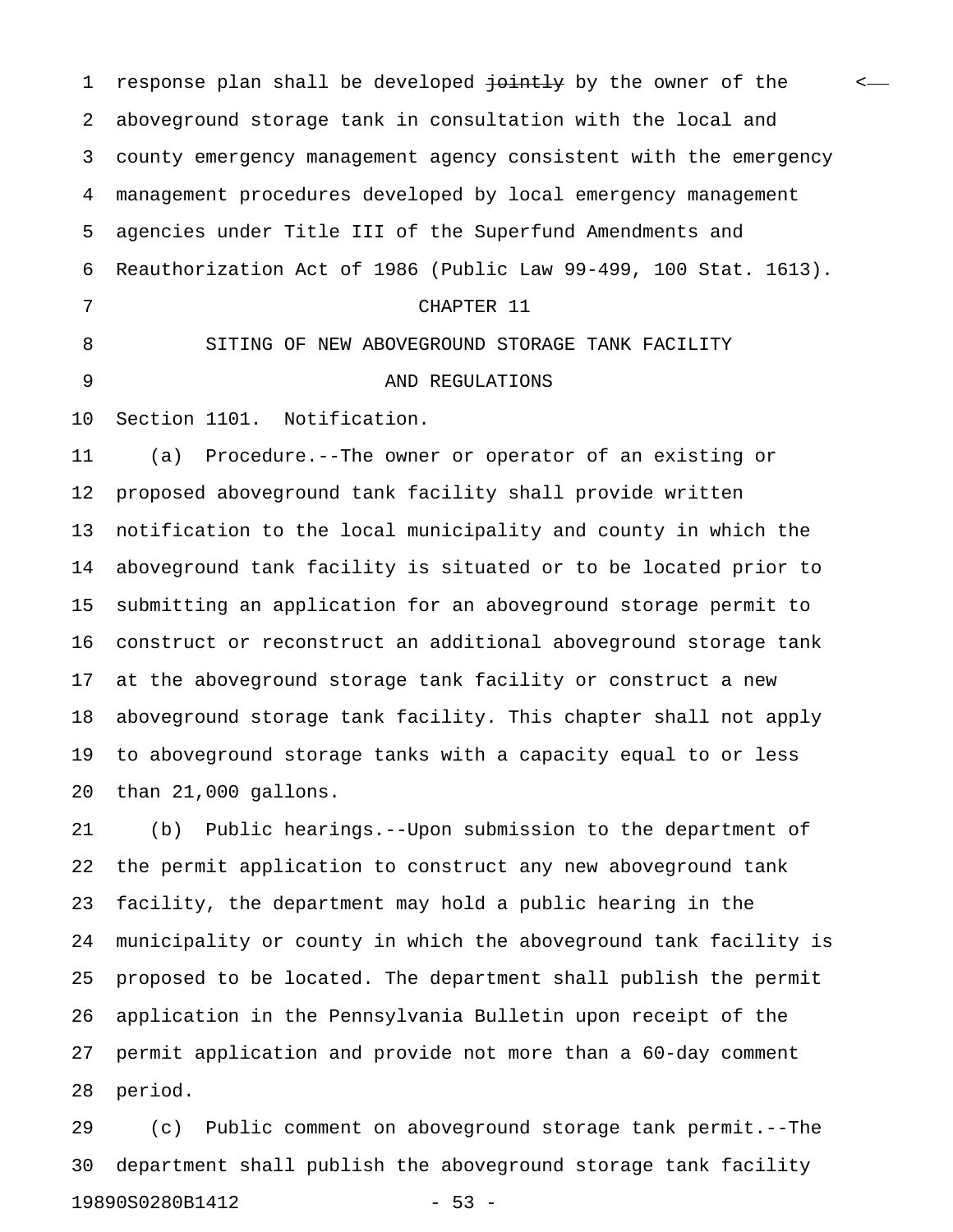response plan shall be developed ~~jointly~~ by the owner of the aboveground storage tank in consultation with the local and county emergency management agency consistent with the emergency management procedures developed by local emergency management agencies under Title III of the Superfund Amendments and Reauthorization Act of 1986 (Public Law 99-499, 100 Stat. 1613).

## CHAPTER 11

## SITING OF NEW ABOVEGROUND STORAGE TANK FACILITY AND REGULATIONS

Section 1101. Notification.

(a) Procedure.--The owner or operator of an existing or proposed aboveground tank facility shall provide written notification to the local municipality and county in which the aboveground tank facility is situated or to be located prior to submitting an application for an aboveground storage permit to construct or reconstruct an additional aboveground storage tank at the aboveground storage tank facility or construct a new aboveground storage tank facility. This chapter shall not apply to aboveground storage tanks with a capacity equal to or less than 21,000 gallons.

(b) Public hearings.--Upon submission to the department of the permit application to construct any new aboveground tank facility, the department may hold a public hearing in the municipality or county in which the aboveground tank facility is proposed to be located. The department shall publish the permit application in the Pennsylvania Bulletin upon receipt of the permit application and provide not more than a 60-day comment period.

(c) Public comment on aboveground storage tank permit.--The department shall publish the aboveground storage tank facility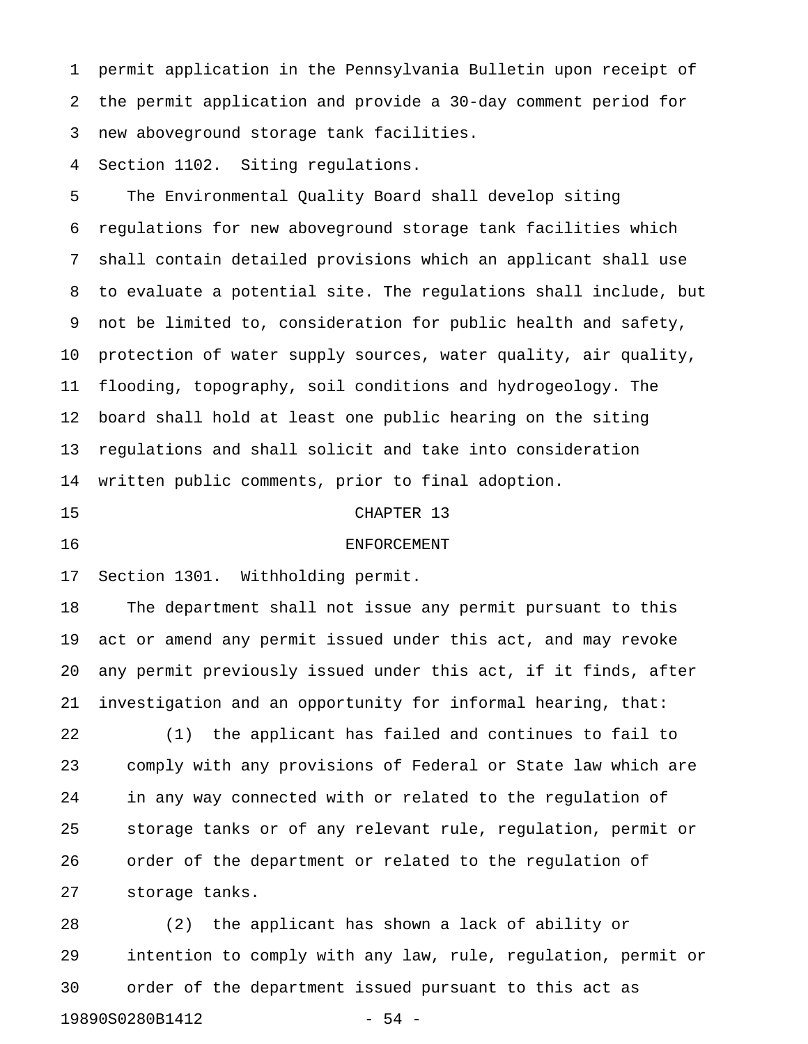permit application in the Pennsylvania Bulletin upon receipt of the permit application and provide a 30-day comment period for new aboveground storage tank facilities.

Section 1102. Siting regulations.

The Environmental Quality Board shall develop siting regulations for new aboveground storage tank facilities which shall contain detailed provisions which an applicant shall use to evaluate a potential site. The regulations shall include, but not be limited to, consideration for public health and safety, protection of water supply sources, water quality, air quality, flooding, topography, soil conditions and hydrogeology. The board shall hold at least one public hearing on the siting regulations and shall solicit and take into consideration written public comments, prior to final adoption.

## CHAPTER 13

## ENFORCEMENT

Section 1301. Withholding permit.

The department shall not issue any permit pursuant to this act or amend any permit issued under this act, and may revoke any permit previously issued under this act, if it finds, after investigation and an opportunity for informal hearing, that:

(1) the applicant has failed and continues to fail to comply with any provisions of Federal or State law which are in any way connected with or related to the regulation of storage tanks or of any relevant rule, regulation, permit or order of the department or related to the regulation of storage tanks.

(2) the applicant has shown a lack of ability or intention to comply with any law, rule, regulation, permit or order of the department issued pursuant to this act as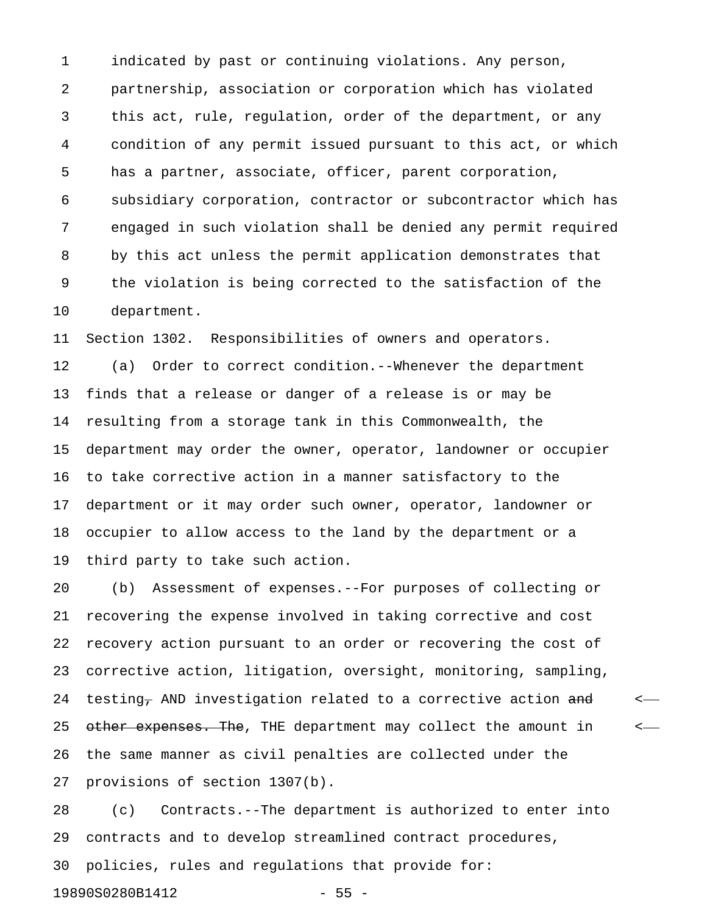indicated by past or continuing violations. Any person, partnership, association or corporation which has violated this act, rule, regulation, order of the department, or any condition of any permit issued pursuant to this act, or which has a partner, associate, officer, parent corporation, subsidiary corporation, contractor or subcontractor which has engaged in such violation shall be denied any permit required by this act unless the permit application demonstrates that the violation is being corrected to the satisfaction of the department.

Section 1302. Responsibilities of owners and operators.

(a) Order to correct condition.--Whenever the department finds that a release or danger of a release is or may be resulting from a storage tank in this Commonwealth, the department may order the owner, operator, landowner or occupier to take corrective action in a manner satisfactory to the department or it may order such owner, operator, landowner or occupier to allow access to the land by the department or a third party to take such action.

(b) Assessment of expenses.--For purposes of collecting or recovering the expense involved in taking corrective and cost recovery action pursuant to an order or recovering the cost of corrective action, litigation, oversight, monitoring, sampling, testing~~,~~ AND investigation related to a corrective action ~~and other expenses. The~~, THE department may collect the amount in the same manner as civil penalties are collected under the provisions of section 1307(b).

(c) Contracts.--The department is authorized to enter into contracts and to develop streamlined contract procedures, policies, rules and regulations that provide for: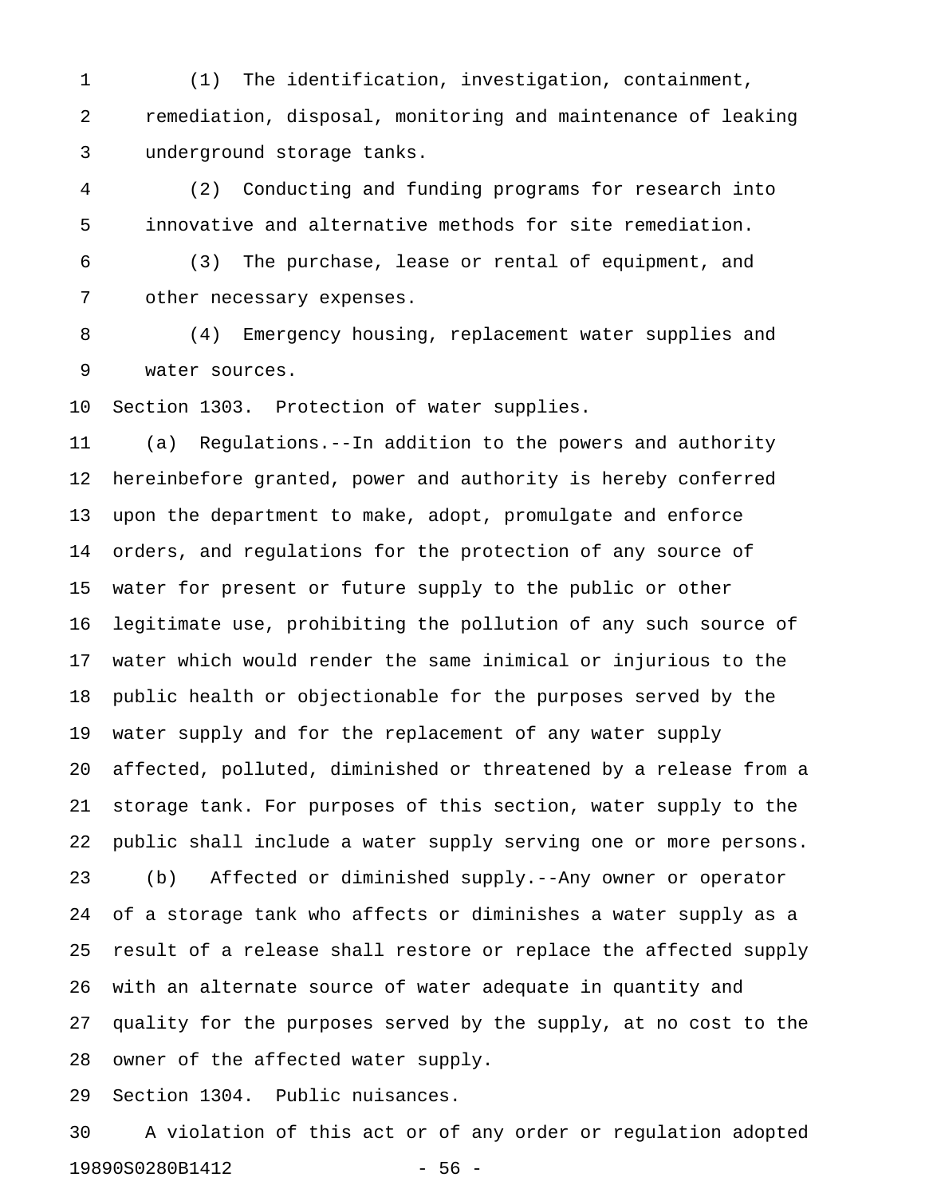(1) The identification, investigation, containment, remediation, disposal, monitoring and maintenance of leaking underground storage tanks.

(2) Conducting and funding programs for research into innovative and alternative methods for site remediation.

(3) The purchase, lease or rental of equipment, and other necessary expenses.

(4) Emergency housing, replacement water supplies and water sources.

Section 1303. Protection of water supplies.

(a) Regulations.--In addition to the powers and authority hereinbefore granted, power and authority is hereby conferred upon the department to make, adopt, promulgate and enforce orders, and regulations for the protection of any source of water for present or future supply to the public or other legitimate use, prohibiting the pollution of any such source of water which would render the same inimical or injurious to the public health or objectionable for the purposes served by the water supply and for the replacement of any water supply affected, polluted, diminished or threatened by a release from a storage tank. For purposes of this section, water supply to the public shall include a water supply serving one or more persons.

(b) Affected or diminished supply.--Any owner or operator of a storage tank who affects or diminishes a water supply as a result of a release shall restore or replace the affected supply with an alternate source of water adequate in quantity and quality for the purposes served by the supply, at no cost to the owner of the affected water supply.

Section 1304. Public nuisances.

A violation of this act or of any order or regulation adopted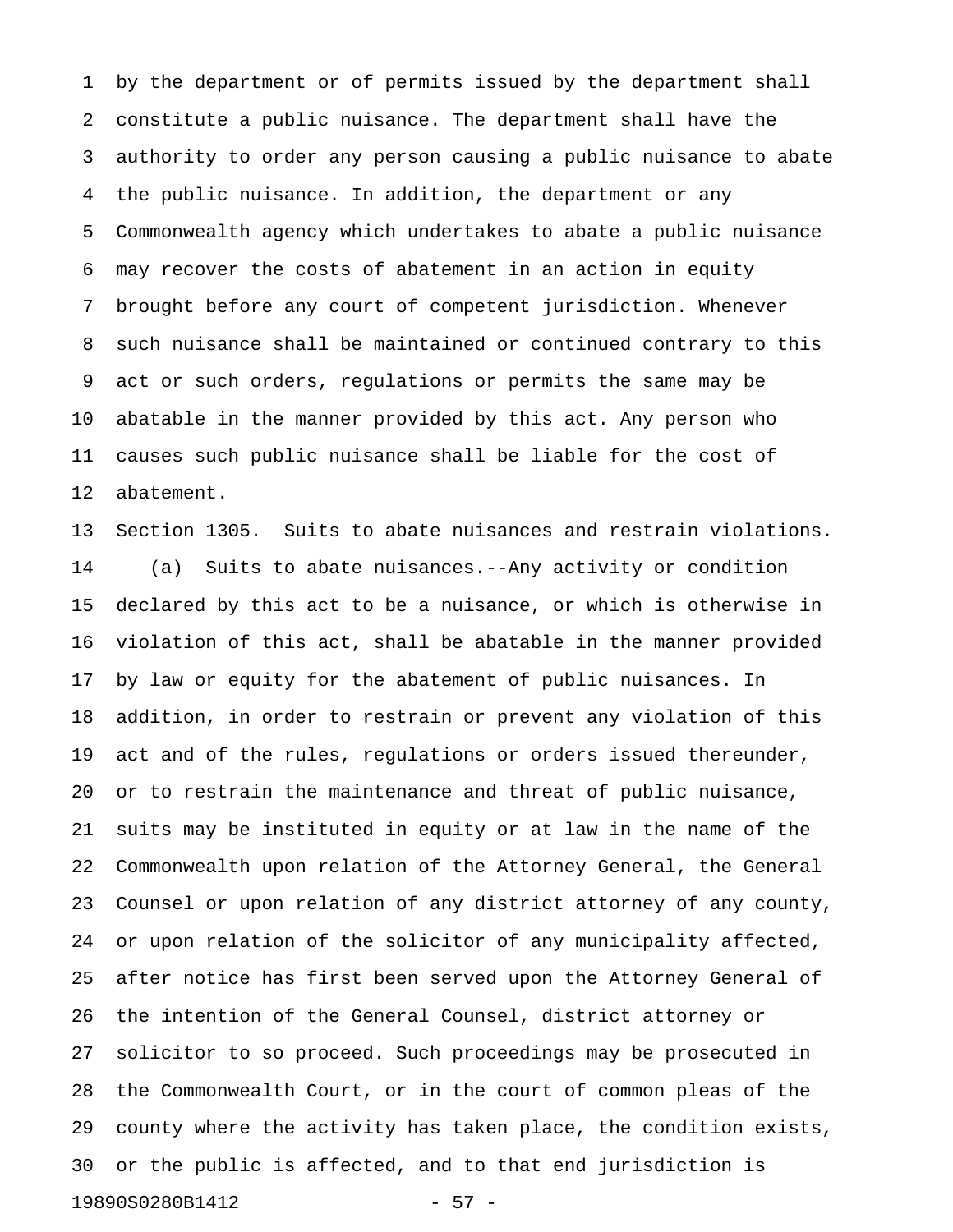by the department or of permits issued by the department shall constitute a public nuisance. The department shall have the authority to order any person causing a public nuisance to abate the public nuisance. In addition, the department or any Commonwealth agency which undertakes to abate a public nuisance may recover the costs of abatement in an action in equity brought before any court of competent jurisdiction. Whenever such nuisance shall be maintained or continued contrary to this act or such orders, regulations or permits the same may be abatable in the manner provided by this act. Any person who causes such public nuisance shall be liable for the cost of abatement.

Section 1305. Suits to abate nuisances and restrain violations.

(a) Suits to abate nuisances.--Any activity or condition declared by this act to be a nuisance, or which is otherwise in violation of this act, shall be abatable in the manner provided by law or equity for the abatement of public nuisances. In addition, in order to restrain or prevent any violation of this act and of the rules, regulations or orders issued thereunder, or to restrain the maintenance and threat of public nuisance, suits may be instituted in equity or at law in the name of the Commonwealth upon relation of the Attorney General, the General Counsel or upon relation of any district attorney of any county, or upon relation of the solicitor of any municipality affected, after notice has first been served upon the Attorney General of the intention of the General Counsel, district attorney or solicitor to so proceed. Such proceedings may be prosecuted in the Commonwealth Court, or in the court of common pleas of the county where the activity has taken place, the condition exists, or the public is affected, and to that end jurisdiction is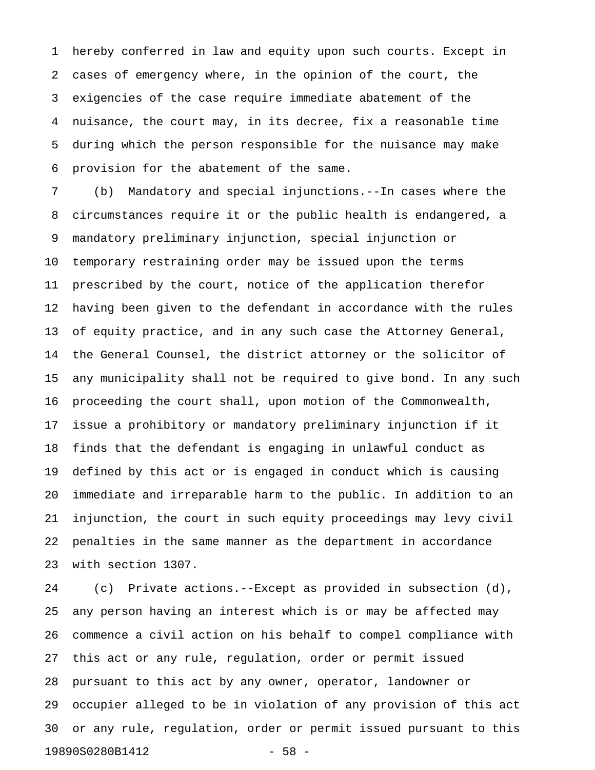hereby conferred in law and equity upon such courts. Except in cases of emergency where, in the opinion of the court, the exigencies of the case require immediate abatement of the nuisance, the court may, in its decree, fix a reasonable time during which the person responsible for the nuisance may make provision for the abatement of the same.

(b) Mandatory and special injunctions.--In cases where the circumstances require it or the public health is endangered, a mandatory preliminary injunction, special injunction or temporary restraining order may be issued upon the terms prescribed by the court, notice of the application therefor having been given to the defendant in accordance with the rules of equity practice, and in any such case the Attorney General, the General Counsel, the district attorney or the solicitor of any municipality shall not be required to give bond. In any such proceeding the court shall, upon motion of the Commonwealth, issue a prohibitory or mandatory preliminary injunction if it finds that the defendant is engaging in unlawful conduct as defined by this act or is engaged in conduct which is causing immediate and irreparable harm to the public. In addition to an injunction, the court in such equity proceedings may levy civil penalties in the same manner as the department in accordance with section 1307.

(c) Private actions.--Except as provided in subsection (d), any person having an interest which is or may be affected may commence a civil action on his behalf to compel compliance with this act or any rule, regulation, order or permit issued pursuant to this act by any owner, operator, landowner or occupier alleged to be in violation of any provision of this act or any rule, regulation, order or permit issued pursuant to this

19890S0280B1412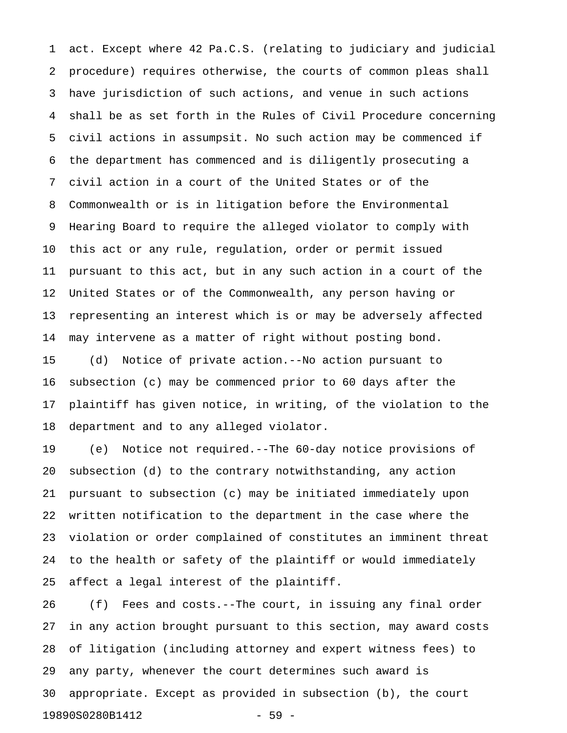act. Except where 42 Pa.C.S. (relating to judiciary and judicial procedure) requires otherwise, the courts of common pleas shall have jurisdiction of such actions, and venue in such actions shall be as set forth in the Rules of Civil Procedure concerning civil actions in assumpsit. No such action may be commenced if the department has commenced and is diligently prosecuting a civil action in a court of the United States or of the Commonwealth or is in litigation before the Environmental Hearing Board to require the alleged violator to comply with this act or any rule, regulation, order or permit issued pursuant to this act, but in any such action in a court of the United States or of the Commonwealth, any person having or representing an interest which is or may be adversely affected may intervene as a matter of right without posting bond.

(d) Notice of private action.--No action pursuant to subsection (c) may be commenced prior to 60 days after the plaintiff has given notice, in writing, of the violation to the department and to any alleged violator.

(e) Notice not required.--The 60-day notice provisions of subsection (d) to the contrary notwithstanding, any action pursuant to subsection (c) may be initiated immediately upon written notification to the department in the case where the violation or order complained of constitutes an imminent threat to the health or safety of the plaintiff or would immediately affect a legal interest of the plaintiff.

(f) Fees and costs.--The court, in issuing any final order in any action brought pursuant to this section, may award costs of litigation (including attorney and expert witness fees) to any party, whenever the court determines such award is appropriate. Except as provided in subsection (b), the court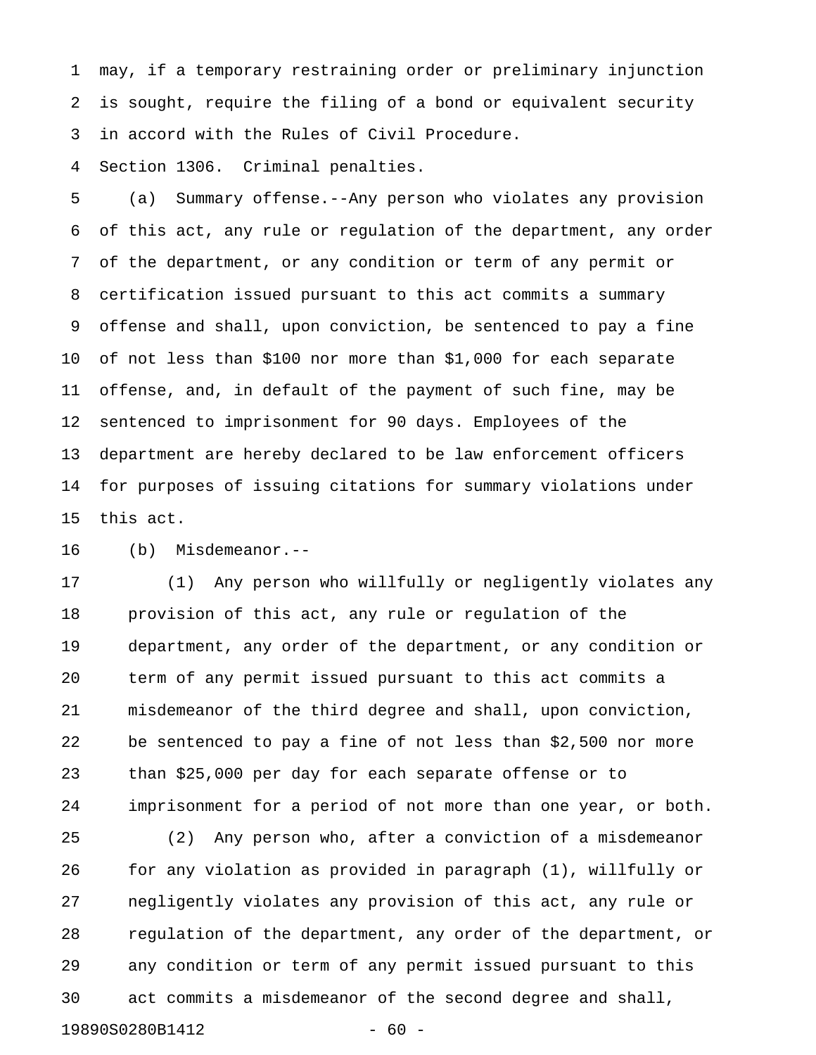may, if a temporary restraining order or preliminary injunction is sought, require the filing of a bond or equivalent security in accord with the Rules of Civil Procedure.

Section 1306. Criminal penalties.

(a) Summary offense.--Any person who violates any provision of this act, any rule or regulation of the department, any order of the department, or any condition or term of any permit or certification issued pursuant to this act commits a summary offense and shall, upon conviction, be sentenced to pay a fine of not less than $100 nor more than $1,000 for each separate offense, and, in default of the payment of such fine, may be sentenced to imprisonment for 90 days. Employees of the department are hereby declared to be law enforcement officers for purposes of issuing citations for summary violations under this act.

(b) Misdemeanor.--

(1) Any person who willfully or negligently violates any provision of this act, any rule or regulation of the department, any order of the department, or any condition or term of any permit issued pursuant to this act commits a misdemeanor of the third degree and shall, upon conviction, be sentenced to pay a fine of not less than $2,500 nor more than $25,000 per day for each separate offense or to imprisonment for a period of not more than one year, or both.

(2) Any person who, after a conviction of a misdemeanor for any violation as provided in paragraph (1), willfully or negligently violates any provision of this act, any rule or regulation of the department, any order of the department, or any condition or term of any permit issued pursuant to this act commits a misdemeanor of the second degree and shall,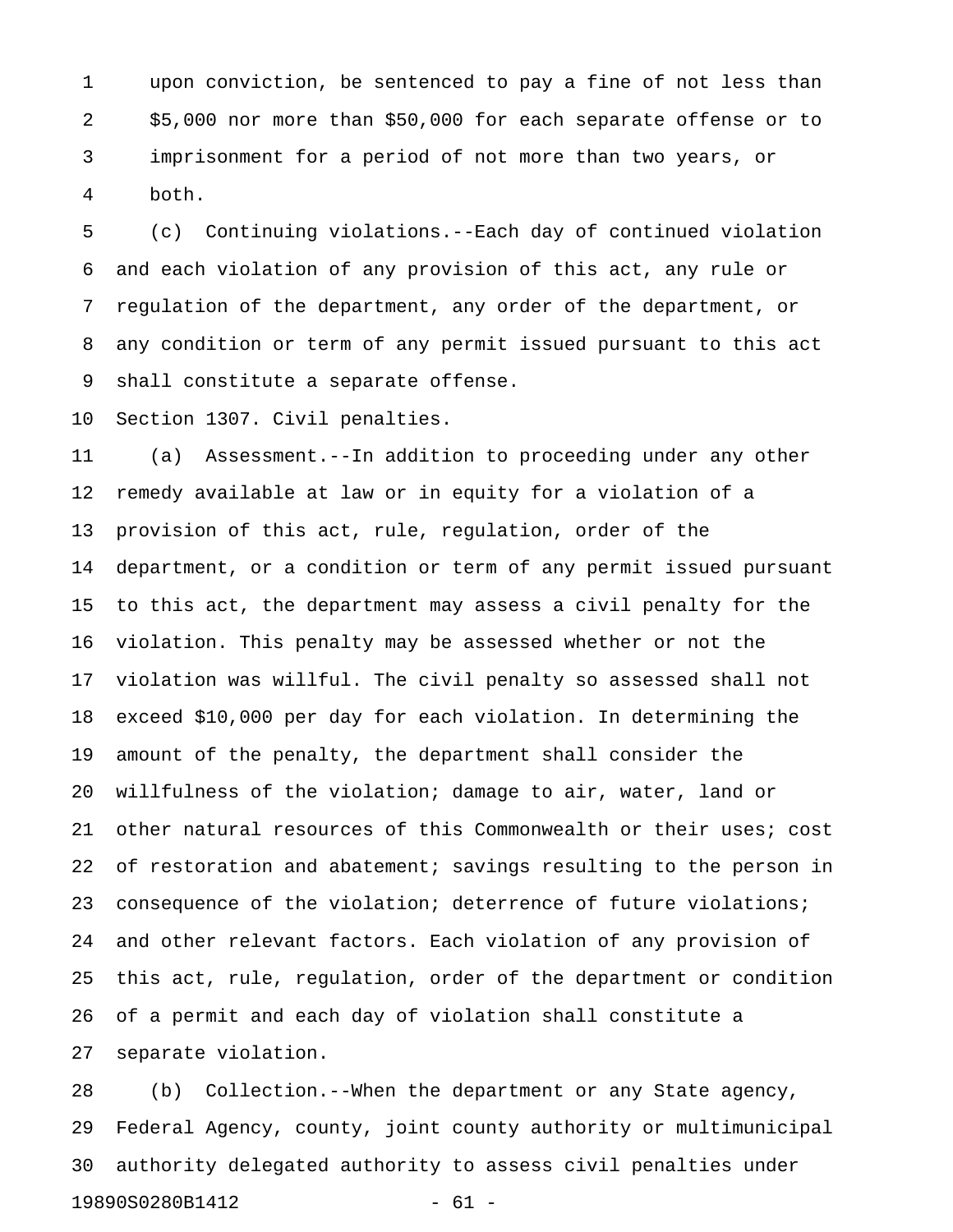upon conviction, be sentenced to pay a fine of not less than $5,000 nor more than $50,000 for each separate offense or to imprisonment for a period of not more than two years, or both.

(c) Continuing violations.--Each day of continued violation and each violation of any provision of this act, any rule or regulation of the department, any order of the department, or any condition or term of any permit issued pursuant to this act shall constitute a separate offense.

Section 1307. Civil penalties.

(a) Assessment.--In addition to proceeding under any other remedy available at law or in equity for a violation of a provision of this act, rule, regulation, order of the department, or a condition or term of any permit issued pursuant to this act, the department may assess a civil penalty for the violation. This penalty may be assessed whether or not the violation was willful. The civil penalty so assessed shall not exceed $10,000 per day for each violation. In determining the amount of the penalty, the department shall consider the willfulness of the violation; damage to air, water, land or other natural resources of this Commonwealth or their uses; cost of restoration and abatement; savings resulting to the person in consequence of the violation; deterrence of future violations; and other relevant factors. Each violation of any provision of this act, rule, regulation, order of the department or condition of a permit and each day of violation shall constitute a separate violation.

(b) Collection.--When the department or any State agency, Federal Agency, county, joint county authority or multimunicipal authority delegated authority to assess civil penalties under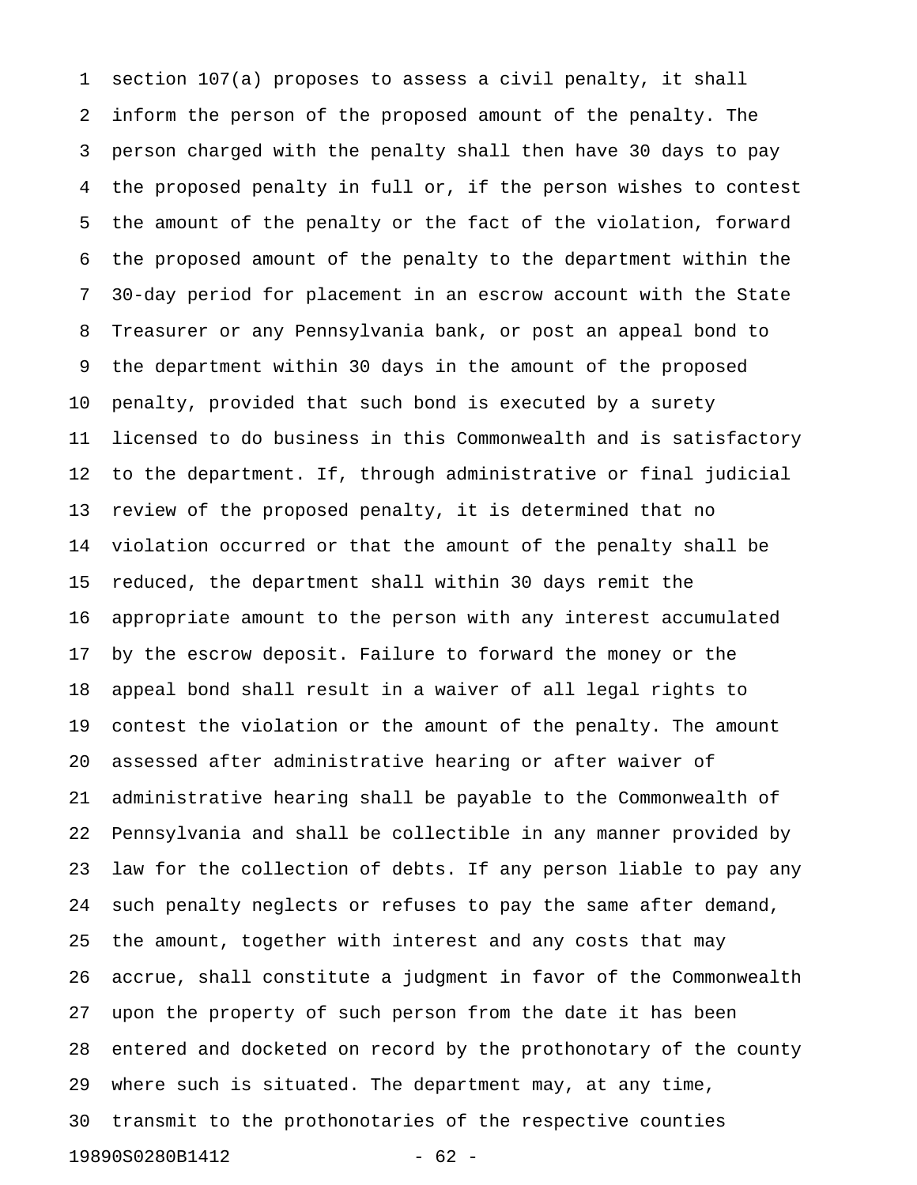section 107(a) proposes to assess a civil penalty, it shall inform the person of the proposed amount of the penalty. The person charged with the penalty shall then have 30 days to pay the proposed penalty in full or, if the person wishes to contest the amount of the penalty or the fact of the violation, forward the proposed amount of the penalty to the department within the 30-day period for placement in an escrow account with the State Treasurer or any Pennsylvania bank, or post an appeal bond to the department within 30 days in the amount of the proposed penalty, provided that such bond is executed by a surety licensed to do business in this Commonwealth and is satisfactory to the department. If, through administrative or final judicial review of the proposed penalty, it is determined that no violation occurred or that the amount of the penalty shall be reduced, the department shall within 30 days remit the appropriate amount to the person with any interest accumulated by the escrow deposit. Failure to forward the money or the appeal bond shall result in a waiver of all legal rights to contest the violation or the amount of the penalty. The amount assessed after administrative hearing or after waiver of administrative hearing shall be payable to the Commonwealth of Pennsylvania and shall be collectible in any manner provided by law for the collection of debts. If any person liable to pay any such penalty neglects or refuses to pay the same after demand, the amount, together with interest and any costs that may accrue, shall constitute a judgment in favor of the Commonwealth upon the property of such person from the date it has been entered and docketed on record by the prothonotary of the county where such is situated. The department may, at any time, transmit to the prothonotaries of the respective counties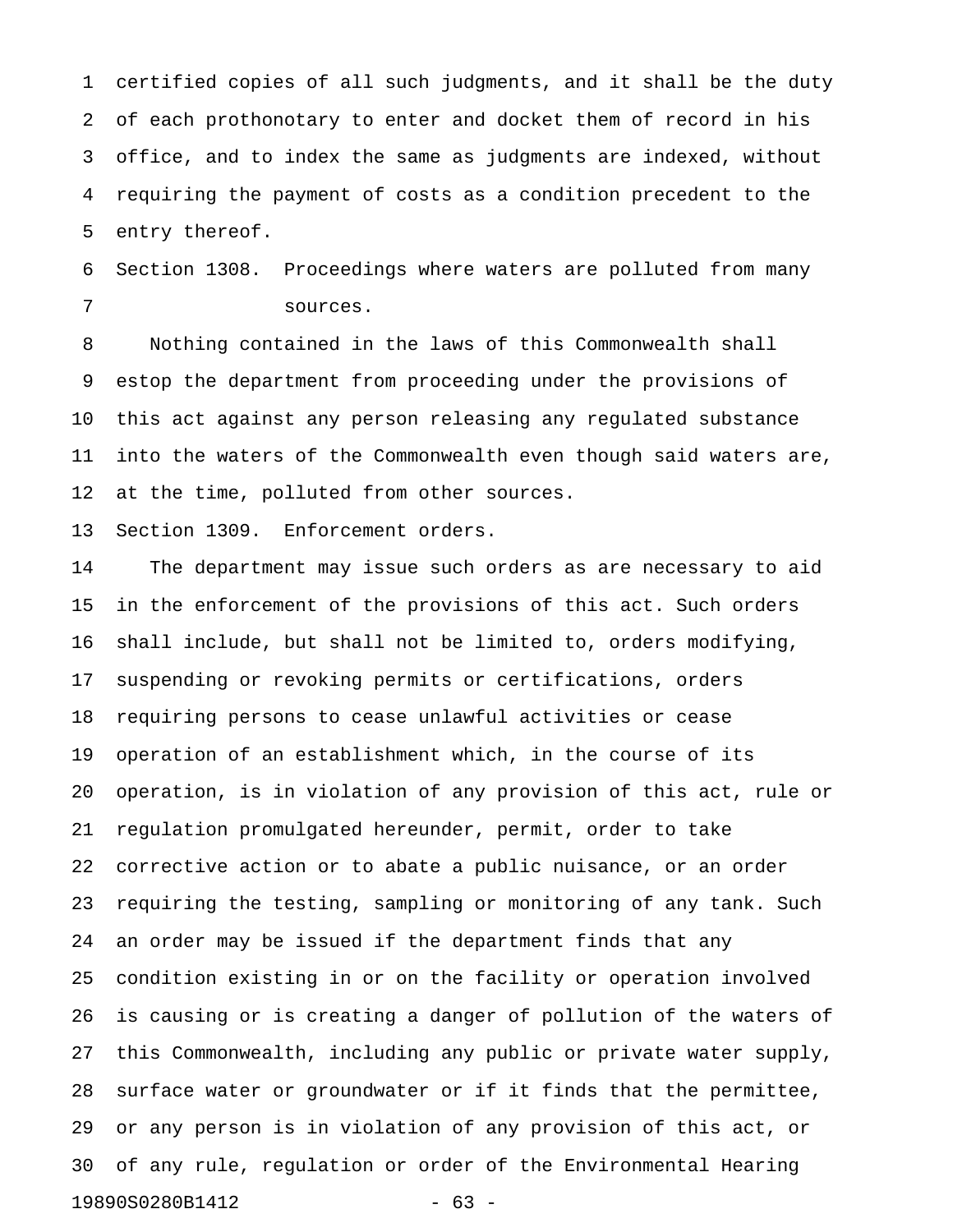certified copies of all such judgments, and it shall be the duty of each prothonotary to enter and docket them of record in his office, and to index the same as judgments are indexed, without requiring the payment of costs as a condition precedent to the entry thereof.

Section 1308. Proceedings where waters are polluted from many sources.

Nothing contained in the laws of this Commonwealth shall estop the department from proceeding under the provisions of this act against any person releasing any regulated substance into the waters of the Commonwealth even though said waters are, at the time, polluted from other sources.

Section 1309. Enforcement orders.

The department may issue such orders as are necessary to aid in the enforcement of the provisions of this act. Such orders shall include, but shall not be limited to, orders modifying, suspending or revoking permits or certifications, orders requiring persons to cease unlawful activities or cease operation of an establishment which, in the course of its operation, is in violation of any provision of this act, rule or regulation promulgated hereunder, permit, order to take corrective action or to abate a public nuisance, or an order requiring the testing, sampling or monitoring of any tank. Such an order may be issued if the department finds that any condition existing in or on the facility or operation involved is causing or is creating a danger of pollution of the waters of this Commonwealth, including any public or private water supply, surface water or groundwater or if it finds that the permittee, or any person is in violation of any provision of this act, or of any rule, regulation or order of the Environmental Hearing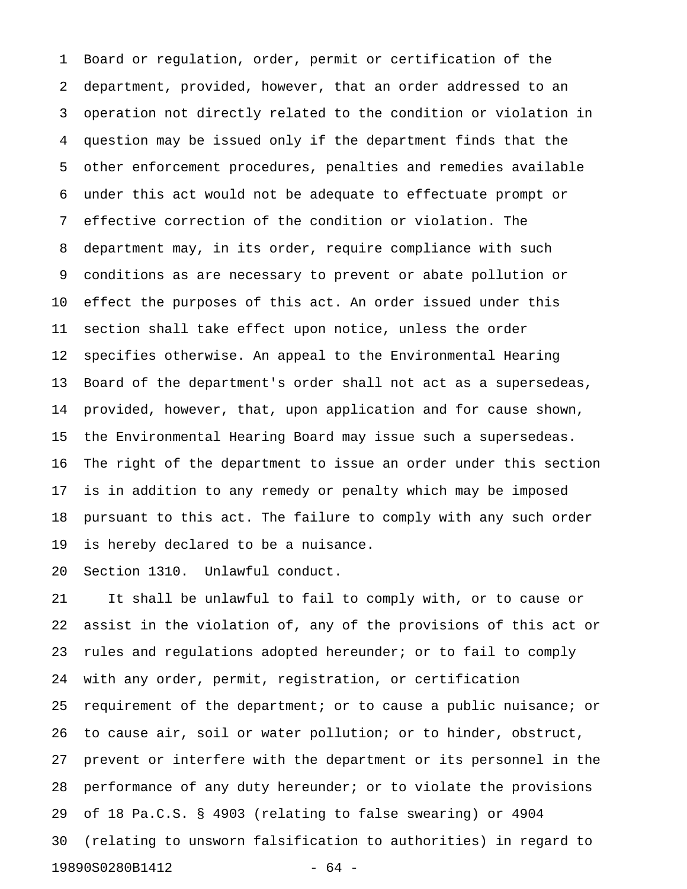Board or regulation, order, permit or certification of the department, provided, however, that an order addressed to an operation not directly related to the condition or violation in question may be issued only if the department finds that the other enforcement procedures, penalties and remedies available under this act would not be adequate to effectuate prompt or effective correction of the condition or violation. The department may, in its order, require compliance with such conditions as are necessary to prevent or abate pollution or effect the purposes of this act. An order issued under this section shall take effect upon notice, unless the order specifies otherwise. An appeal to the Environmental Hearing Board of the department's order shall not act as a supersedeas, provided, however, that, upon application and for cause shown, the Environmental Hearing Board may issue such a supersedeas. The right of the department to issue an order under this section is in addition to any remedy or penalty which may be imposed pursuant to this act. The failure to comply with any such order is hereby declared to be a nuisance.

Section 1310. Unlawful conduct.

It shall be unlawful to fail to comply with, or to cause or assist in the violation of, any of the provisions of this act or rules and regulations adopted hereunder; or to fail to comply with any order, permit, registration, or certification requirement of the department; or to cause a public nuisance; or to cause air, soil or water pollution; or to hinder, obstruct, prevent or interfere with the department or its personnel in the performance of any duty hereunder; or to violate the provisions of 18 Pa.C.S. § 4903 (relating to false swearing) or 4904 (relating to unsworn falsification to authorities) in regard to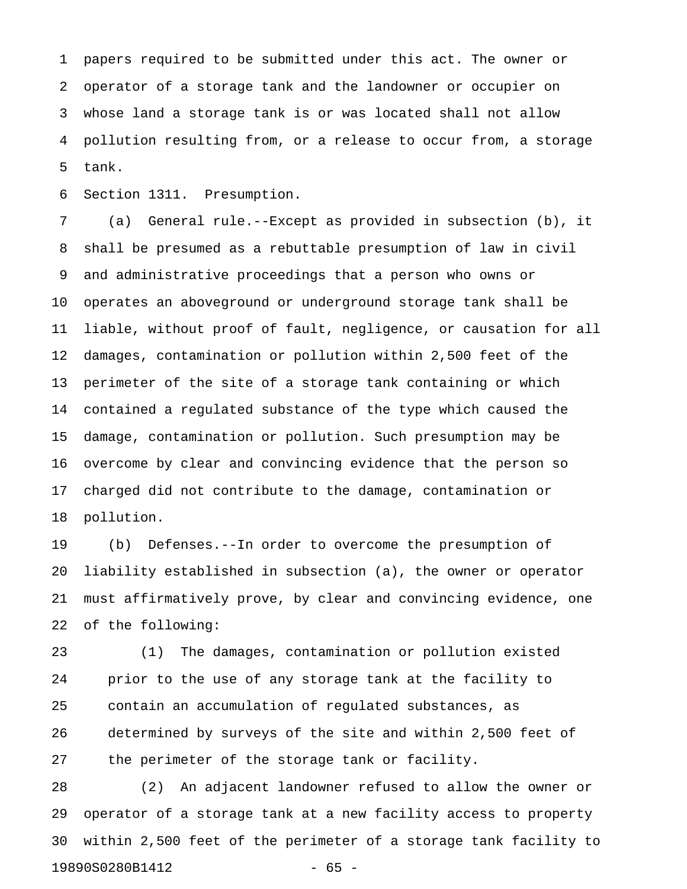papers required to be submitted under this act. The owner or operator of a storage tank and the landowner or occupier on whose land a storage tank is or was located shall not allow pollution resulting from, or a release to occur from, a storage tank.

Section 1311. Presumption.

(a) General rule.--Except as provided in subsection (b), it shall be presumed as a rebuttable presumption of law in civil and administrative proceedings that a person who owns or operates an aboveground or underground storage tank shall be liable, without proof of fault, negligence, or causation for all damages, contamination or pollution within 2,500 feet of the perimeter of the site of a storage tank containing or which contained a regulated substance of the type which caused the damage, contamination or pollution. Such presumption may be overcome by clear and convincing evidence that the person so charged did not contribute to the damage, contamination or pollution.

(b) Defenses.--In order to overcome the presumption of liability established in subsection (a), the owner or operator must affirmatively prove, by clear and convincing evidence, one of the following:

(1) The damages, contamination or pollution existed prior to the use of any storage tank at the facility to contain an accumulation of regulated substances, as determined by surveys of the site and within 2,500 feet of the perimeter of the storage tank or facility.

(2) An adjacent landowner refused to allow the owner or operator of a storage tank at a new facility access to property within 2,500 feet of the perimeter of a storage tank facility to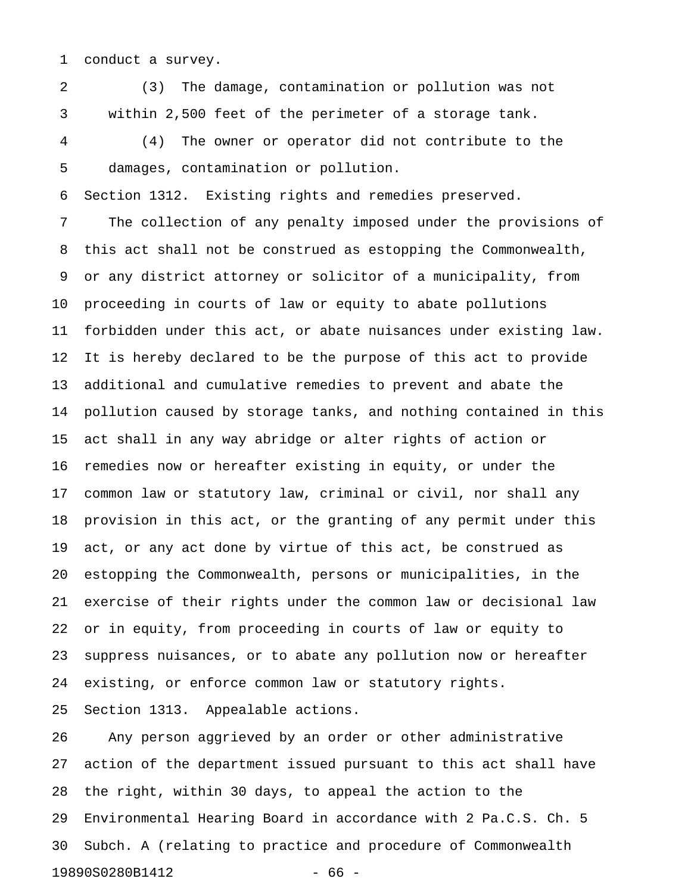conduct a survey.

(3) The damage, contamination or pollution was not within 2,500 feet of the perimeter of a storage tank.

(4) The owner or operator did not contribute to the damages, contamination or pollution.

Section 1312. Existing rights and remedies preserved.

The collection of any penalty imposed under the provisions of this act shall not be construed as estopping the Commonwealth, or any district attorney or solicitor of a municipality, from proceeding in courts of law or equity to abate pollutions forbidden under this act, or abate nuisances under existing law. It is hereby declared to be the purpose of this act to provide additional and cumulative remedies to prevent and abate the pollution caused by storage tanks, and nothing contained in this act shall in any way abridge or alter rights of action or remedies now or hereafter existing in equity, or under the common law or statutory law, criminal or civil, nor shall any provision in this act, or the granting of any permit under this act, or any act done by virtue of this act, be construed as estopping the Commonwealth, persons or municipalities, in the exercise of their rights under the common law or decisional law or in equity, from proceeding in courts of law or equity to suppress nuisances, or to abate any pollution now or hereafter existing, or enforce common law or statutory rights.

Section 1313. Appealable actions.

Any person aggrieved by an order or other administrative action of the department issued pursuant to this act shall have the right, within 30 days, to appeal the action to the Environmental Hearing Board in accordance with 2 Pa.C.S. Ch. 5 Subch. A (relating to practice and procedure of Commonwealth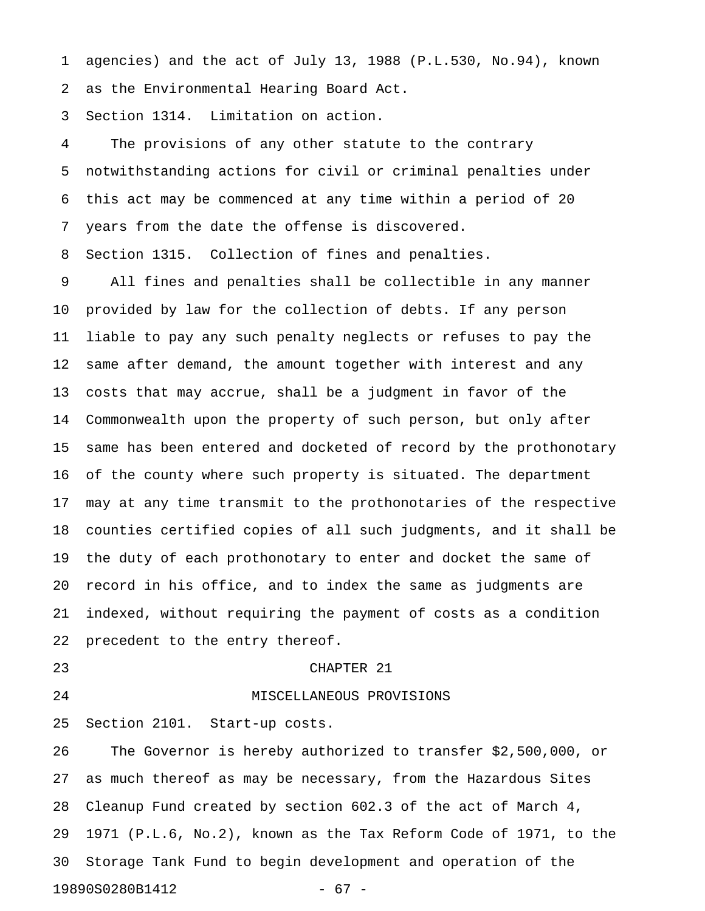agencies) and the act of July 13, 1988 (P.L.530, No.94), known as the Environmental Hearing Board Act.

Section 1314. Limitation on action.

The provisions of any other statute to the contrary notwithstanding actions for civil or criminal penalties under this act may be commenced at any time within a period of 20 years from the date the offense is discovered.

Section 1315. Collection of fines and penalties.

All fines and penalties shall be collectible in any manner provided by law for the collection of debts. If any person liable to pay any such penalty neglects or refuses to pay the same after demand, the amount together with interest and any costs that may accrue, shall be a judgment in favor of the Commonwealth upon the property of such person, but only after same has been entered and docketed of record by the prothonotary of the county where such property is situated. The department may at any time transmit to the prothonotaries of the respective counties certified copies of all such judgments, and it shall be the duty of each prothonotary to enter and docket the same of record in his office, and to index the same as judgments are indexed, without requiring the payment of costs as a condition precedent to the entry thereof.

## CHAPTER 21

## MISCELLANEOUS PROVISIONS

Section 2101. Start-up costs.

The Governor is hereby authorized to transfer $2,500,000, or as much thereof as may be necessary, from the Hazardous Sites Cleanup Fund created by section 602.3 of the act of March 4, 1971 (P.L.6, No.2), known as the Tax Reform Code of 1971, to the Storage Tank Fund to begin development and operation of the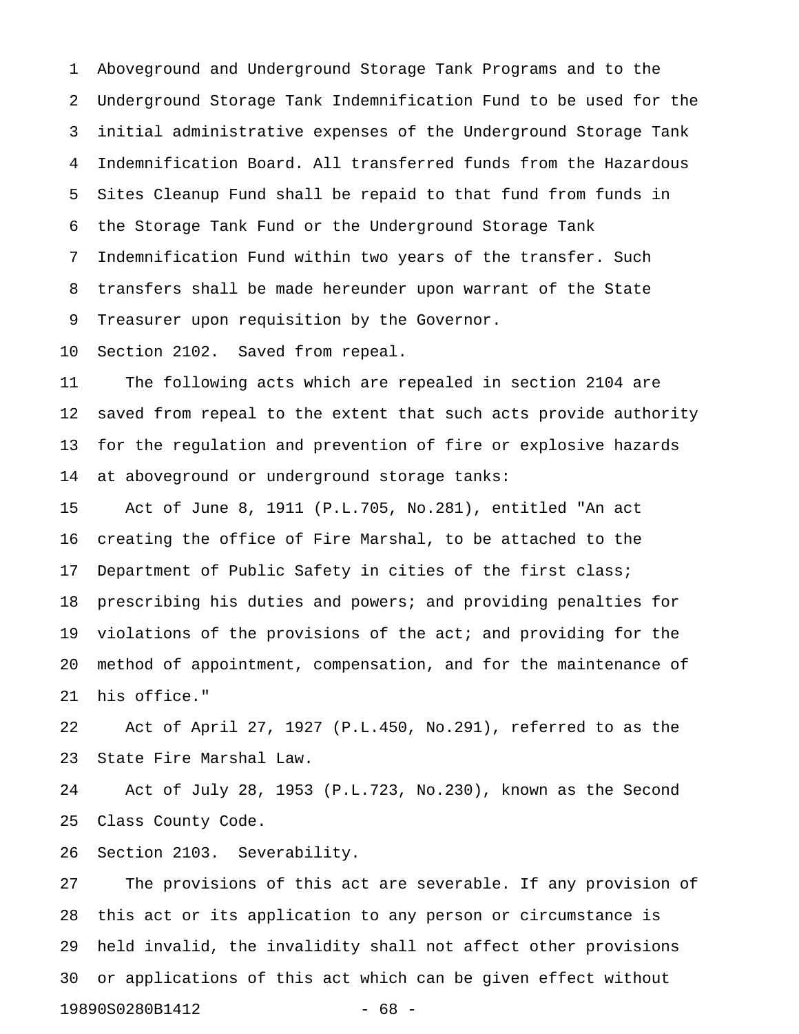Aboveground and Underground Storage Tank Programs and to the Underground Storage Tank Indemnification Fund to be used for the initial administrative expenses of the Underground Storage Tank Indemnification Board. All transferred funds from the Hazardous Sites Cleanup Fund shall be repaid to that fund from funds in the Storage Tank Fund or the Underground Storage Tank Indemnification Fund within two years of the transfer. Such transfers shall be made hereunder upon warrant of the State Treasurer upon requisition by the Governor.

Section 2102. Saved from repeal.

The following acts which are repealed in section 2104 are saved from repeal to the extent that such acts provide authority for the regulation and prevention of fire or explosive hazards at aboveground or underground storage tanks:

Act of June 8, 1911 (P.L.705, No.281), entitled "An act creating the office of Fire Marshal, to be attached to the Department of Public Safety in cities of the first class; prescribing his duties and powers; and providing penalties for violations of the provisions of the act; and providing for the method of appointment, compensation, and for the maintenance of his office."

Act of April 27, 1927 (P.L.450, No.291), referred to as the State Fire Marshal Law.

Act of July 28, 1953 (P.L.723, No.230), known as the Second Class County Code.

Section 2103. Severability.

The provisions of this act are severable. If any provision of this act or its application to any person or circumstance is held invalid, the invalidity shall not affect other provisions or applications of this act which can be given effect without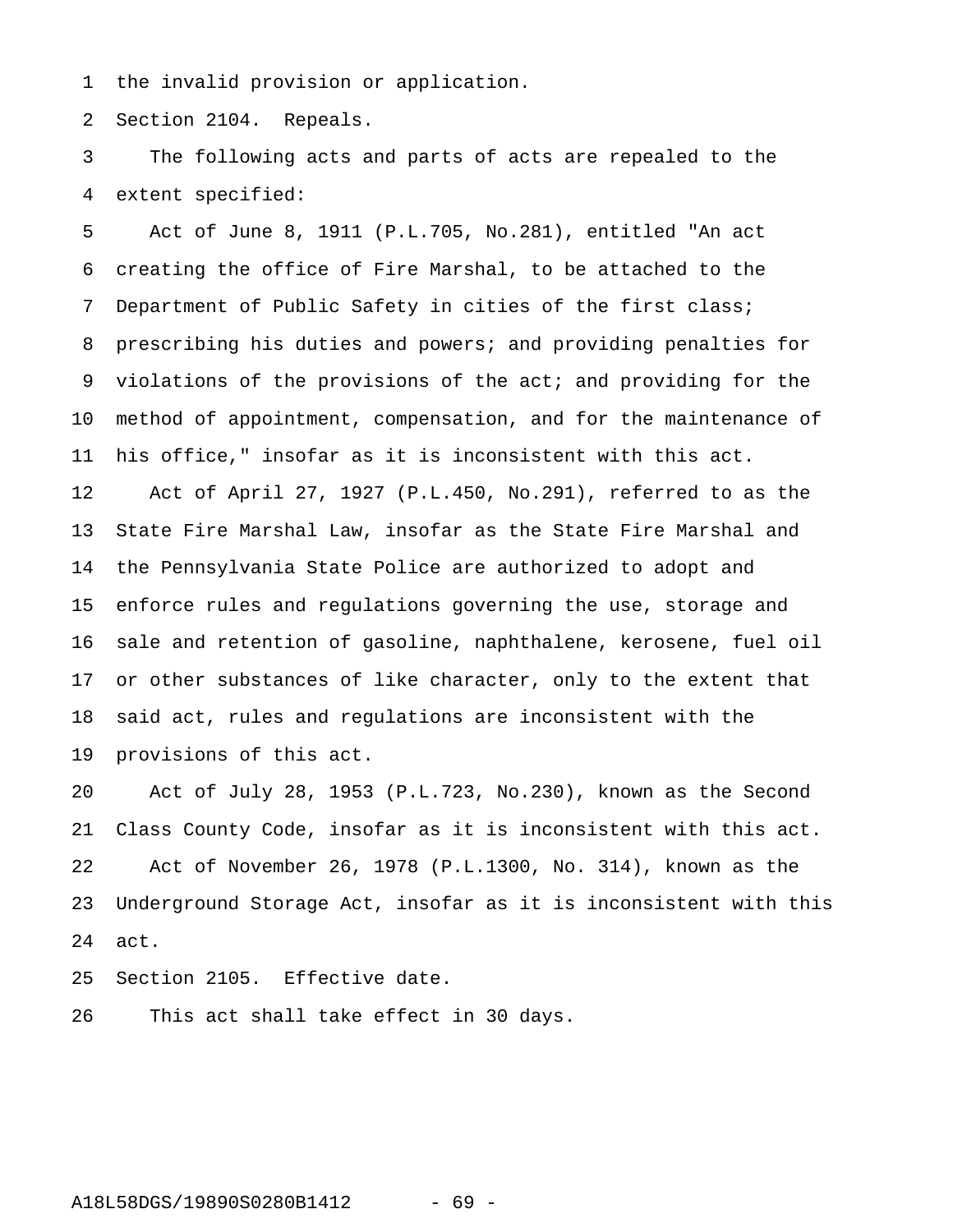the invalid provision or application.

Section 2104. Repeals.

The following acts and parts of acts are repealed to the extent specified:

Act of June 8, 1911 (P.L.705, No.281), entitled "An act creating the office of Fire Marshal, to be attached to the Department of Public Safety in cities of the first class; prescribing his duties and powers; and providing penalties for violations of the provisions of the act; and providing for the method of appointment, compensation, and for the maintenance of his office," insofar as it is inconsistent with this act.

Act of April 27, 1927 (P.L.450, No.291), referred to as the State Fire Marshal Law, insofar as the State Fire Marshal and the Pennsylvania State Police are authorized to adopt and enforce rules and regulations governing the use, storage and sale and retention of gasoline, naphthalene, kerosene, fuel oil or other substances of like character, only to the extent that said act, rules and regulations are inconsistent with the provisions of this act.

Act of July 28, 1953 (P.L.723, No.230), known as the Second Class County Code, insofar as it is inconsistent with this act.

Act of November 26, 1978 (P.L.1300, No. 314), known as the Underground Storage Act, insofar as it is inconsistent with this act.

Section 2105. Effective date.

This act shall take effect in 30 days.

A18L58DGS/19890S0280B1412